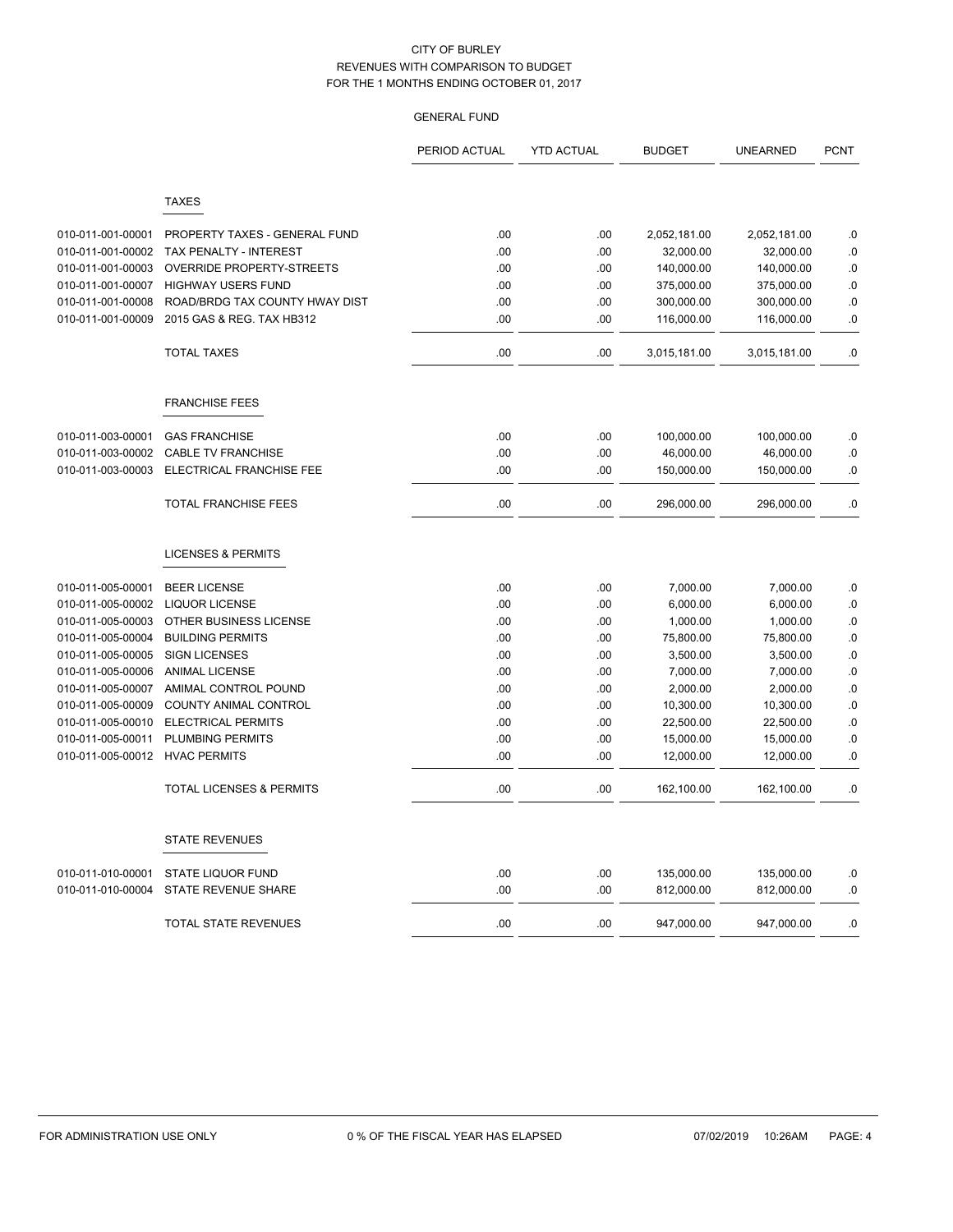# CITY OF BURLEY
## REVENUES WITH COMPARISON TO BUDGET
### FOR THE 1 MONTHS ENDING OCTOBER 01, 2017

#### GENERAL FUND

| | | PERIOD ACTUAL | YTD ACTUAL | BUDGET | UNEARNED | PCNT |
|---|---|---|---|---|---|---|
| | **TAXES** | | | | | |
| 010-011-001-00001 | PROPERTY TAXES - GENERAL FUND | .00 | .00 | 2,052,181.00 | 2,052,181.00 | .0 |
| 010-011-001-00002 | TAX PENALTY - INTEREST | .00 | .00 | 32,000.00 | 32,000.00 | .0 |
| 010-011-001-00003 | OVERRIDE PROPERTY-STREETS | .00 | .00 | 140,000.00 | 140,000.00 | .0 |
| 010-011-001-00007 | HIGHWAY USERS FUND | .00 | .00 | 375,000.00 | 375,000.00 | .0 |
| 010-011-001-00008 | ROAD/BRDG TAX COUNTY HWAY DIST | .00 | .00 | 300,000.00 | 300,000.00 | .0 |
| 010-011-001-00009 | 2015 GAS & REG. TAX HB312 | .00 | .00 | 116,000.00 | 116,000.00 | .0 |
| | TOTAL TAXES | .00 | .00 | 3,015,181.00 | 3,015,181.00 | .0 |
| | **FRANCHISE FEES** | | | | | |
| 010-011-003-00001 | GAS FRANCHISE | .00 | .00 | 100,000.00 | 100,000.00 | .0 |
| 010-011-003-00002 | CABLE TV FRANCHISE | .00 | .00 | 46,000.00 | 46,000.00 | .0 |
| 010-011-003-00003 | ELECTRICAL FRANCHISE FEE | .00 | .00 | 150,000.00 | 150,000.00 | .0 |
| | TOTAL FRANCHISE FEES | .00 | .00 | 296,000.00 | 296,000.00 | .0 |
| | **LICENSES & PERMITS** | | | | | |
| 010-011-005-00001 | BEER LICENSE | .00 | .00 | 7,000.00 | 7,000.00 | .0 |
| 010-011-005-00002 | LIQUOR LICENSE | .00 | .00 | 6,000.00 | 6,000.00 | .0 |
| 010-011-005-00003 | OTHER BUSINESS LICENSE | .00 | .00 | 1,000.00 | 1,000.00 | .0 |
| 010-011-005-00004 | BUILDING PERMITS | .00 | .00 | 75,800.00 | 75,800.00 | .0 |
| 010-011-005-00005 | SIGN LICENSES | .00 | .00 | 3,500.00 | 3,500.00 | .0 |
| 010-011-005-00006 | ANIMAL LICENSE | .00 | .00 | 7,000.00 | 7,000.00 | .0 |
| 010-011-005-00007 | AMIMAL CONTROL POUND | .00 | .00 | 2,000.00 | 2,000.00 | .0 |
| 010-011-005-00009 | COUNTY ANIMAL CONTROL | .00 | .00 | 10,300.00 | 10,300.00 | .0 |
| 010-011-005-00010 | ELECTRICAL PERMITS | .00 | .00 | 22,500.00 | 22,500.00 | .0 |
| 010-011-005-00011 | PLUMBING PERMITS | .00 | .00 | 15,000.00 | 15,000.00 | .0 |
| 010-011-005-00012 | HVAC PERMITS | .00 | .00 | 12,000.00 | 12,000.00 | .0 |
| | TOTAL LICENSES & PERMITS | .00 | .00 | 162,100.00 | 162,100.00 | .0 |
| | **STATE REVENUES** | | | | | |
| 010-011-010-00001 | STATE LIQUOR FUND | .00 | .00 | 135,000.00 | 135,000.00 | .0 |
| 010-011-010-00004 | STATE REVENUE SHARE | .00 | .00 | 812,000.00 | 812,000.00 | .0 |
| | TOTAL STATE REVENUES | .00 | .00 | 947,000.00 | 947,000.00 | .0 |

FOR ADMINISTRATION USE ONLY — 0 % OF THE FISCAL YEAR HAS ELAPSED — 07/02/2019 10:26AM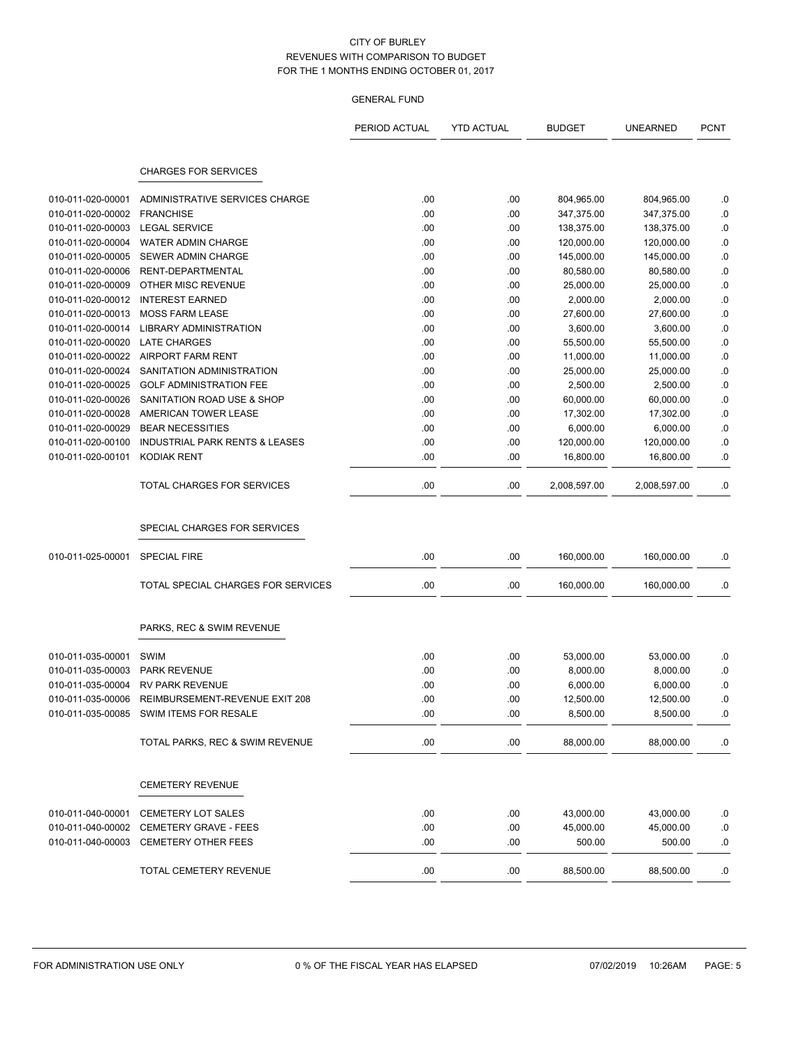CITY OF BURLEY
REVENUES WITH COMPARISON TO BUDGET
FOR THE 1 MONTHS ENDING OCTOBER 01, 2017

GENERAL FUND

| | | PERIOD ACTUAL | YTD ACTUAL | BUDGET | UNEARNED | PCNT |
|---|---|---|---|---|---|---|
| | **CHARGES FOR SERVICES** | | | | | |
| 010-011-020-00001 | ADMINISTRATIVE SERVICES CHARGE | .00 | .00 | 804,965.00 | 804,965.00 | .0 |
| 010-011-020-00002 | FRANCHISE | .00 | .00 | 347,375.00 | 347,375.00 | .0 |
| 010-011-020-00003 | LEGAL SERVICE | .00 | .00 | 138,375.00 | 138,375.00 | .0 |
| 010-011-020-00004 | WATER ADMIN CHARGE | .00 | .00 | 120,000.00 | 120,000.00 | .0 |
| 010-011-020-00005 | SEWER ADMIN CHARGE | .00 | .00 | 145,000.00 | 145,000.00 | .0 |
| 010-011-020-00006 | RENT-DEPARTMENTAL | .00 | .00 | 80,580.00 | 80,580.00 | .0 |
| 010-011-020-00009 | OTHER MISC REVENUE | .00 | .00 | 25,000.00 | 25,000.00 | .0 |
| 010-011-020-00012 | INTEREST EARNED | .00 | .00 | 2,000.00 | 2,000.00 | .0 |
| 010-011-020-00013 | MOSS FARM LEASE | .00 | .00 | 27,600.00 | 27,600.00 | .0 |
| 010-011-020-00014 | LIBRARY ADMINISTRATION | .00 | .00 | 3,600.00 | 3,600.00 | .0 |
| 010-011-020-00020 | LATE CHARGES | .00 | .00 | 55,500.00 | 55,500.00 | .0 |
| 010-011-020-00022 | AIRPORT FARM RENT | .00 | .00 | 11,000.00 | 11,000.00 | .0 |
| 010-011-020-00024 | SANITATION ADMINISTRATION | .00 | .00 | 25,000.00 | 25,000.00 | .0 |
| 010-011-020-00025 | GOLF ADMINISTRATION FEE | .00 | .00 | 2,500.00 | 2,500.00 | .0 |
| 010-011-020-00026 | SANITATION ROAD USE & SHOP | .00 | .00 | 60,000.00 | 60,000.00 | .0 |
| 010-011-020-00028 | AMERICAN TOWER LEASE | .00 | .00 | 17,302.00 | 17,302.00 | .0 |
| 010-011-020-00029 | BEAR NECESSITIES | .00 | .00 | 6,000.00 | 6,000.00 | .0 |
| 010-011-020-00100 | INDUSTRIAL PARK RENTS & LEASES | .00 | .00 | 120,000.00 | 120,000.00 | .0 |
| 010-011-020-00101 | KODIAK RENT | .00 | .00 | 16,800.00 | 16,800.00 | .0 |
| | TOTAL CHARGES FOR SERVICES | .00 | .00 | 2,008,597.00 | 2,008,597.00 | .0 |
| | **SPECIAL CHARGES FOR SERVICES** | | | | | |
| 010-011-025-00001 | SPECIAL FIRE | .00 | .00 | 160,000.00 | 160,000.00 | .0 |
| | TOTAL SPECIAL CHARGES FOR SERVICES | .00 | .00 | 160,000.00 | 160,000.00 | .0 |
| | **PARKS, REC & SWIM REVENUE** | | | | | |
| 010-011-035-00001 | SWIM | .00 | .00 | 53,000.00 | 53,000.00 | .0 |
| 010-011-035-00003 | PARK REVENUE | .00 | .00 | 8,000.00 | 8,000.00 | .0 |
| 010-011-035-00004 | RV PARK REVENUE | .00 | .00 | 6,000.00 | 6,000.00 | .0 |
| 010-011-035-00006 | REIMBURSEMENT-REVENUE EXIT 208 | .00 | .00 | 12,500.00 | 12,500.00 | .0 |
| 010-011-035-00085 | SWIM ITEMS FOR RESALE | .00 | .00 | 8,500.00 | 8,500.00 | .0 |
| | TOTAL PARKS, REC & SWIM REVENUE | .00 | .00 | 88,000.00 | 88,000.00 | .0 |
| | **CEMETERY REVENUE** | | | | | |
| 010-011-040-00001 | CEMETERY LOT SALES | .00 | .00 | 43,000.00 | 43,000.00 | .0 |
| 010-011-040-00002 | CEMETERY GRAVE - FEES | .00 | .00 | 45,000.00 | 45,000.00 | .0 |
| 010-011-040-00003 | CEMETERY OTHER FEES | .00 | .00 | 500.00 | 500.00 | .0 |
| | TOTAL CEMETERY REVENUE | .00 | .00 | 88,500.00 | 88,500.00 | .0 |

FOR ADMINISTRATION USE ONLY    0 % OF THE FISCAL YEAR HAS ELAPSED    07/02/2019 10:26AM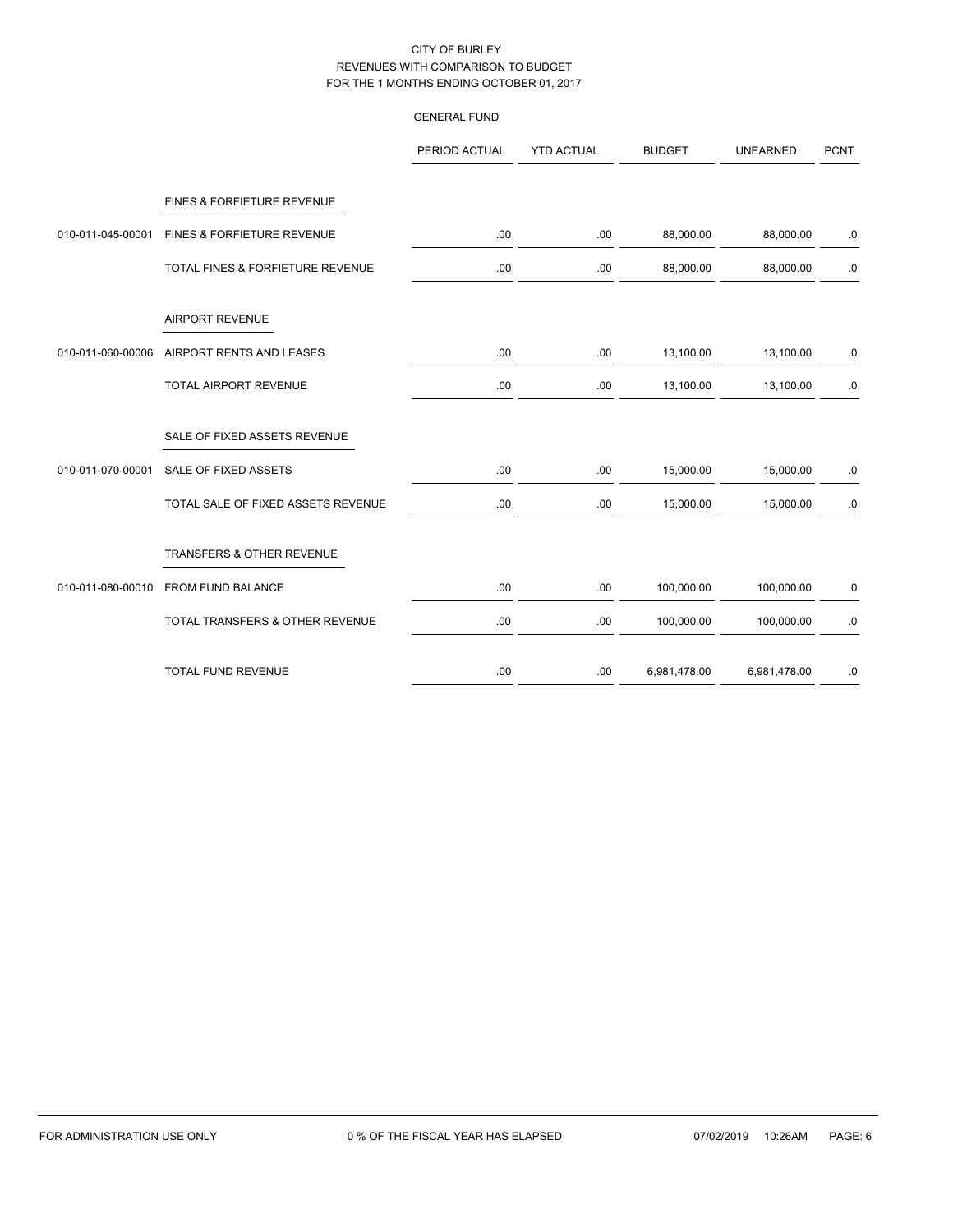CITY OF BURLEY
REVENUES WITH COMPARISON TO BUDGET
FOR THE 1 MONTHS ENDING OCTOBER 01, 2017

GENERAL FUND

| | | PERIOD ACTUAL | YTD ACTUAL | BUDGET | UNEARNED | PCNT |
|---|---|---|---|---|---|---|
| | FINES & FORFIETURE REVENUE | | | | | |
| 010-011-045-00001 | FINES & FORFIETURE REVENUE | .00 | .00 | 88,000.00 | 88,000.00 | .0 |
| | TOTAL FINES & FORFIETURE REVENUE | .00 | .00 | 88,000.00 | 88,000.00 | .0 |
| | AIRPORT REVENUE | | | | | |
| 010-011-060-00006 | AIRPORT RENTS AND LEASES | .00 | .00 | 13,100.00 | 13,100.00 | .0 |
| | TOTAL AIRPORT REVENUE | .00 | .00 | 13,100.00 | 13,100.00 | .0 |
| | SALE OF FIXED ASSETS REVENUE | | | | | |
| 010-011-070-00001 | SALE OF FIXED ASSETS | .00 | .00 | 15,000.00 | 15,000.00 | .0 |
| | TOTAL SALE OF FIXED ASSETS REVENUE | .00 | .00 | 15,000.00 | 15,000.00 | .0 |
| | TRANSFERS & OTHER REVENUE | | | | | |
| 010-011-080-00010 | FROM FUND BALANCE | .00 | .00 | 100,000.00 | 100,000.00 | .0 |
| | TOTAL TRANSFERS & OTHER REVENUE | .00 | .00 | 100,000.00 | 100,000.00 | .0 |
| | TOTAL FUND REVENUE | .00 | .00 | 6,981,478.00 | 6,981,478.00 | .0 |

FOR ADMINISTRATION USE ONLY 0 % OF THE FISCAL YEAR HAS ELAPSED 07/02/2019 10:26AM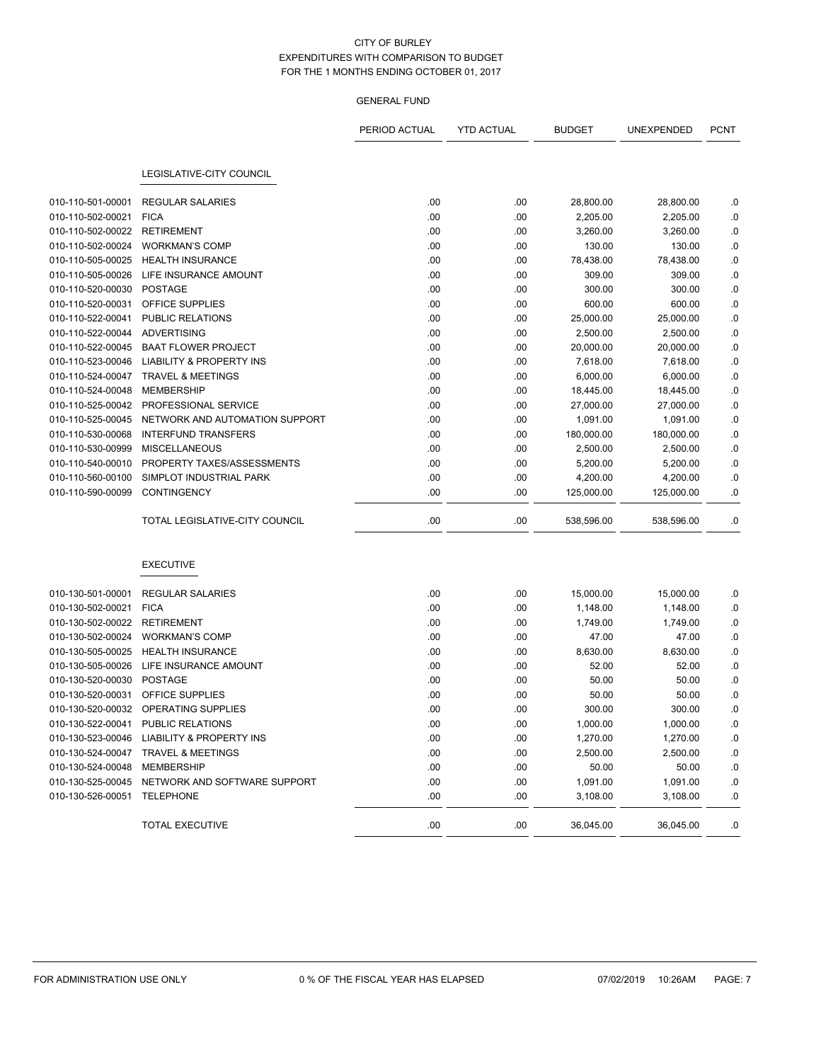CITY OF BURLEY
EXPENDITURES WITH COMPARISON TO BUDGET
FOR THE 1 MONTHS ENDING OCTOBER 01, 2017

GENERAL FUND

| | | PERIOD ACTUAL | YTD ACTUAL | BUDGET | UNEXPENDED | PCNT |
|---|---|---|---|---|---|---|
| | **LEGISLATIVE-CITY COUNCIL** | | | | | |
| 010-110-501-00001 | REGULAR SALARIES | .00 | .00 | 28,800.00 | 28,800.00 | .0 |
| 010-110-502-00021 | FICA | .00 | .00 | 2,205.00 | 2,205.00 | .0 |
| 010-110-502-00022 | RETIREMENT | .00 | .00 | 3,260.00 | 3,260.00 | .0 |
| 010-110-502-00024 | WORKMAN'S COMP | .00 | .00 | 130.00 | 130.00 | .0 |
| 010-110-505-00025 | HEALTH INSURANCE | .00 | .00 | 78,438.00 | 78,438.00 | .0 |
| 010-110-505-00026 | LIFE INSURANCE AMOUNT | .00 | .00 | 309.00 | 309.00 | .0 |
| 010-110-520-00030 | POSTAGE | .00 | .00 | 300.00 | 300.00 | .0 |
| 010-110-520-00031 | OFFICE SUPPLIES | .00 | .00 | 600.00 | 600.00 | .0 |
| 010-110-522-00041 | PUBLIC RELATIONS | .00 | .00 | 25,000.00 | 25,000.00 | .0 |
| 010-110-522-00044 | ADVERTISING | .00 | .00 | 2,500.00 | 2,500.00 | .0 |
| 010-110-522-00045 | BAAT FLOWER PROJECT | .00 | .00 | 20,000.00 | 20,000.00 | .0 |
| 010-110-523-00046 | LIABILITY & PROPERTY INS | .00 | .00 | 7,618.00 | 7,618.00 | .0 |
| 010-110-524-00047 | TRAVEL & MEETINGS | .00 | .00 | 6,000.00 | 6,000.00 | .0 |
| 010-110-524-00048 | MEMBERSHIP | .00 | .00 | 18,445.00 | 18,445.00 | .0 |
| 010-110-525-00042 | PROFESSIONAL SERVICE | .00 | .00 | 27,000.00 | 27,000.00 | .0 |
| 010-110-525-00045 | NETWORK AND AUTOMATION SUPPORT | .00 | .00 | 1,091.00 | 1,091.00 | .0 |
| 010-110-530-00068 | INTERFUND TRANSFERS | .00 | .00 | 180,000.00 | 180,000.00 | .0 |
| 010-110-530-00999 | MISCELLANEOUS | .00 | .00 | 2,500.00 | 2,500.00 | .0 |
| 010-110-540-00010 | PROPERTY TAXES/ASSESSMENTS | .00 | .00 | 5,200.00 | 5,200.00 | .0 |
| 010-110-560-00100 | SIMPLOT INDUSTRIAL PARK | .00 | .00 | 4,200.00 | 4,200.00 | .0 |
| 010-110-590-00099 | CONTINGENCY | .00 | .00 | 125,000.00 | 125,000.00 | .0 |
| | TOTAL LEGISLATIVE-CITY COUNCIL | .00 | .00 | 538,596.00 | 538,596.00 | .0 |
| | **EXECUTIVE** | | | | | |
| 010-130-501-00001 | REGULAR SALARIES | .00 | .00 | 15,000.00 | 15,000.00 | .0 |
| 010-130-502-00021 | FICA | .00 | .00 | 1,148.00 | 1,148.00 | .0 |
| 010-130-502-00022 | RETIREMENT | .00 | .00 | 1,749.00 | 1,749.00 | .0 |
| 010-130-502-00024 | WORKMAN'S COMP | .00 | .00 | 47.00 | 47.00 | .0 |
| 010-130-505-00025 | HEALTH INSURANCE | .00 | .00 | 8,630.00 | 8,630.00 | .0 |
| 010-130-505-00026 | LIFE INSURANCE AMOUNT | .00 | .00 | 52.00 | 52.00 | .0 |
| 010-130-520-00030 | POSTAGE | .00 | .00 | 50.00 | 50.00 | .0 |
| 010-130-520-00031 | OFFICE SUPPLIES | .00 | .00 | 50.00 | 50.00 | .0 |
| 010-130-520-00032 | OPERATING SUPPLIES | .00 | .00 | 300.00 | 300.00 | .0 |
| 010-130-522-00041 | PUBLIC RELATIONS | .00 | .00 | 1,000.00 | 1,000.00 | .0 |
| 010-130-523-00046 | LIABILITY & PROPERTY INS | .00 | .00 | 1,270.00 | 1,270.00 | .0 |
| 010-130-524-00047 | TRAVEL & MEETINGS | .00 | .00 | 2,500.00 | 2,500.00 | .0 |
| 010-130-524-00048 | MEMBERSHIP | .00 | .00 | 50.00 | 50.00 | .0 |
| 010-130-525-00045 | NETWORK AND SOFTWARE SUPPORT | .00 | .00 | 1,091.00 | 1,091.00 | .0 |
| 010-130-526-00051 | TELEPHONE | .00 | .00 | 3,108.00 | 3,108.00 | .0 |
| | TOTAL EXECUTIVE | .00 | .00 | 36,045.00 | 36,045.00 | .0 |

FOR ADMINISTRATION USE ONLY    0 % OF THE FISCAL YEAR HAS ELAPSED    07/02/2019 10:26AM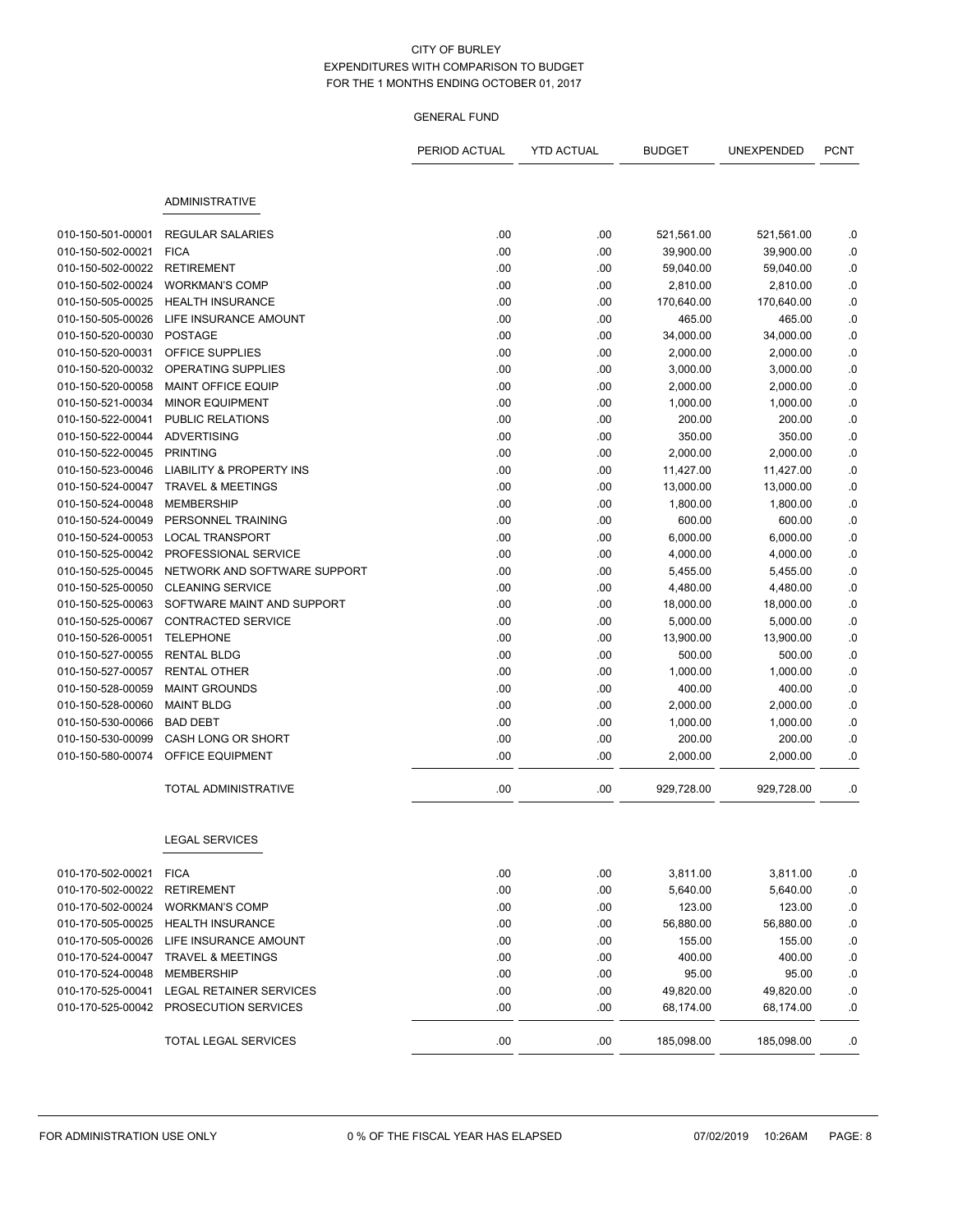CITY OF BURLEY
EXPENDITURES WITH COMPARISON TO BUDGET
FOR THE 1 MONTHS ENDING OCTOBER 01, 2017

GENERAL FUND

| | | PERIOD ACTUAL | YTD ACTUAL | BUDGET | UNEXPENDED | PCNT |
|---|---|---|---|---|---|---|
| | **ADMINISTRATIVE** | | | | | |
| 010-150-501-00001 | REGULAR SALARIES | .00 | .00 | 521,561.00 | 521,561.00 | .0 |
| 010-150-502-00021 | FICA | .00 | .00 | 39,900.00 | 39,900.00 | .0 |
| 010-150-502-00022 | RETIREMENT | .00 | .00 | 59,040.00 | 59,040.00 | .0 |
| 010-150-502-00024 | WORKMAN'S COMP | .00 | .00 | 2,810.00 | 2,810.00 | .0 |
| 010-150-505-00025 | HEALTH INSURANCE | .00 | .00 | 170,640.00 | 170,640.00 | .0 |
| 010-150-505-00026 | LIFE INSURANCE AMOUNT | .00 | .00 | 465.00 | 465.00 | .0 |
| 010-150-520-00030 | POSTAGE | .00 | .00 | 34,000.00 | 34,000.00 | .0 |
| 010-150-520-00031 | OFFICE SUPPLIES | .00 | .00 | 2,000.00 | 2,000.00 | .0 |
| 010-150-520-00032 | OPERATING SUPPLIES | .00 | .00 | 3,000.00 | 3,000.00 | .0 |
| 010-150-520-00058 | MAINT OFFICE EQUIP | .00 | .00 | 2,000.00 | 2,000.00 | .0 |
| 010-150-521-00034 | MINOR EQUIPMENT | .00 | .00 | 1,000.00 | 1,000.00 | .0 |
| 010-150-522-00041 | PUBLIC RELATIONS | .00 | .00 | 200.00 | 200.00 | .0 |
| 010-150-522-00044 | ADVERTISING | .00 | .00 | 350.00 | 350.00 | .0 |
| 010-150-522-00045 | PRINTING | .00 | .00 | 2,000.00 | 2,000.00 | .0 |
| 010-150-523-00046 | LIABILITY & PROPERTY INS | .00 | .00 | 11,427.00 | 11,427.00 | .0 |
| 010-150-524-00047 | TRAVEL & MEETINGS | .00 | .00 | 13,000.00 | 13,000.00 | .0 |
| 010-150-524-00048 | MEMBERSHIP | .00 | .00 | 1,800.00 | 1,800.00 | .0 |
| 010-150-524-00049 | PERSONNEL TRAINING | .00 | .00 | 600.00 | 600.00 | .0 |
| 010-150-524-00053 | LOCAL TRANSPORT | .00 | .00 | 6,000.00 | 6,000.00 | .0 |
| 010-150-525-00042 | PROFESSIONAL SERVICE | .00 | .00 | 4,000.00 | 4,000.00 | .0 |
| 010-150-525-00045 | NETWORK AND SOFTWARE SUPPORT | .00 | .00 | 5,455.00 | 5,455.00 | .0 |
| 010-150-525-00050 | CLEANING SERVICE | .00 | .00 | 4,480.00 | 4,480.00 | .0 |
| 010-150-525-00063 | SOFTWARE MAINT AND SUPPORT | .00 | .00 | 18,000.00 | 18,000.00 | .0 |
| 010-150-525-00067 | CONTRACTED SERVICE | .00 | .00 | 5,000.00 | 5,000.00 | .0 |
| 010-150-526-00051 | TELEPHONE | .00 | .00 | 13,900.00 | 13,900.00 | .0 |
| 010-150-527-00055 | RENTAL BLDG | .00 | .00 | 500.00 | 500.00 | .0 |
| 010-150-527-00057 | RENTAL OTHER | .00 | .00 | 1,000.00 | 1,000.00 | .0 |
| 010-150-528-00059 | MAINT GROUNDS | .00 | .00 | 400.00 | 400.00 | .0 |
| 010-150-528-00060 | MAINT BLDG | .00 | .00 | 2,000.00 | 2,000.00 | .0 |
| 010-150-530-00066 | BAD DEBT | .00 | .00 | 1,000.00 | 1,000.00 | .0 |
| 010-150-530-00099 | CASH LONG OR SHORT | .00 | .00 | 200.00 | 200.00 | .0 |
| 010-150-580-00074 | OFFICE EQUIPMENT | .00 | .00 | 2,000.00 | 2,000.00 | .0 |
| | TOTAL ADMINISTRATIVE | .00 | .00 | 929,728.00 | 929,728.00 | .0 |
| | **LEGAL SERVICES** | | | | | |
| 010-170-502-00021 | FICA | .00 | .00 | 3,811.00 | 3,811.00 | .0 |
| 010-170-502-00022 | RETIREMENT | .00 | .00 | 5,640.00 | 5,640.00 | .0 |
| 010-170-502-00024 | WORKMAN'S COMP | .00 | .00 | 123.00 | 123.00 | .0 |
| 010-170-505-00025 | HEALTH INSURANCE | .00 | .00 | 56,880.00 | 56,880.00 | .0 |
| 010-170-505-00026 | LIFE INSURANCE AMOUNT | .00 | .00 | 155.00 | 155.00 | .0 |
| 010-170-524-00047 | TRAVEL & MEETINGS | .00 | .00 | 400.00 | 400.00 | .0 |
| 010-170-524-00048 | MEMBERSHIP | .00 | .00 | 95.00 | 95.00 | .0 |
| 010-170-525-00041 | LEGAL RETAINER SERVICES | .00 | .00 | 49,820.00 | 49,820.00 | .0 |
| 010-170-525-00042 | PROSECUTION SERVICES | .00 | .00 | 68,174.00 | 68,174.00 | .0 |
| | TOTAL LEGAL SERVICES | .00 | .00 | 185,098.00 | 185,098.00 | .0 |

FOR ADMINISTRATION USE ONLY 0 % OF THE FISCAL YEAR HAS ELAPSED 07/02/2019 10:26AM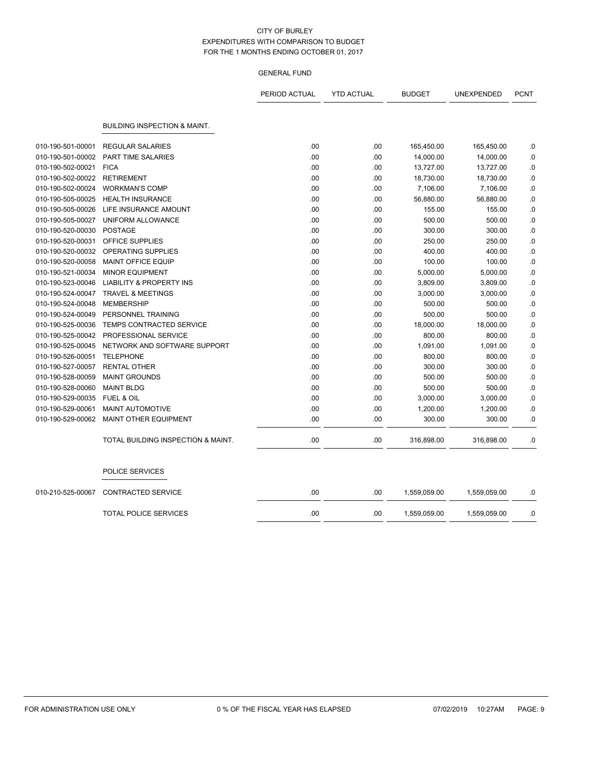CITY OF BURLEY
EXPENDITURES WITH COMPARISON TO BUDGET
FOR THE 1 MONTHS ENDING OCTOBER 01, 2017

GENERAL FUND

| | | PERIOD ACTUAL | YTD ACTUAL | BUDGET | UNEXPENDED | PCNT |
|---|---|---|---|---|---|---|
| | **BUILDING INSPECTION & MAINT.** | | | | | |
| 010-190-501-00001 | REGULAR SALARIES | .00 | .00 | 165,450.00 | 165,450.00 | .0 |
| 010-190-501-00002 | PART TIME SALARIES | .00 | .00 | 14,000.00 | 14,000.00 | .0 |
| 010-190-502-00021 | FICA | .00 | .00 | 13,727.00 | 13,727.00 | .0 |
| 010-190-502-00022 | RETIREMENT | .00 | .00 | 18,730.00 | 18,730.00 | .0 |
| 010-190-502-00024 | WORKMAN'S COMP | .00 | .00 | 7,106.00 | 7,106.00 | .0 |
| 010-190-505-00025 | HEALTH INSURANCE | .00 | .00 | 56,880.00 | 56,880.00 | .0 |
| 010-190-505-00026 | LIFE INSURANCE AMOUNT | .00 | .00 | 155.00 | 155.00 | .0 |
| 010-190-505-00027 | UNIFORM ALLOWANCE | .00 | .00 | 500.00 | 500.00 | .0 |
| 010-190-520-00030 | POSTAGE | .00 | .00 | 300.00 | 300.00 | .0 |
| 010-190-520-00031 | OFFICE SUPPLIES | .00 | .00 | 250.00 | 250.00 | .0 |
| 010-190-520-00032 | OPERATING SUPPLIES | .00 | .00 | 400.00 | 400.00 | .0 |
| 010-190-520-00058 | MAINT OFFICE EQUIP | .00 | .00 | 100.00 | 100.00 | .0 |
| 010-190-521-00034 | MINOR EQUIPMENT | .00 | .00 | 5,000.00 | 5,000.00 | .0 |
| 010-190-523-00046 | LIABILITY & PROPERTY INS | .00 | .00 | 3,809.00 | 3,809.00 | .0 |
| 010-190-524-00047 | TRAVEL & MEETINGS | .00 | .00 | 3,000.00 | 3,000.00 | .0 |
| 010-190-524-00048 | MEMBERSHIP | .00 | .00 | 500.00 | 500.00 | .0 |
| 010-190-524-00049 | PERSONNEL TRAINING | .00 | .00 | 500.00 | 500.00 | .0 |
| 010-190-525-00036 | TEMPS CONTRACTED SERVICE | .00 | .00 | 18,000.00 | 18,000.00 | .0 |
| 010-190-525-00042 | PROFESSIONAL SERVICE | .00 | .00 | 800.00 | 800.00 | .0 |
| 010-190-525-00045 | NETWORK AND SOFTWARE SUPPORT | .00 | .00 | 1,091.00 | 1,091.00 | .0 |
| 010-190-526-00051 | TELEPHONE | .00 | .00 | 800.00 | 800.00 | .0 |
| 010-190-527-00057 | RENTAL OTHER | .00 | .00 | 300.00 | 300.00 | .0 |
| 010-190-528-00059 | MAINT GROUNDS | .00 | .00 | 500.00 | 500.00 | .0 |
| 010-190-528-00060 | MAINT BLDG | .00 | .00 | 500.00 | 500.00 | .0 |
| 010-190-529-00035 | FUEL & OIL | .00 | .00 | 3,000.00 | 3,000.00 | .0 |
| 010-190-529-00061 | MAINT AUTOMOTIVE | .00 | .00 | 1,200.00 | 1,200.00 | .0 |
| 010-190-529-00062 | MAINT OTHER EQUIPMENT | .00 | .00 | 300.00 | 300.00 | .0 |
| | TOTAL BUILDING INSPECTION & MAINT. | .00 | .00 | 316,898.00 | 316,898.00 | .0 |
| | **POLICE SERVICES** | | | | | |
| 010-210-525-00067 | CONTRACTED SERVICE | .00 | .00 | 1,559,059.00 | 1,559,059.00 | .0 |
| | TOTAL POLICE SERVICES | .00 | .00 | 1,559,059.00 | 1,559,059.00 | .0 |

FOR ADMINISTRATION USE ONLY    0 % OF THE FISCAL YEAR HAS ELAPSED    07/02/2019 10:27AM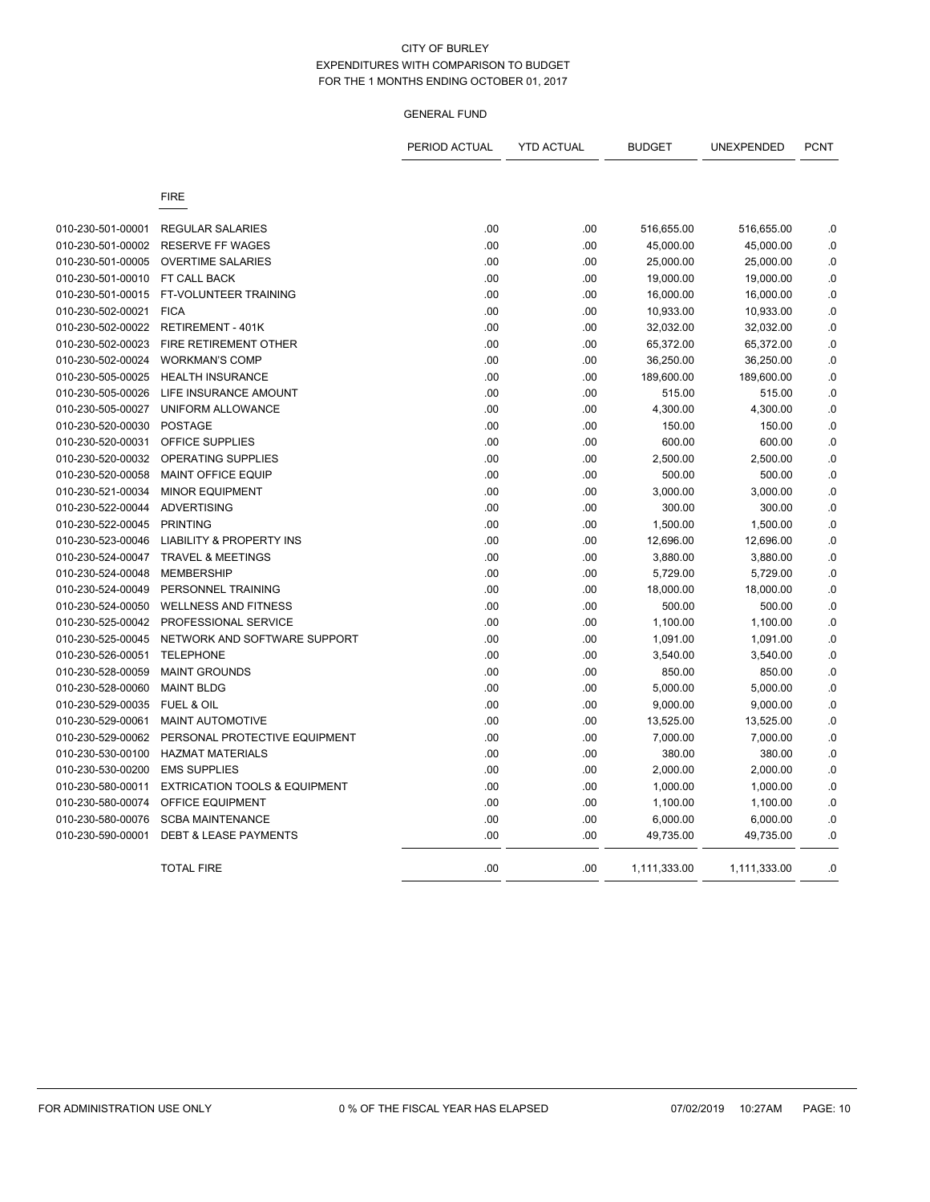CITY OF BURLEY
EXPENDITURES WITH COMPARISON TO BUDGET
FOR THE 1 MONTHS ENDING OCTOBER 01, 2017

GENERAL FUND

| | | PERIOD ACTUAL | YTD ACTUAL | BUDGET | UNEXPENDED | PCNT |
|---|---|---|---|---|---|---|
| | FIRE | | | | | |
| 010-230-501-00001 | REGULAR SALARIES | .00 | .00 | 516,655.00 | 516,655.00 | .0 |
| 010-230-501-00002 | RESERVE FF WAGES | .00 | .00 | 45,000.00 | 45,000.00 | .0 |
| 010-230-501-00005 | OVERTIME SALARIES | .00 | .00 | 25,000.00 | 25,000.00 | .0 |
| 010-230-501-00010 | FT CALL BACK | .00 | .00 | 19,000.00 | 19,000.00 | .0 |
| 010-230-501-00015 | FT-VOLUNTEER TRAINING | .00 | .00 | 16,000.00 | 16,000.00 | .0 |
| 010-230-502-00021 | FICA | .00 | .00 | 10,933.00 | 10,933.00 | .0 |
| 010-230-502-00022 | RETIREMENT - 401K | .00 | .00 | 32,032.00 | 32,032.00 | .0 |
| 010-230-502-00023 | FIRE RETIREMENT OTHER | .00 | .00 | 65,372.00 | 65,372.00 | .0 |
| 010-230-502-00024 | WORKMAN'S COMP | .00 | .00 | 36,250.00 | 36,250.00 | .0 |
| 010-230-505-00025 | HEALTH INSURANCE | .00 | .00 | 189,600.00 | 189,600.00 | .0 |
| 010-230-505-00026 | LIFE INSURANCE AMOUNT | .00 | .00 | 515.00 | 515.00 | .0 |
| 010-230-505-00027 | UNIFORM ALLOWANCE | .00 | .00 | 4,300.00 | 4,300.00 | .0 |
| 010-230-520-00030 | POSTAGE | .00 | .00 | 150.00 | 150.00 | .0 |
| 010-230-520-00031 | OFFICE SUPPLIES | .00 | .00 | 600.00 | 600.00 | .0 |
| 010-230-520-00032 | OPERATING SUPPLIES | .00 | .00 | 2,500.00 | 2,500.00 | .0 |
| 010-230-520-00058 | MAINT OFFICE EQUIP | .00 | .00 | 500.00 | 500.00 | .0 |
| 010-230-521-00034 | MINOR EQUIPMENT | .00 | .00 | 3,000.00 | 3,000.00 | .0 |
| 010-230-522-00044 | ADVERTISING | .00 | .00 | 300.00 | 300.00 | .0 |
| 010-230-522-00045 | PRINTING | .00 | .00 | 1,500.00 | 1,500.00 | .0 |
| 010-230-523-00046 | LIABILITY & PROPERTY INS | .00 | .00 | 12,696.00 | 12,696.00 | .0 |
| 010-230-524-00047 | TRAVEL & MEETINGS | .00 | .00 | 3,880.00 | 3,880.00 | .0 |
| 010-230-524-00048 | MEMBERSHIP | .00 | .00 | 5,729.00 | 5,729.00 | .0 |
| 010-230-524-00049 | PERSONNEL TRAINING | .00 | .00 | 18,000.00 | 18,000.00 | .0 |
| 010-230-524-00050 | WELLNESS AND FITNESS | .00 | .00 | 500.00 | 500.00 | .0 |
| 010-230-525-00042 | PROFESSIONAL SERVICE | .00 | .00 | 1,100.00 | 1,100.00 | .0 |
| 010-230-525-00045 | NETWORK AND SOFTWARE SUPPORT | .00 | .00 | 1,091.00 | 1,091.00 | .0 |
| 010-230-526-00051 | TELEPHONE | .00 | .00 | 3,540.00 | 3,540.00 | .0 |
| 010-230-528-00059 | MAINT GROUNDS | .00 | .00 | 850.00 | 850.00 | .0 |
| 010-230-528-00060 | MAINT BLDG | .00 | .00 | 5,000.00 | 5,000.00 | .0 |
| 010-230-529-00035 | FUEL & OIL | .00 | .00 | 9,000.00 | 9,000.00 | .0 |
| 010-230-529-00061 | MAINT AUTOMOTIVE | .00 | .00 | 13,525.00 | 13,525.00 | .0 |
| 010-230-529-00062 | PERSONAL PROTECTIVE EQUIPMENT | .00 | .00 | 7,000.00 | 7,000.00 | .0 |
| 010-230-530-00100 | HAZMAT MATERIALS | .00 | .00 | 380.00 | 380.00 | .0 |
| 010-230-530-00200 | EMS SUPPLIES | .00 | .00 | 2,000.00 | 2,000.00 | .0 |
| 010-230-580-00011 | EXTRICATION TOOLS & EQUIPMENT | .00 | .00 | 1,000.00 | 1,000.00 | .0 |
| 010-230-580-00074 | OFFICE EQUIPMENT | .00 | .00 | 1,100.00 | 1,100.00 | .0 |
| 010-230-580-00076 | SCBA MAINTENANCE | .00 | .00 | 6,000.00 | 6,000.00 | .0 |
| 010-230-590-00001 | DEBT & LEASE PAYMENTS | .00 | .00 | 49,735.00 | 49,735.00 | .0 |
| | TOTAL FIRE | .00 | .00 | 1,111,333.00 | 1,111,333.00 | .0 |

FOR ADMINISTRATION USE ONLY — 0 % OF THE FISCAL YEAR HAS ELAPSED — 07/02/2019 10:27AM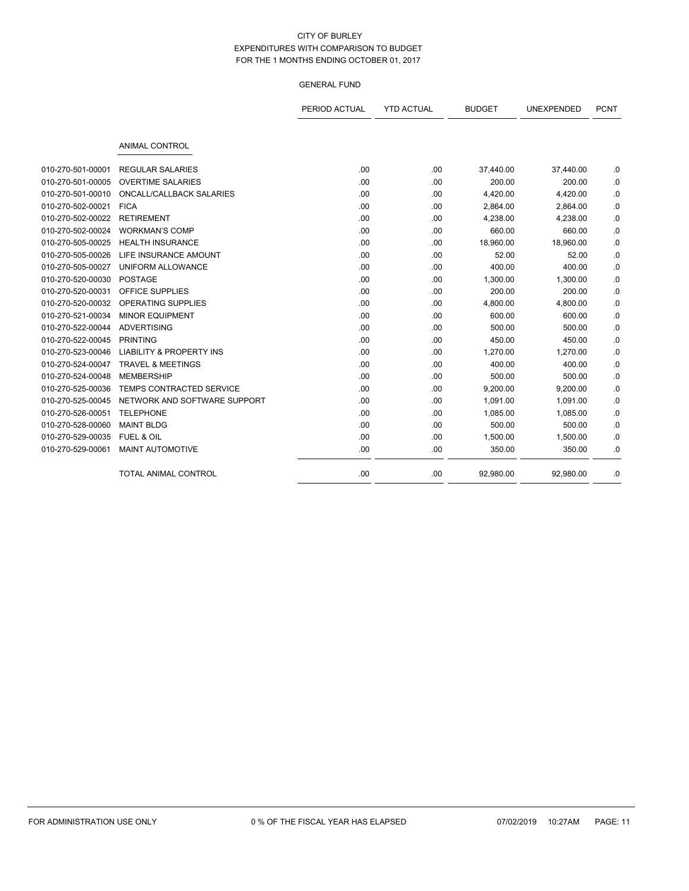CITY OF BURLEY
EXPENDITURES WITH COMPARISON TO BUDGET
FOR THE 1 MONTHS ENDING OCTOBER 01, 2017

GENERAL FUND

| | | PERIOD ACTUAL | YTD ACTUAL | BUDGET | UNEXPENDED | PCNT |
|---|---|---|---|---|---|---|
| | **ANIMAL CONTROL** | | | | | |
| 010-270-501-00001 | REGULAR SALARIES | .00 | .00 | 37,440.00 | 37,440.00 | .0 |
| 010-270-501-00005 | OVERTIME SALARIES | .00 | .00 | 200.00 | 200.00 | .0 |
| 010-270-501-00010 | ONCALL/CALLBACK SALARIES | .00 | .00 | 4,420.00 | 4,420.00 | .0 |
| 010-270-502-00021 | FICA | .00 | .00 | 2,864.00 | 2,864.00 | .0 |
| 010-270-502-00022 | RETIREMENT | .00 | .00 | 4,238.00 | 4,238.00 | .0 |
| 010-270-502-00024 | WORKMAN'S COMP | .00 | .00 | 660.00 | 660.00 | .0 |
| 010-270-505-00025 | HEALTH INSURANCE | .00 | .00 | 18,960.00 | 18,960.00 | .0 |
| 010-270-505-00026 | LIFE INSURANCE AMOUNT | .00 | .00 | 52.00 | 52.00 | .0 |
| 010-270-505-00027 | UNIFORM ALLOWANCE | .00 | .00 | 400.00 | 400.00 | .0 |
| 010-270-520-00030 | POSTAGE | .00 | .00 | 1,300.00 | 1,300.00 | .0 |
| 010-270-520-00031 | OFFICE SUPPLIES | .00 | .00 | 200.00 | 200.00 | .0 |
| 010-270-520-00032 | OPERATING SUPPLIES | .00 | .00 | 4,800.00 | 4,800.00 | .0 |
| 010-270-521-00034 | MINOR EQUIPMENT | .00 | .00 | 600.00 | 600.00 | .0 |
| 010-270-522-00044 | ADVERTISING | .00 | .00 | 500.00 | 500.00 | .0 |
| 010-270-522-00045 | PRINTING | .00 | .00 | 450.00 | 450.00 | .0 |
| 010-270-523-00046 | LIABILITY & PROPERTY INS | .00 | .00 | 1,270.00 | 1,270.00 | .0 |
| 010-270-524-00047 | TRAVEL & MEETINGS | .00 | .00 | 400.00 | 400.00 | .0 |
| 010-270-524-00048 | MEMBERSHIP | .00 | .00 | 500.00 | 500.00 | .0 |
| 010-270-525-00036 | TEMPS CONTRACTED SERVICE | .00 | .00 | 9,200.00 | 9,200.00 | .0 |
| 010-270-525-00045 | NETWORK AND SOFTWARE SUPPORT | .00 | .00 | 1,091.00 | 1,091.00 | .0 |
| 010-270-526-00051 | TELEPHONE | .00 | .00 | 1,085.00 | 1,085.00 | .0 |
| 010-270-528-00060 | MAINT BLDG | .00 | .00 | 500.00 | 500.00 | .0 |
| 010-270-529-00035 | FUEL & OIL | .00 | .00 | 1,500.00 | 1,500.00 | .0 |
| 010-270-529-00061 | MAINT AUTOMOTIVE | .00 | .00 | 350.00 | 350.00 | .0 |
| | TOTAL ANIMAL CONTROL | .00 | .00 | 92,980.00 | 92,980.00 | .0 |

FOR ADMINISTRATION USE ONLY 0 % OF THE FISCAL YEAR HAS ELAPSED 07/02/2019 10:27AM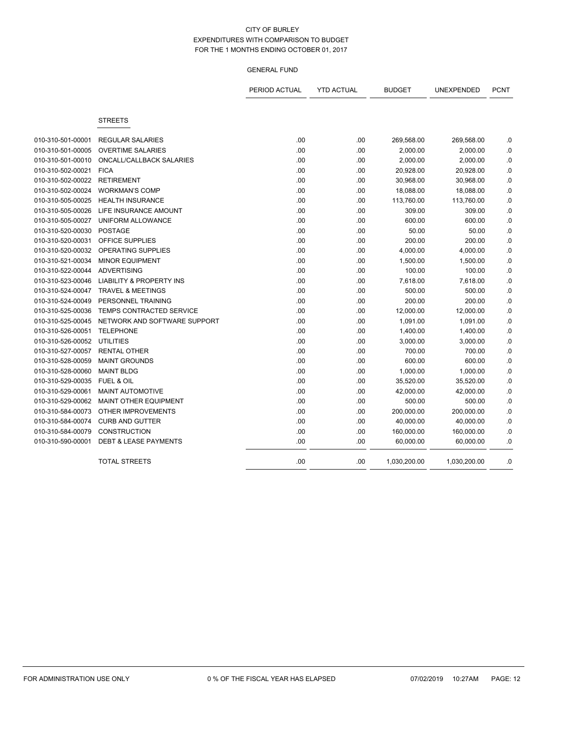CITY OF BURLEY
EXPENDITURES WITH COMPARISON TO BUDGET
FOR THE 1 MONTHS ENDING OCTOBER 01, 2017

GENERAL FUND

| | | PERIOD ACTUAL | YTD ACTUAL | BUDGET | UNEXPENDED | PCNT |
|---|---|---|---|---|---|---|
| | STREETS | | | | | |
| 010-310-501-00001 | REGULAR SALARIES | .00 | .00 | 269,568.00 | 269,568.00 | .0 |
| 010-310-501-00005 | OVERTIME SALARIES | .00 | .00 | 2,000.00 | 2,000.00 | .0 |
| 010-310-501-00010 | ONCALL/CALLBACK SALARIES | .00 | .00 | 2,000.00 | 2,000.00 | .0 |
| 010-310-502-00021 | FICA | .00 | .00 | 20,928.00 | 20,928.00 | .0 |
| 010-310-502-00022 | RETIREMENT | .00 | .00 | 30,968.00 | 30,968.00 | .0 |
| 010-310-502-00024 | WORKMAN'S COMP | .00 | .00 | 18,088.00 | 18,088.00 | .0 |
| 010-310-505-00025 | HEALTH INSURANCE | .00 | .00 | 113,760.00 | 113,760.00 | .0 |
| 010-310-505-00026 | LIFE INSURANCE AMOUNT | .00 | .00 | 309.00 | 309.00 | .0 |
| 010-310-505-00027 | UNIFORM ALLOWANCE | .00 | .00 | 600.00 | 600.00 | .0 |
| 010-310-520-00030 | POSTAGE | .00 | .00 | 50.00 | 50.00 | .0 |
| 010-310-520-00031 | OFFICE SUPPLIES | .00 | .00 | 200.00 | 200.00 | .0 |
| 010-310-520-00032 | OPERATING SUPPLIES | .00 | .00 | 4,000.00 | 4,000.00 | .0 |
| 010-310-521-00034 | MINOR EQUIPMENT | .00 | .00 | 1,500.00 | 1,500.00 | .0 |
| 010-310-522-00044 | ADVERTISING | .00 | .00 | 100.00 | 100.00 | .0 |
| 010-310-523-00046 | LIABILITY & PROPERTY INS | .00 | .00 | 7,618.00 | 7,618.00 | .0 |
| 010-310-524-00047 | TRAVEL & MEETINGS | .00 | .00 | 500.00 | 500.00 | .0 |
| 010-310-524-00049 | PERSONNEL TRAINING | .00 | .00 | 200.00 | 200.00 | .0 |
| 010-310-525-00036 | TEMPS CONTRACTED SERVICE | .00 | .00 | 12,000.00 | 12,000.00 | .0 |
| 010-310-525-00045 | NETWORK AND SOFTWARE SUPPORT | .00 | .00 | 1,091.00 | 1,091.00 | .0 |
| 010-310-526-00051 | TELEPHONE | .00 | .00 | 1,400.00 | 1,400.00 | .0 |
| 010-310-526-00052 | UTILITIES | .00 | .00 | 3,000.00 | 3,000.00 | .0 |
| 010-310-527-00057 | RENTAL OTHER | .00 | .00 | 700.00 | 700.00 | .0 |
| 010-310-528-00059 | MAINT GROUNDS | .00 | .00 | 600.00 | 600.00 | .0 |
| 010-310-528-00060 | MAINT BLDG | .00 | .00 | 1,000.00 | 1,000.00 | .0 |
| 010-310-529-00035 | FUEL & OIL | .00 | .00 | 35,520.00 | 35,520.00 | .0 |
| 010-310-529-00061 | MAINT AUTOMOTIVE | .00 | .00 | 42,000.00 | 42,000.00 | .0 |
| 010-310-529-00062 | MAINT OTHER EQUIPMENT | .00 | .00 | 500.00 | 500.00 | .0 |
| 010-310-584-00073 | OTHER IMPROVEMENTS | .00 | .00 | 200,000.00 | 200,000.00 | .0 |
| 010-310-584-00074 | CURB AND GUTTER | .00 | .00 | 40,000.00 | 40,000.00 | .0 |
| 010-310-584-00079 | CONSTRUCTION | .00 | .00 | 160,000.00 | 160,000.00 | .0 |
| 010-310-590-00001 | DEBT & LEASE PAYMENTS | .00 | .00 | 60,000.00 | 60,000.00 | .0 |
| | TOTAL STREETS | .00 | .00 | 1,030,200.00 | 1,030,200.00 | .0 |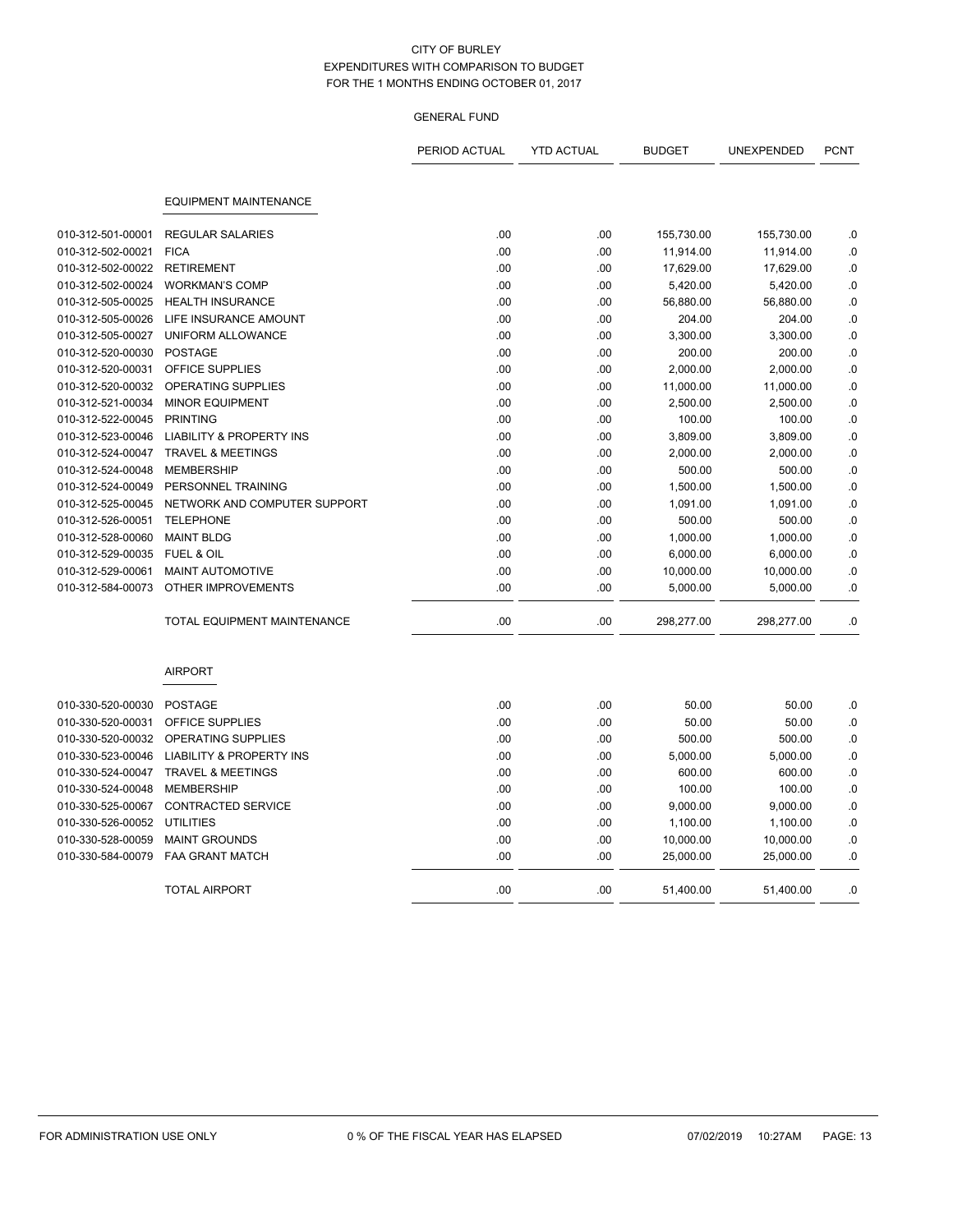CITY OF BURLEY
EXPENDITURES WITH COMPARISON TO BUDGET
FOR THE 1 MONTHS ENDING OCTOBER 01, 2017

GENERAL FUND

| | | PERIOD ACTUAL | YTD ACTUAL | BUDGET | UNEXPENDED | PCNT |
|---|---|---|---|---|---|---|
| | **EQUIPMENT MAINTENANCE** | | | | | |
| 010-312-501-00001 | REGULAR SALARIES | .00 | .00 | 155,730.00 | 155,730.00 | .0 |
| 010-312-502-00021 | FICA | .00 | .00 | 11,914.00 | 11,914.00 | .0 |
| 010-312-502-00022 | RETIREMENT | .00 | .00 | 17,629.00 | 17,629.00 | .0 |
| 010-312-502-00024 | WORKMAN'S COMP | .00 | .00 | 5,420.00 | 5,420.00 | .0 |
| 010-312-505-00025 | HEALTH INSURANCE | .00 | .00 | 56,880.00 | 56,880.00 | .0 |
| 010-312-505-00026 | LIFE INSURANCE AMOUNT | .00 | .00 | 204.00 | 204.00 | .0 |
| 010-312-505-00027 | UNIFORM ALLOWANCE | .00 | .00 | 3,300.00 | 3,300.00 | .0 |
| 010-312-520-00030 | POSTAGE | .00 | .00 | 200.00 | 200.00 | .0 |
| 010-312-520-00031 | OFFICE SUPPLIES | .00 | .00 | 2,000.00 | 2,000.00 | .0 |
| 010-312-520-00032 | OPERATING SUPPLIES | .00 | .00 | 11,000.00 | 11,000.00 | .0 |
| 010-312-521-00034 | MINOR EQUIPMENT | .00 | .00 | 2,500.00 | 2,500.00 | .0 |
| 010-312-522-00045 | PRINTING | .00 | .00 | 100.00 | 100.00 | .0 |
| 010-312-523-00046 | LIABILITY & PROPERTY INS | .00 | .00 | 3,809.00 | 3,809.00 | .0 |
| 010-312-524-00047 | TRAVEL & MEETINGS | .00 | .00 | 2,000.00 | 2,000.00 | .0 |
| 010-312-524-00048 | MEMBERSHIP | .00 | .00 | 500.00 | 500.00 | .0 |
| 010-312-524-00049 | PERSONNEL TRAINING | .00 | .00 | 1,500.00 | 1,500.00 | .0 |
| 010-312-525-00045 | NETWORK AND COMPUTER SUPPORT | .00 | .00 | 1,091.00 | 1,091.00 | .0 |
| 010-312-526-00051 | TELEPHONE | .00 | .00 | 500.00 | 500.00 | .0 |
| 010-312-528-00060 | MAINT BLDG | .00 | .00 | 1,000.00 | 1,000.00 | .0 |
| 010-312-529-00035 | FUEL & OIL | .00 | .00 | 6,000.00 | 6,000.00 | .0 |
| 010-312-529-00061 | MAINT AUTOMOTIVE | .00 | .00 | 10,000.00 | 10,000.00 | .0 |
| 010-312-584-00073 | OTHER IMPROVEMENTS | .00 | .00 | 5,000.00 | 5,000.00 | .0 |
| | TOTAL EQUIPMENT MAINTENANCE | .00 | .00 | 298,277.00 | 298,277.00 | .0 |
| | **AIRPORT** | | | | | |
| 010-330-520-00030 | POSTAGE | .00 | .00 | 50.00 | 50.00 | .0 |
| 010-330-520-00031 | OFFICE SUPPLIES | .00 | .00 | 50.00 | 50.00 | .0 |
| 010-330-520-00032 | OPERATING SUPPLIES | .00 | .00 | 500.00 | 500.00 | .0 |
| 010-330-523-00046 | LIABILITY & PROPERTY INS | .00 | .00 | 5,000.00 | 5,000.00 | .0 |
| 010-330-524-00047 | TRAVEL & MEETINGS | .00 | .00 | 600.00 | 600.00 | .0 |
| 010-330-524-00048 | MEMBERSHIP | .00 | .00 | 100.00 | 100.00 | .0 |
| 010-330-525-00067 | CONTRACTED SERVICE | .00 | .00 | 9,000.00 | 9,000.00 | .0 |
| 010-330-526-00052 | UTILITIES | .00 | .00 | 1,100.00 | 1,100.00 | .0 |
| 010-330-528-00059 | MAINT GROUNDS | .00 | .00 | 10,000.00 | 10,000.00 | .0 |
| 010-330-584-00079 | FAA GRANT MATCH | .00 | .00 | 25,000.00 | 25,000.00 | .0 |
| | TOTAL AIRPORT | .00 | .00 | 51,400.00 | 51,400.00 | .0 |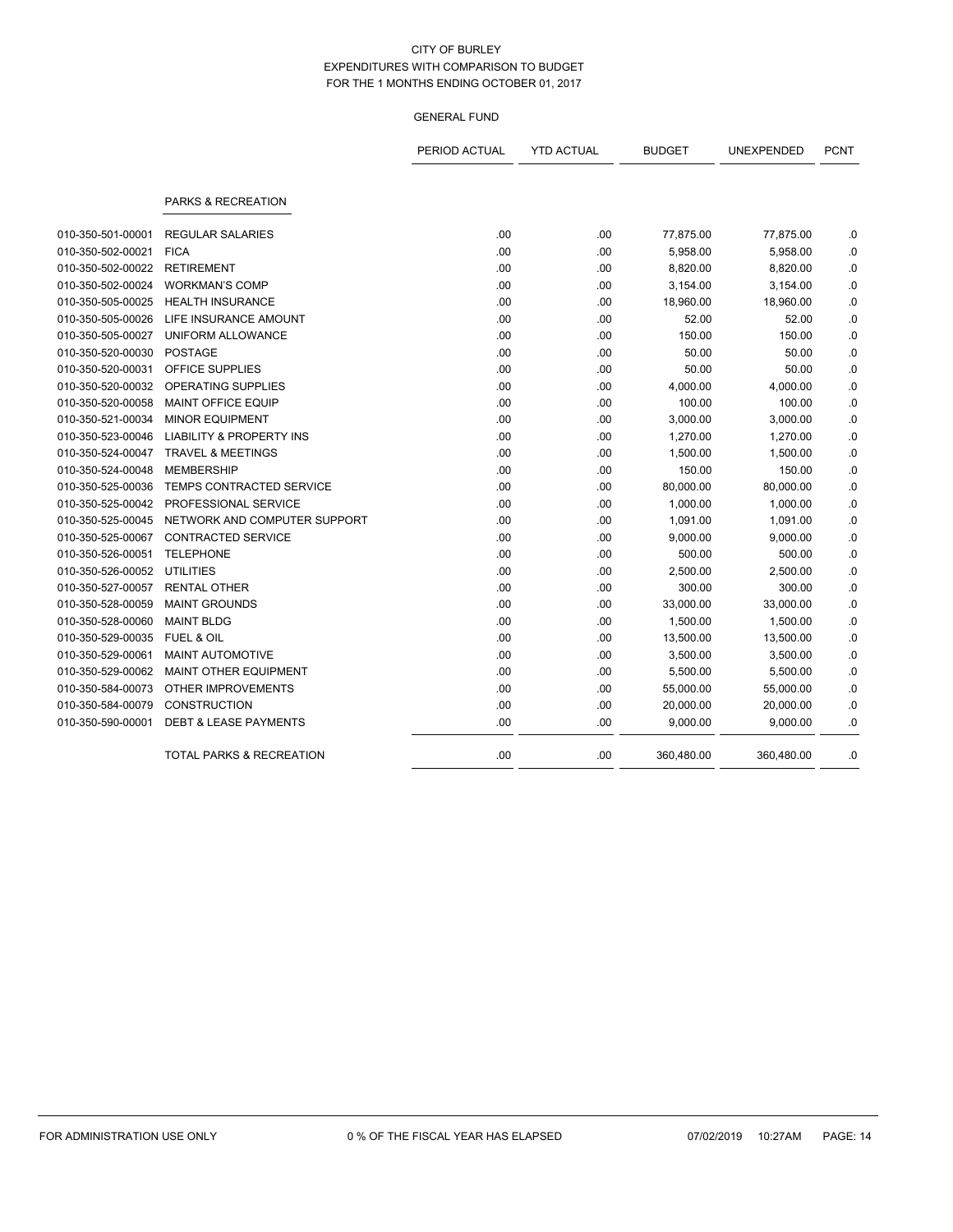CITY OF BURLEY
EXPENDITURES WITH COMPARISON TO BUDGET
FOR THE 1 MONTHS ENDING OCTOBER 01, 2017

GENERAL FUND

| | | PERIOD ACTUAL | YTD ACTUAL | BUDGET | UNEXPENDED | PCNT |
|---|---|---|---|---|---|---|
| | PARKS & RECREATION | | | | | |
| 010-350-501-00001 | REGULAR SALARIES | .00 | .00 | 77,875.00 | 77,875.00 | .0 |
| 010-350-502-00021 | FICA | .00 | .00 | 5,958.00 | 5,958.00 | .0 |
| 010-350-502-00022 | RETIREMENT | .00 | .00 | 8,820.00 | 8,820.00 | .0 |
| 010-350-502-00024 | WORKMAN'S COMP | .00 | .00 | 3,154.00 | 3,154.00 | .0 |
| 010-350-505-00025 | HEALTH INSURANCE | .00 | .00 | 18,960.00 | 18,960.00 | .0 |
| 010-350-505-00026 | LIFE INSURANCE AMOUNT | .00 | .00 | 52.00 | 52.00 | .0 |
| 010-350-505-00027 | UNIFORM ALLOWANCE | .00 | .00 | 150.00 | 150.00 | .0 |
| 010-350-520-00030 | POSTAGE | .00 | .00 | 50.00 | 50.00 | .0 |
| 010-350-520-00031 | OFFICE SUPPLIES | .00 | .00 | 50.00 | 50.00 | .0 |
| 010-350-520-00032 | OPERATING SUPPLIES | .00 | .00 | 4,000.00 | 4,000.00 | .0 |
| 010-350-520-00058 | MAINT OFFICE EQUIP | .00 | .00 | 100.00 | 100.00 | .0 |
| 010-350-521-00034 | MINOR EQUIPMENT | .00 | .00 | 3,000.00 | 3,000.00 | .0 |
| 010-350-523-00046 | LIABILITY & PROPERTY INS | .00 | .00 | 1,270.00 | 1,270.00 | .0 |
| 010-350-524-00047 | TRAVEL & MEETINGS | .00 | .00 | 1,500.00 | 1,500.00 | .0 |
| 010-350-524-00048 | MEMBERSHIP | .00 | .00 | 150.00 | 150.00 | .0 |
| 010-350-525-00036 | TEMPS CONTRACTED SERVICE | .00 | .00 | 80,000.00 | 80,000.00 | .0 |
| 010-350-525-00042 | PROFESSIONAL SERVICE | .00 | .00 | 1,000.00 | 1,000.00 | .0 |
| 010-350-525-00045 | NETWORK AND COMPUTER SUPPORT | .00 | .00 | 1,091.00 | 1,091.00 | .0 |
| 010-350-525-00067 | CONTRACTED SERVICE | .00 | .00 | 9,000.00 | 9,000.00 | .0 |
| 010-350-526-00051 | TELEPHONE | .00 | .00 | 500.00 | 500.00 | .0 |
| 010-350-526-00052 | UTILITIES | .00 | .00 | 2,500.00 | 2,500.00 | .0 |
| 010-350-527-00057 | RENTAL OTHER | .00 | .00 | 300.00 | 300.00 | .0 |
| 010-350-528-00059 | MAINT GROUNDS | .00 | .00 | 33,000.00 | 33,000.00 | .0 |
| 010-350-528-00060 | MAINT BLDG | .00 | .00 | 1,500.00 | 1,500.00 | .0 |
| 010-350-529-00035 | FUEL & OIL | .00 | .00 | 13,500.00 | 13,500.00 | .0 |
| 010-350-529-00061 | MAINT AUTOMOTIVE | .00 | .00 | 3,500.00 | 3,500.00 | .0 |
| 010-350-529-00062 | MAINT OTHER EQUIPMENT | .00 | .00 | 5,500.00 | 5,500.00 | .0 |
| 010-350-584-00073 | OTHER IMPROVEMENTS | .00 | .00 | 55,000.00 | 55,000.00 | .0 |
| 010-350-584-00079 | CONSTRUCTION | .00 | .00 | 20,000.00 | 20,000.00 | .0 |
| 010-350-590-00001 | DEBT & LEASE PAYMENTS | .00 | .00 | 9,000.00 | 9,000.00 | .0 |
| | TOTAL PARKS & RECREATION | .00 | .00 | 360,480.00 | 360,480.00 | .0 |

FOR ADMINISTRATION USE ONLY 0 % OF THE FISCAL YEAR HAS ELAPSED 07/02/2019 10:27AM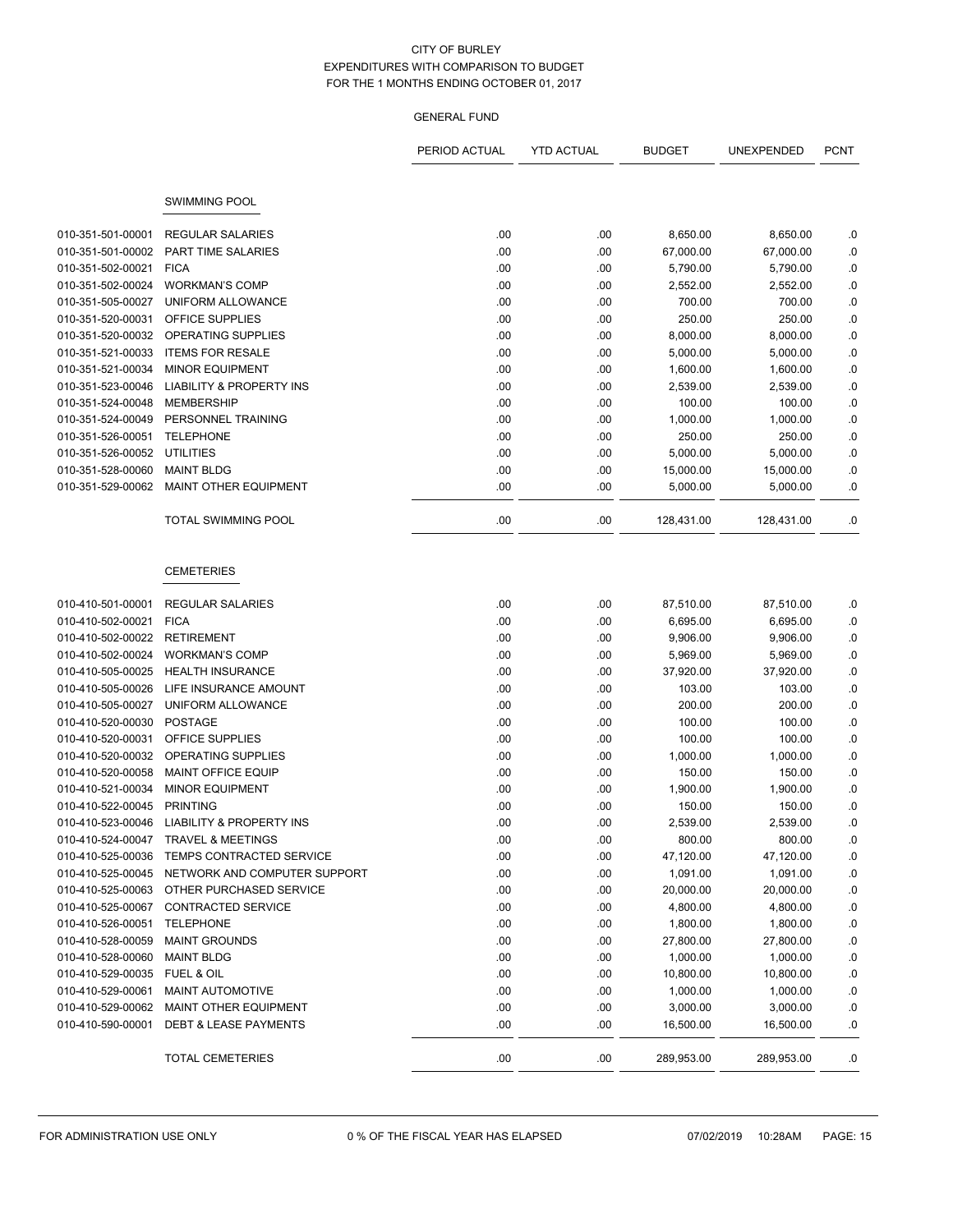# CITY OF BURLEY

## EXPENDITURES WITH COMPARISON TO BUDGET

## FOR THE 1 MONTHS ENDING OCTOBER 01, 2017

### GENERAL FUND

| | | PERIOD ACTUAL | YTD ACTUAL | BUDGET | UNEXPENDED | PCNT |
|---|---|---|---|---|---|---|
| | **SWIMMING POOL** | | | | | |
| 010-351-501-00001 | REGULAR SALARIES | .00 | .00 | 8,650.00 | 8,650.00 | .0 |
| 010-351-501-00002 | PART TIME SALARIES | .00 | .00 | 67,000.00 | 67,000.00 | .0 |
| 010-351-502-00021 | FICA | .00 | .00 | 5,790.00 | 5,790.00 | .0 |
| 010-351-502-00024 | WORKMAN'S COMP | .00 | .00 | 2,552.00 | 2,552.00 | .0 |
| 010-351-505-00027 | UNIFORM ALLOWANCE | .00 | .00 | 700.00 | 700.00 | .0 |
| 010-351-520-00031 | OFFICE SUPPLIES | .00 | .00 | 250.00 | 250.00 | .0 |
| 010-351-520-00032 | OPERATING SUPPLIES | .00 | .00 | 8,000.00 | 8,000.00 | .0 |
| 010-351-521-00033 | ITEMS FOR RESALE | .00 | .00 | 5,000.00 | 5,000.00 | .0 |
| 010-351-521-00034 | MINOR EQUIPMENT | .00 | .00 | 1,600.00 | 1,600.00 | .0 |
| 010-351-523-00046 | LIABILITY & PROPERTY INS | .00 | .00 | 2,539.00 | 2,539.00 | .0 |
| 010-351-524-00048 | MEMBERSHIP | .00 | .00 | 100.00 | 100.00 | .0 |
| 010-351-524-00049 | PERSONNEL TRAINING | .00 | .00 | 1,000.00 | 1,000.00 | .0 |
| 010-351-526-00051 | TELEPHONE | .00 | .00 | 250.00 | 250.00 | .0 |
| 010-351-526-00052 | UTILITIES | .00 | .00 | 5,000.00 | 5,000.00 | .0 |
| 010-351-528-00060 | MAINT BLDG | .00 | .00 | 15,000.00 | 15,000.00 | .0 |
| 010-351-529-00062 | MAINT OTHER EQUIPMENT | .00 | .00 | 5,000.00 | 5,000.00 | .0 |
| | TOTAL SWIMMING POOL | .00 | .00 | 128,431.00 | 128,431.00 | .0 |
| | **CEMETERIES** | | | | | |
| 010-410-501-00001 | REGULAR SALARIES | .00 | .00 | 87,510.00 | 87,510.00 | .0 |
| 010-410-502-00021 | FICA | .00 | .00 | 6,695.00 | 6,695.00 | .0 |
| 010-410-502-00022 | RETIREMENT | .00 | .00 | 9,906.00 | 9,906.00 | .0 |
| 010-410-502-00024 | WORKMAN'S COMP | .00 | .00 | 5,969.00 | 5,969.00 | .0 |
| 010-410-505-00025 | HEALTH INSURANCE | .00 | .00 | 37,920.00 | 37,920.00 | .0 |
| 010-410-505-00026 | LIFE INSURANCE AMOUNT | .00 | .00 | 103.00 | 103.00 | .0 |
| 010-410-505-00027 | UNIFORM ALLOWANCE | .00 | .00 | 200.00 | 200.00 | .0 |
| 010-410-520-00030 | POSTAGE | .00 | .00 | 100.00 | 100.00 | .0 |
| 010-410-520-00031 | OFFICE SUPPLIES | .00 | .00 | 100.00 | 100.00 | .0 |
| 010-410-520-00032 | OPERATING SUPPLIES | .00 | .00 | 1,000.00 | 1,000.00 | .0 |
| 010-410-520-00058 | MAINT OFFICE EQUIP | .00 | .00 | 150.00 | 150.00 | .0 |
| 010-410-521-00034 | MINOR EQUIPMENT | .00 | .00 | 1,900.00 | 1,900.00 | .0 |
| 010-410-522-00045 | PRINTING | .00 | .00 | 150.00 | 150.00 | .0 |
| 010-410-523-00046 | LIABILITY & PROPERTY INS | .00 | .00 | 2,539.00 | 2,539.00 | .0 |
| 010-410-524-00047 | TRAVEL & MEETINGS | .00 | .00 | 800.00 | 800.00 | .0 |
| 010-410-525-00036 | TEMPS CONTRACTED SERVICE | .00 | .00 | 47,120.00 | 47,120.00 | .0 |
| 010-410-525-00045 | NETWORK AND COMPUTER SUPPORT | .00 | .00 | 1,091.00 | 1,091.00 | .0 |
| 010-410-525-00063 | OTHER PURCHASED SERVICE | .00 | .00 | 20,000.00 | 20,000.00 | .0 |
| 010-410-525-00067 | CONTRACTED SERVICE | .00 | .00 | 4,800.00 | 4,800.00 | .0 |
| 010-410-526-00051 | TELEPHONE | .00 | .00 | 1,800.00 | 1,800.00 | .0 |
| 010-410-528-00059 | MAINT GROUNDS | .00 | .00 | 27,800.00 | 27,800.00 | .0 |
| 010-410-528-00060 | MAINT BLDG | .00 | .00 | 1,000.00 | 1,000.00 | .0 |
| 010-410-529-00035 | FUEL & OIL | .00 | .00 | 10,800.00 | 10,800.00 | .0 |
| 010-410-529-00061 | MAINT AUTOMOTIVE | .00 | .00 | 1,000.00 | 1,000.00 | .0 |
| 010-410-529-00062 | MAINT OTHER EQUIPMENT | .00 | .00 | 3,000.00 | 3,000.00 | .0 |
| 010-410-590-00001 | DEBT & LEASE PAYMENTS | .00 | .00 | 16,500.00 | 16,500.00 | .0 |
| | TOTAL CEMETERIES | .00 | .00 | 289,953.00 | 289,953.00 | .0 |

FOR ADMINISTRATION USE ONLY    0 % OF THE FISCAL YEAR HAS ELAPSED    07/02/2019 10:28AM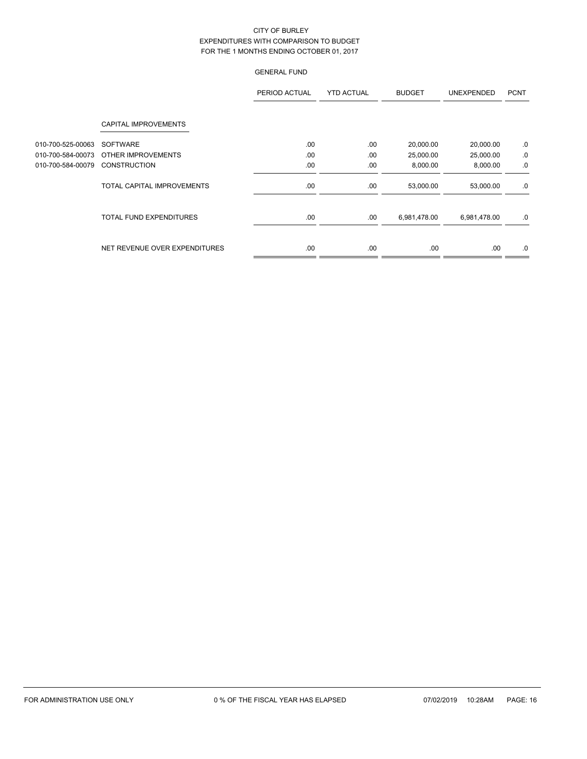CITY OF BURLEY
EXPENDITURES WITH COMPARISON TO BUDGET
FOR THE 1 MONTHS ENDING OCTOBER 01, 2017

GENERAL FUND

| | | PERIOD ACTUAL | YTD ACTUAL | BUDGET | UNEXPENDED | PCNT |
|---|---|---|---|---|---|---|
| | CAPITAL IMPROVEMENTS | | | | | |
| 010-700-525-00063 | SOFTWARE | .00 | .00 | 20,000.00 | 20,000.00 | .0 |
| 010-700-584-00073 | OTHER IMPROVEMENTS | .00 | .00 | 25,000.00 | 25,000.00 | .0 |
| 010-700-584-00079 | CONSTRUCTION | .00 | .00 | 8,000.00 | 8,000.00 | .0 |
| | TOTAL CAPITAL IMPROVEMENTS | .00 | .00 | 53,000.00 | 53,000.00 | .0 |
| | TOTAL FUND EXPENDITURES | .00 | .00 | 6,981,478.00 | 6,981,478.00 | .0 |
| | NET REVENUE OVER EXPENDITURES | .00 | .00 | .00 | .00 | .0 |

FOR ADMINISTRATION USE ONLY 0 % OF THE FISCAL YEAR HAS ELAPSED 07/02/2019 10:28AM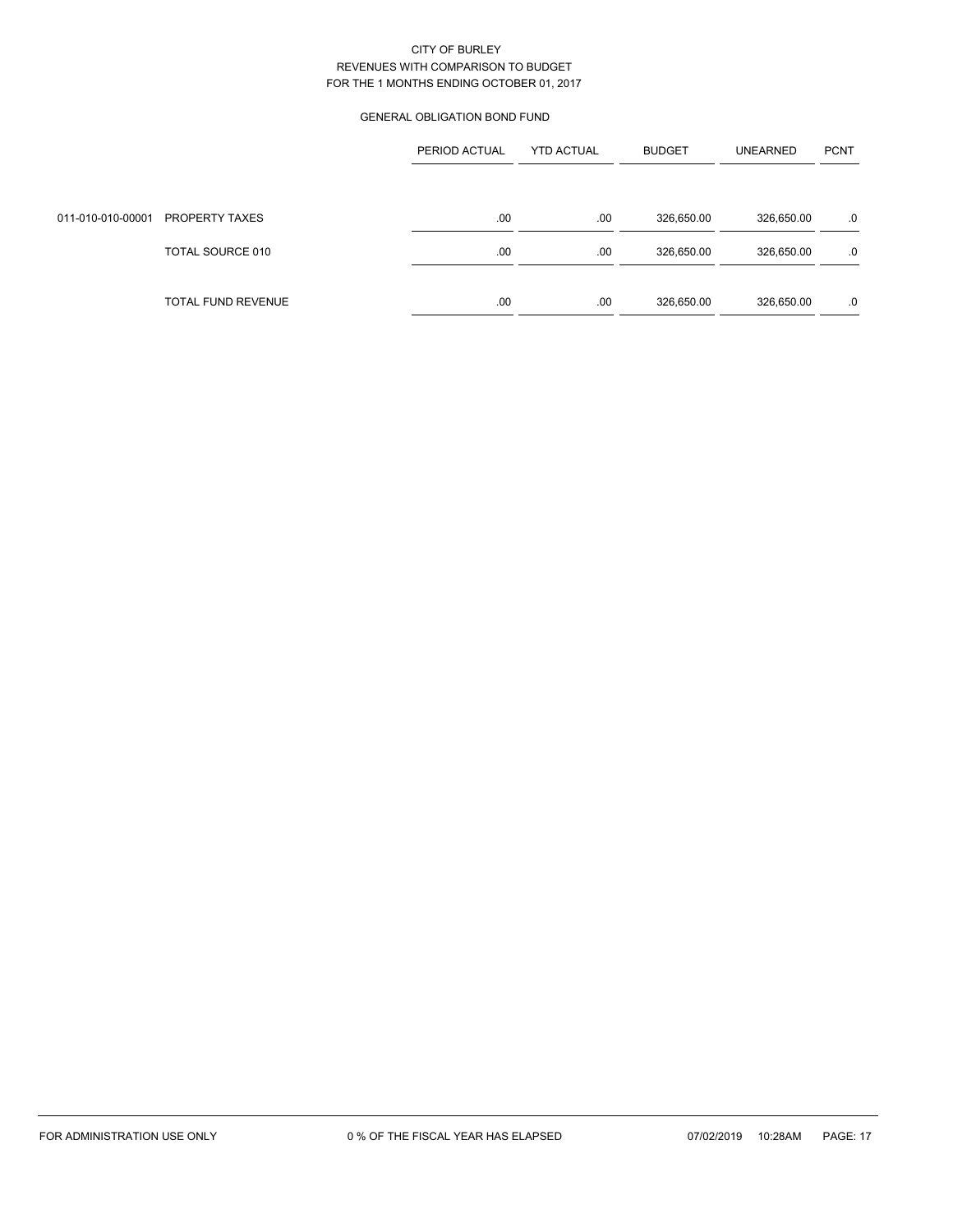CITY OF BURLEY
REVENUES WITH COMPARISON TO BUDGET
FOR THE 1 MONTHS ENDING OCTOBER 01, 2017

GENERAL OBLIGATION BOND FUND

| | | PERIOD ACTUAL | YTD ACTUAL | BUDGET | UNEARNED | PCNT |
|---|---|---|---|---|---|---|
| 011-010-010-00001 | PROPERTY TAXES | .00 | .00 | 326,650.00 | 326,650.00 | .0 |
| | TOTAL SOURCE 010 | .00 | .00 | 326,650.00 | 326,650.00 | .0 |
| | TOTAL FUND REVENUE | .00 | .00 | 326,650.00 | 326,650.00 | .0 |

FOR ADMINISTRATION USE ONLY    0 % OF THE FISCAL YEAR HAS ELAPSED    07/02/2019 10:28AM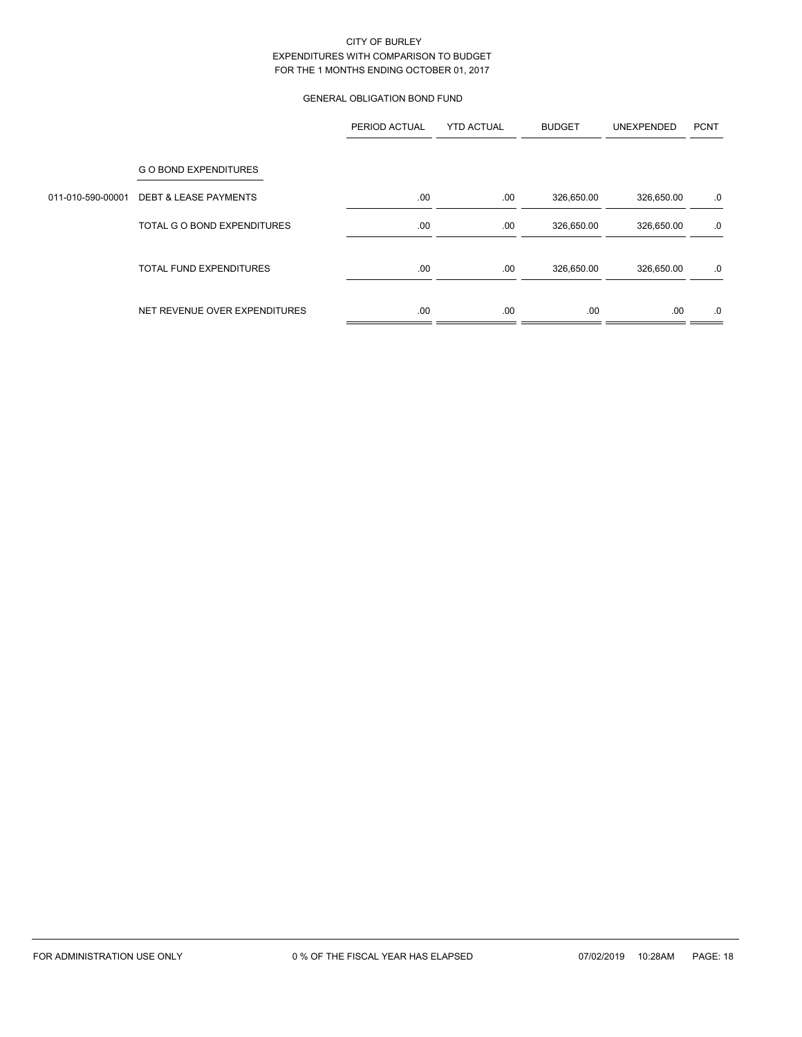CITY OF BURLEY
EXPENDITURES WITH COMPARISON TO BUDGET
FOR THE 1 MONTHS ENDING OCTOBER 01, 2017

GENERAL OBLIGATION BOND FUND

| | | PERIOD ACTUAL | YTD ACTUAL | BUDGET | UNEXPENDED | PCNT |
|---|---|---|---|---|---|---|
| | G O BOND EXPENDITURES | | | | | |
| 011-010-590-00001 | DEBT & LEASE PAYMENTS | .00 | .00 | 326,650.00 | 326,650.00 | .0 |
| | TOTAL G O BOND EXPENDITURES | .00 | .00 | 326,650.00 | 326,650.00 | .0 |
| | TOTAL FUND EXPENDITURES | .00 | .00 | 326,650.00 | 326,650.00 | .0 |
| | NET REVENUE OVER EXPENDITURES | .00 | .00 | .00 | .00 | .0 |

FOR ADMINISTRATION USE ONLY    0 % OF THE FISCAL YEAR HAS ELAPSED    07/02/2019 10:28AM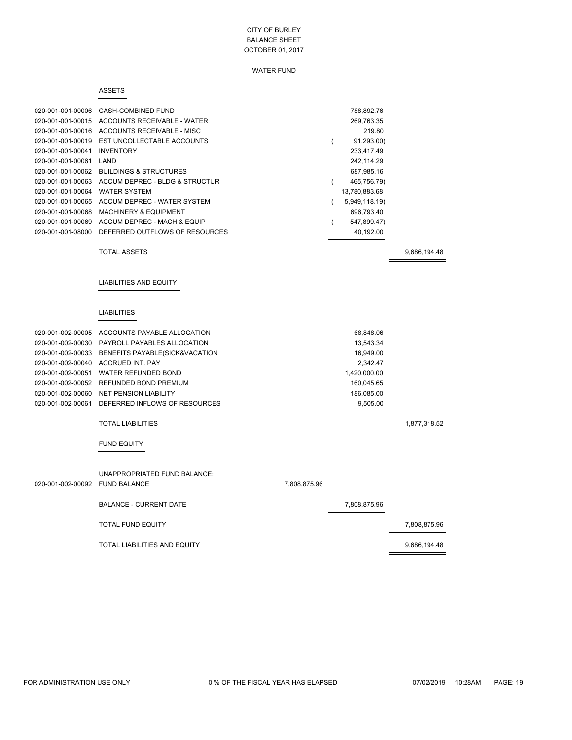CITY OF BURLEY
BALANCE SHEET
OCTOBER 01, 2017

WATER FUND

## ASSETS

| Account | Description | | | |
|---|---|---|---|---|
| 020-001-001-00006 | CASH-COMBINED FUND | | 788,892.76 | |
| 020-001-001-00015 | ACCOUNTS RECEIVABLE - WATER | | 269,763.35 | |
| 020-001-001-00016 | ACCOUNTS RECEIVABLE - MISC | | 219.80 | |
| 020-001-001-00019 | EST UNCOLLECTABLE ACCOUNTS | | ( 91,293.00) | |
| 020-001-001-00041 | INVENTORY | | 233,417.49 | |
| 020-001-001-00061 | LAND | | 242,114.29 | |
| 020-001-001-00062 | BUILDINGS & STRUCTURES | | 687,985.16 | |
| 020-001-001-00063 | ACCUM DEPREC - BLDG & STRUCTUR | | ( 465,756.79) | |
| 020-001-001-00064 | WATER SYSTEM | | 13,780,883.68 | |
| 020-001-001-00065 | ACCUM DEPREC - WATER SYSTEM | | ( 5,949,118.19) | |
| 020-001-001-00068 | MACHINERY & EQUIPMENT | | 696,793.40 | |
| 020-001-001-00069 | ACCUM DEPREC - MACH & EQUIP | | ( 547,899.47) | |
| 020-001-001-08000 | DEFERRED OUTFLOWS OF RESOURCES | | 40,192.00 | |
| | TOTAL ASSETS | | | 9,686,194.48 |

## LIABILITIES AND EQUITY

### LIABILITIES

| Account | Description | | | |
|---|---|---|---|---|
| 020-001-002-00005 | ACCOUNTS PAYABLE ALLOCATION | | 68,848.06 | |
| 020-001-002-00030 | PAYROLL PAYABLES ALLOCATION | | 13,543.34 | |
| 020-001-002-00033 | BENEFITS PAYABLE(SICK&VACATION | | 16,949.00 | |
| 020-001-002-00040 | ACCRUED INT. PAY | | 2,342.47 | |
| 020-001-002-00051 | WATER REFUNDED BOND | | 1,420,000.00 | |
| 020-001-002-00052 | REFUNDED BOND PREMIUM | | 160,045.65 | |
| 020-001-002-00060 | NET PENSION LIABILITY | | 186,085.00 | |
| 020-001-002-00061 | DEFERRED INFLOWS OF RESOURCES | | 9,505.00 | |
| | TOTAL LIABILITIES | | | 1,877,318.52 |

### FUND EQUITY

| Account | Description | | | |
|---|---|---|---|---|
| | UNAPPROPRIATED FUND BALANCE: | | | |
| 020-001-002-00092 | FUND BALANCE | 7,808,875.96 | | |
| | BALANCE - CURRENT DATE | | 7,808,875.96 | |
| | TOTAL FUND EQUITY | | | 7,808,875.96 |
| | TOTAL LIABILITIES AND EQUITY | | | 9,686,194.48 |

FOR ADMINISTRATION USE ONLY 0 % OF THE FISCAL YEAR HAS ELAPSED 07/02/2019 10:28AM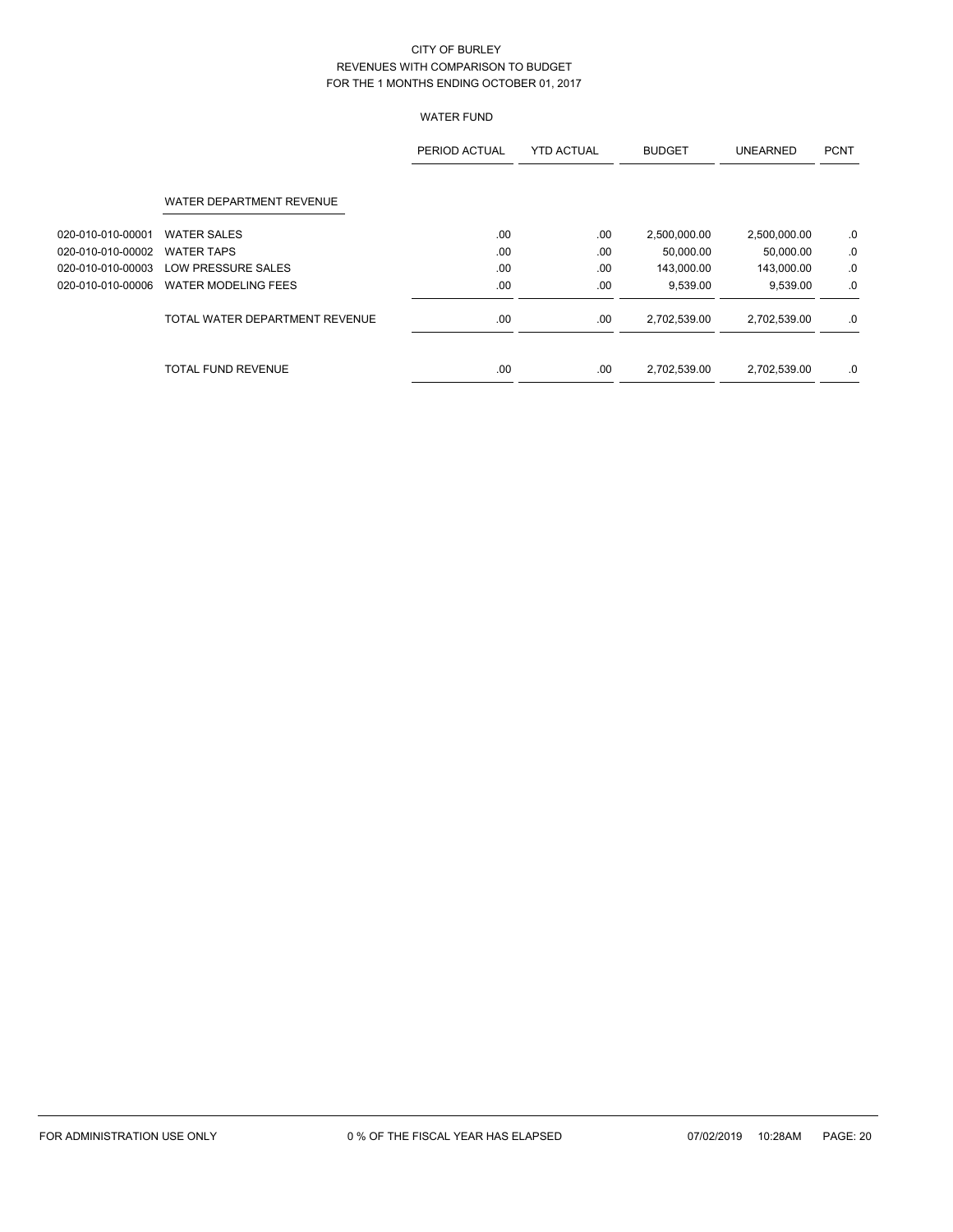CITY OF BURLEY
REVENUES WITH COMPARISON TO BUDGET
FOR THE 1 MONTHS ENDING OCTOBER 01, 2017

WATER FUND

| | | PERIOD ACTUAL | YTD ACTUAL | BUDGET | UNEARNED | PCNT |
|---|---|---|---|---|---|---|
| | WATER DEPARTMENT REVENUE | | | | | |
| 020-010-010-00001 | WATER SALES | .00 | .00 | 2,500,000.00 | 2,500,000.00 | .0 |
| 020-010-010-00002 | WATER TAPS | .00 | .00 | 50,000.00 | 50,000.00 | .0 |
| 020-010-010-00003 | LOW PRESSURE SALES | .00 | .00 | 143,000.00 | 143,000.00 | .0 |
| 020-010-010-00006 | WATER MODELING FEES | .00 | .00 | 9,539.00 | 9,539.00 | .0 |
| | TOTAL WATER DEPARTMENT REVENUE | .00 | .00 | 2,702,539.00 | 2,702,539.00 | .0 |
| | TOTAL FUND REVENUE | .00 | .00 | 2,702,539.00 | 2,702,539.00 | .0 |

FOR ADMINISTRATION USE ONLY    0 % OF THE FISCAL YEAR HAS ELAPSED    07/02/2019 10:28AM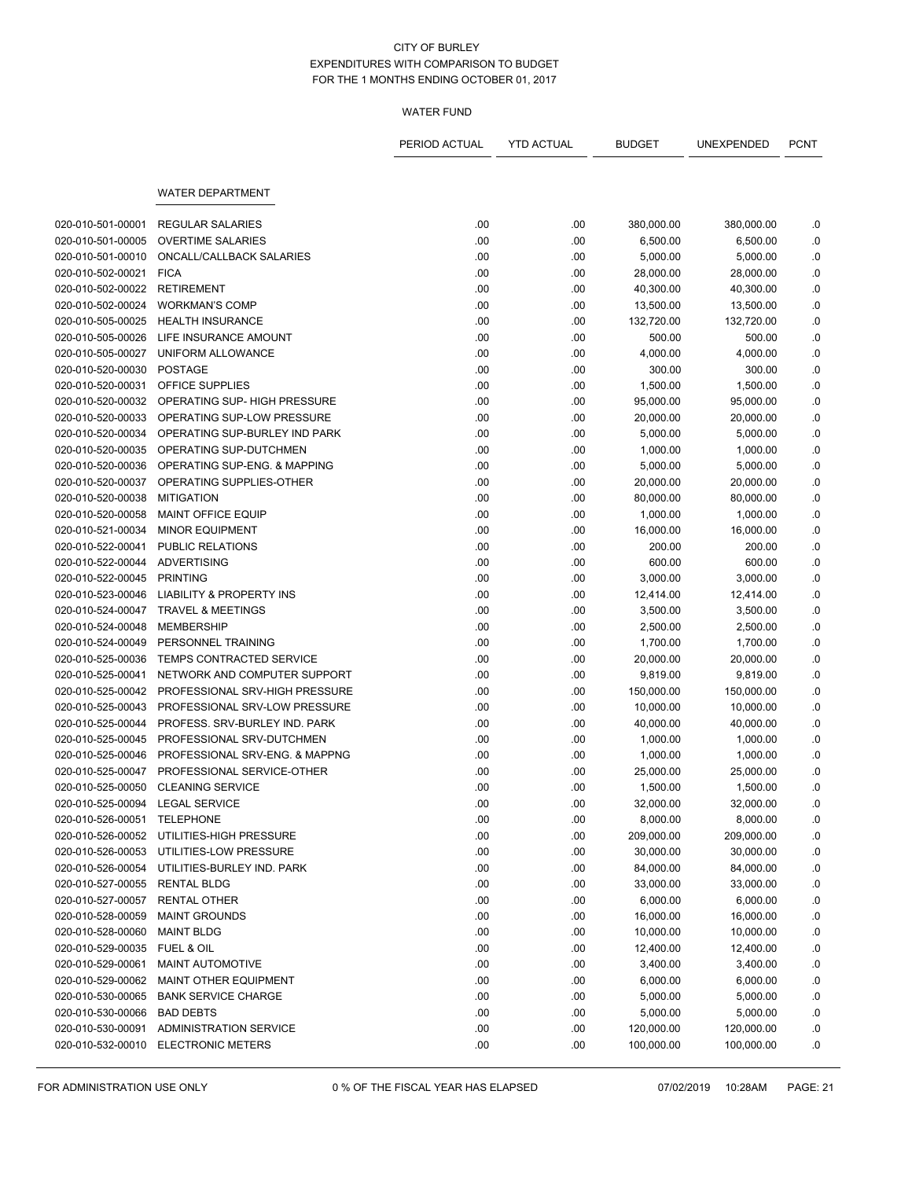CITY OF BURLEY
EXPENDITURES WITH COMPARISON TO BUDGET
FOR THE 1 MONTHS ENDING OCTOBER 01, 2017

WATER FUND

| | | PERIOD ACTUAL | YTD ACTUAL | BUDGET | UNEXPENDED | PCNT |
|---|---|---|---|---|---|---|
| | WATER DEPARTMENT | | | | | |
| 020-010-501-00001 | REGULAR SALARIES | .00 | .00 | 380,000.00 | 380,000.00 | .0 |
| 020-010-501-00005 | OVERTIME SALARIES | .00 | .00 | 6,500.00 | 6,500.00 | .0 |
| 020-010-501-00010 | ONCALL/CALLBACK SALARIES | .00 | .00 | 5,000.00 | 5,000.00 | .0 |
| 020-010-502-00021 | FICA | .00 | .00 | 28,000.00 | 28,000.00 | .0 |
| 020-010-502-00022 | RETIREMENT | .00 | .00 | 40,300.00 | 40,300.00 | .0 |
| 020-010-502-00024 | WORKMAN'S COMP | .00 | .00 | 13,500.00 | 13,500.00 | .0 |
| 020-010-505-00025 | HEALTH INSURANCE | .00 | .00 | 132,720.00 | 132,720.00 | .0 |
| 020-010-505-00026 | LIFE INSURANCE AMOUNT | .00 | .00 | 500.00 | 500.00 | .0 |
| 020-010-505-00027 | UNIFORM ALLOWANCE | .00 | .00 | 4,000.00 | 4,000.00 | .0 |
| 020-010-520-00030 | POSTAGE | .00 | .00 | 300.00 | 300.00 | .0 |
| 020-010-520-00031 | OFFICE SUPPLIES | .00 | .00 | 1,500.00 | 1,500.00 | .0 |
| 020-010-520-00032 | OPERATING SUP- HIGH PRESSURE | .00 | .00 | 95,000.00 | 95,000.00 | .0 |
| 020-010-520-00033 | OPERATING SUP-LOW PRESSURE | .00 | .00 | 20,000.00 | 20,000.00 | .0 |
| 020-010-520-00034 | OPERATING SUP-BURLEY IND PARK | .00 | .00 | 5,000.00 | 5,000.00 | .0 |
| 020-010-520-00035 | OPERATING SUP-DUTCHMEN | .00 | .00 | 1,000.00 | 1,000.00 | .0 |
| 020-010-520-00036 | OPERATING SUP-ENG. & MAPPING | .00 | .00 | 5,000.00 | 5,000.00 | .0 |
| 020-010-520-00037 | OPERATING SUPPLIES-OTHER | .00 | .00 | 20,000.00 | 20,000.00 | .0 |
| 020-010-520-00038 | MITIGATION | .00 | .00 | 80,000.00 | 80,000.00 | .0 |
| 020-010-520-00058 | MAINT OFFICE EQUIP | .00 | .00 | 1,000.00 | 1,000.00 | .0 |
| 020-010-521-00034 | MINOR EQUIPMENT | .00 | .00 | 16,000.00 | 16,000.00 | .0 |
| 020-010-522-00041 | PUBLIC RELATIONS | .00 | .00 | 200.00 | 200.00 | .0 |
| 020-010-522-00044 | ADVERTISING | .00 | .00 | 600.00 | 600.00 | .0 |
| 020-010-522-00045 | PRINTING | .00 | .00 | 3,000.00 | 3,000.00 | .0 |
| 020-010-523-00046 | LIABILITY & PROPERTY INS | .00 | .00 | 12,414.00 | 12,414.00 | .0 |
| 020-010-524-00047 | TRAVEL & MEETINGS | .00 | .00 | 3,500.00 | 3,500.00 | .0 |
| 020-010-524-00048 | MEMBERSHIP | .00 | .00 | 2,500.00 | 2,500.00 | .0 |
| 020-010-524-00049 | PERSONNEL TRAINING | .00 | .00 | 1,700.00 | 1,700.00 | .0 |
| 020-010-525-00036 | TEMPS CONTRACTED SERVICE | .00 | .00 | 20,000.00 | 20,000.00 | .0 |
| 020-010-525-00041 | NETWORK AND COMPUTER SUPPORT | .00 | .00 | 9,819.00 | 9,819.00 | .0 |
| 020-010-525-00042 | PROFESSIONAL SRV-HIGH PRESSURE | .00 | .00 | 150,000.00 | 150,000.00 | .0 |
| 020-010-525-00043 | PROFESSIONAL SRV-LOW PRESSURE | .00 | .00 | 10,000.00 | 10,000.00 | .0 |
| 020-010-525-00044 | PROFESS. SRV-BURLEY IND. PARK | .00 | .00 | 40,000.00 | 40,000.00 | .0 |
| 020-010-525-00045 | PROFESSIONAL SRV-DUTCHMEN | .00 | .00 | 1,000.00 | 1,000.00 | .0 |
| 020-010-525-00046 | PROFESSIONAL SRV-ENG. & MAPPNG | .00 | .00 | 1,000.00 | 1,000.00 | .0 |
| 020-010-525-00047 | PROFESSIONAL SERVICE-OTHER | .00 | .00 | 25,000.00 | 25,000.00 | .0 |
| 020-010-525-00050 | CLEANING SERVICE | .00 | .00 | 1,500.00 | 1,500.00 | .0 |
| 020-010-525-00094 | LEGAL SERVICE | .00 | .00 | 32,000.00 | 32,000.00 | .0 |
| 020-010-526-00051 | TELEPHONE | .00 | .00 | 8,000.00 | 8,000.00 | .0 |
| 020-010-526-00052 | UTILITIES-HIGH PRESSURE | .00 | .00 | 209,000.00 | 209,000.00 | .0 |
| 020-010-526-00053 | UTILITIES-LOW PRESSURE | .00 | .00 | 30,000.00 | 30,000.00 | .0 |
| 020-010-526-00054 | UTILITIES-BURLEY IND. PARK | .00 | .00 | 84,000.00 | 84,000.00 | .0 |
| 020-010-527-00055 | RENTAL BLDG | .00 | .00 | 33,000.00 | 33,000.00 | .0 |
| 020-010-527-00057 | RENTAL OTHER | .00 | .00 | 6,000.00 | 6,000.00 | .0 |
| 020-010-528-00059 | MAINT GROUNDS | .00 | .00 | 16,000.00 | 16,000.00 | .0 |
| 020-010-528-00060 | MAINT BLDG | .00 | .00 | 10,000.00 | 10,000.00 | .0 |
| 020-010-529-00035 | FUEL & OIL | .00 | .00 | 12,400.00 | 12,400.00 | .0 |
| 020-010-529-00061 | MAINT AUTOMOTIVE | .00 | .00 | 3,400.00 | 3,400.00 | .0 |
| 020-010-529-00062 | MAINT OTHER EQUIPMENT | .00 | .00 | 6,000.00 | 6,000.00 | .0 |
| 020-010-530-00065 | BANK SERVICE CHARGE | .00 | .00 | 5,000.00 | 5,000.00 | .0 |
| 020-010-530-00066 | BAD DEBTS | .00 | .00 | 5,000.00 | 5,000.00 | .0 |
| 020-010-530-00091 | ADMINISTRATION SERVICE | .00 | .00 | 120,000.00 | 120,000.00 | .0 |
| 020-010-532-00010 | ELECTRONIC METERS | .00 | .00 | 100,000.00 | 100,000.00 | .0 |

FOR ADMINISTRATION USE ONLY    0 % OF THE FISCAL YEAR HAS ELAPSED    07/02/2019 10:28AM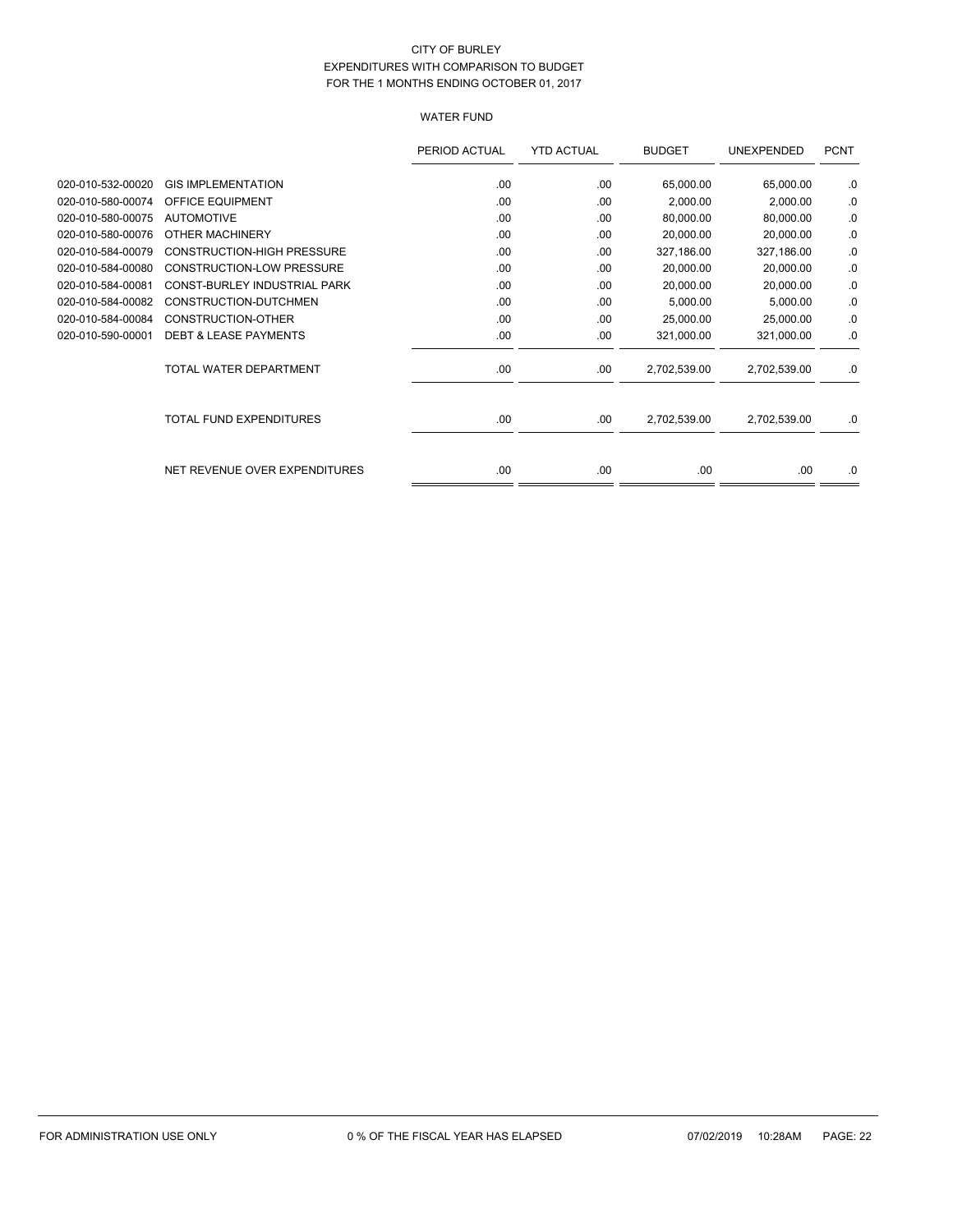CITY OF BURLEY
EXPENDITURES WITH COMPARISON TO BUDGET
FOR THE 1 MONTHS ENDING OCTOBER 01, 2017

WATER FUND

| | | PERIOD ACTUAL | YTD ACTUAL | BUDGET | UNEXPENDED | PCNT |
|---|---|---|---|---|---|---|
| 020-010-532-00020 | GIS IMPLEMENTATION | .00 | .00 | 65,000.00 | 65,000.00 | .0 |
| 020-010-580-00074 | OFFICE EQUIPMENT | .00 | .00 | 2,000.00 | 2,000.00 | .0 |
| 020-010-580-00075 | AUTOMOTIVE | .00 | .00 | 80,000.00 | 80,000.00 | .0 |
| 020-010-580-00076 | OTHER MACHINERY | .00 | .00 | 20,000.00 | 20,000.00 | .0 |
| 020-010-584-00079 | CONSTRUCTION-HIGH PRESSURE | .00 | .00 | 327,186.00 | 327,186.00 | .0 |
| 020-010-584-00080 | CONSTRUCTION-LOW PRESSURE | .00 | .00 | 20,000.00 | 20,000.00 | .0 |
| 020-010-584-00081 | CONST-BURLEY INDUSTRIAL PARK | .00 | .00 | 20,000.00 | 20,000.00 | .0 |
| 020-010-584-00082 | CONSTRUCTION-DUTCHMEN | .00 | .00 | 5,000.00 | 5,000.00 | .0 |
| 020-010-584-00084 | CONSTRUCTION-OTHER | .00 | .00 | 25,000.00 | 25,000.00 | .0 |
| 020-010-590-00001 | DEBT & LEASE PAYMENTS | .00 | .00 | 321,000.00 | 321,000.00 | .0 |
| | TOTAL WATER DEPARTMENT | .00 | .00 | 2,702,539.00 | 2,702,539.00 | .0 |
| | TOTAL FUND EXPENDITURES | .00 | .00 | 2,702,539.00 | 2,702,539.00 | .0 |
| | NET REVENUE OVER EXPENDITURES | .00 | .00 | .00 | .00 | .0 |

FOR ADMINISTRATION USE ONLY 0 % OF THE FISCAL YEAR HAS ELAPSED 07/02/2019 10:28AM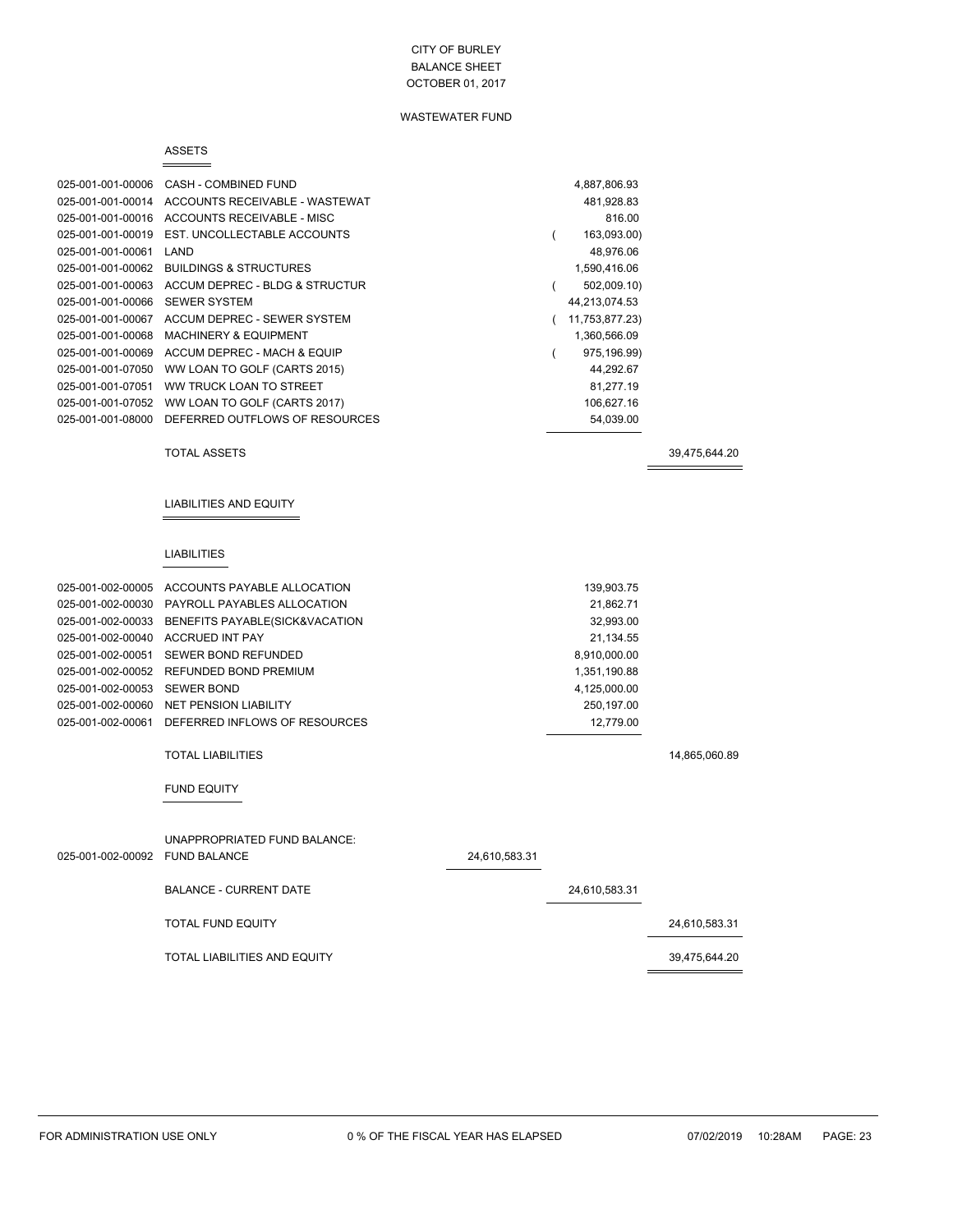CITY OF BURLEY
BALANCE SHEET
OCTOBER 01, 2017

WASTEWATER FUND

## ASSETS

| Account | Description | | | |
|---|---|---|---|---|
| 025-001-001-00006 | CASH - COMBINED FUND | | 4,887,806.93 | |
| 025-001-001-00014 | ACCOUNTS RECEIVABLE - WASTEWAT | | 481,928.83 | |
| 025-001-001-00016 | ACCOUNTS RECEIVABLE - MISC | | 816.00 | |
| 025-001-001-00019 | EST. UNCOLLECTABLE ACCOUNTS | | ( 163,093.00) | |
| 025-001-001-00061 | LAND | | 48,976.06 | |
| 025-001-001-00062 | BUILDINGS & STRUCTURES | | 1,590,416.06 | |
| 025-001-001-00063 | ACCUM DEPREC - BLDG & STRUCTUR | | ( 502,009.10) | |
| 025-001-001-00066 | SEWER SYSTEM | | 44,213,074.53 | |
| 025-001-001-00067 | ACCUM DEPREC - SEWER SYSTEM | | ( 11,753,877.23) | |
| 025-001-001-00068 | MACHINERY & EQUIPMENT | | 1,360,566.09 | |
| 025-001-001-00069 | ACCUM DEPREC - MACH & EQUIP | | ( 975,196.99) | |
| 025-001-001-07050 | WW LOAN TO GOLF (CARTS 2015) | | 44,292.67 | |
| 025-001-001-07051 | WW TRUCK LOAN TO STREET | | 81,277.19 | |
| 025-001-001-07052 | WW LOAN TO GOLF (CARTS 2017) | | 106,627.16 | |
| 025-001-001-08000 | DEFERRED OUTFLOWS OF RESOURCES | | 54,039.00 | |
| | TOTAL ASSETS | | | 39,475,644.20 |

## LIABILITIES AND EQUITY

### LIABILITIES

| Account | Description | | | |
|---|---|---|---|---|
| 025-001-002-00005 | ACCOUNTS PAYABLE ALLOCATION | | 139,903.75 | |
| 025-001-002-00030 | PAYROLL PAYABLES ALLOCATION | | 21,862.71 | |
| 025-001-002-00033 | BENEFITS PAYABLE(SICK&VACATION | | 32,993.00 | |
| 025-001-002-00040 | ACCRUED INT PAY | | 21,134.55 | |
| 025-001-002-00051 | SEWER BOND REFUNDED | | 8,910,000.00 | |
| 025-001-002-00052 | REFUNDED BOND PREMIUM | | 1,351,190.88 | |
| 025-001-002-00053 | SEWER BOND | | 4,125,000.00 | |
| 025-001-002-00060 | NET PENSION LIABILITY | | 250,197.00 | |
| 025-001-002-00061 | DEFERRED INFLOWS OF RESOURCES | | 12,779.00 | |
| | TOTAL LIABILITIES | | | 14,865,060.89 |

### FUND EQUITY

| Account | Description | | | |
|---|---|---|---|---|
| | UNAPPROPRIATED FUND BALANCE: | | | |
| 025-001-002-00092 | FUND BALANCE | 24,610,583.31 | | |
| | BALANCE - CURRENT DATE | | 24,610,583.31 | |
| | TOTAL FUND EQUITY | | | 24,610,583.31 |
| | TOTAL LIABILITIES AND EQUITY | | | 39,475,644.20 |

FOR ADMINISTRATION USE ONLY    0 % OF THE FISCAL YEAR HAS ELAPSED    07/02/2019 10:28AM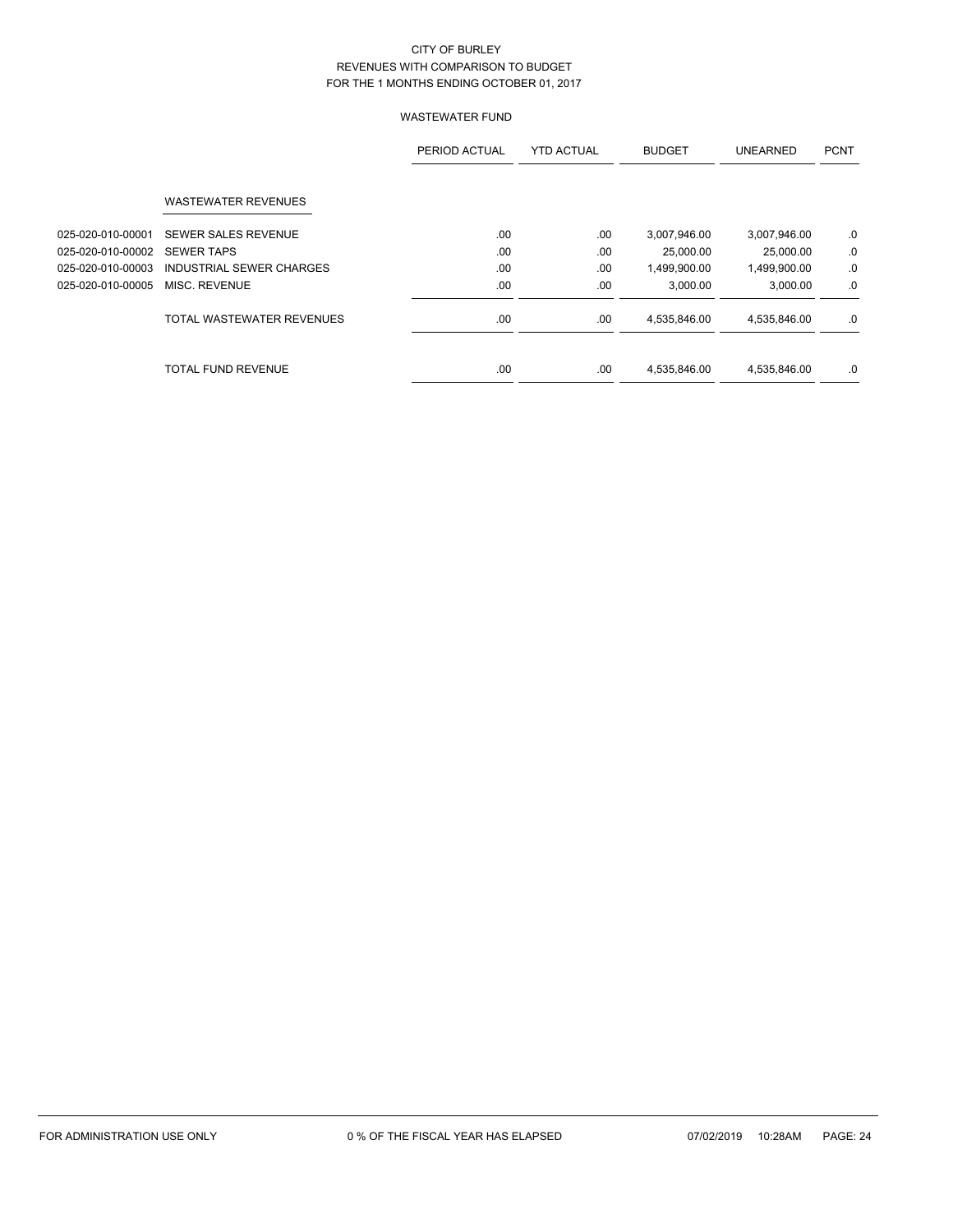# CITY OF BURLEY
## REVENUES WITH COMPARISON TO BUDGET
## FOR THE 1 MONTHS ENDING OCTOBER 01, 2017

### WASTEWATER FUND

| | | PERIOD ACTUAL | YTD ACTUAL | BUDGET | UNEARNED | PCNT |
|---|---|---|---|---|---|---|
| | **WASTEWATER REVENUES** | | | | | |
| 025-020-010-00001 | SEWER SALES REVENUE | .00 | .00 | 3,007,946.00 | 3,007,946.00 | .0 |
| 025-020-010-00002 | SEWER TAPS | .00 | .00 | 25,000.00 | 25,000.00 | .0 |
| 025-020-010-00003 | INDUSTRIAL SEWER CHARGES | .00 | .00 | 1,499,900.00 | 1,499,900.00 | .0 |
| 025-020-010-00005 | MISC. REVENUE | .00 | .00 | 3,000.00 | 3,000.00 | .0 |
| | TOTAL WASTEWATER REVENUES | .00 | .00 | 4,535,846.00 | 4,535,846.00 | .0 |
| | TOTAL FUND REVENUE | .00 | .00 | 4,535,846.00 | 4,535,846.00 | .0 |

FOR ADMINISTRATION USE ONLY    0 % OF THE FISCAL YEAR HAS ELAPSED    07/02/2019 10:28AM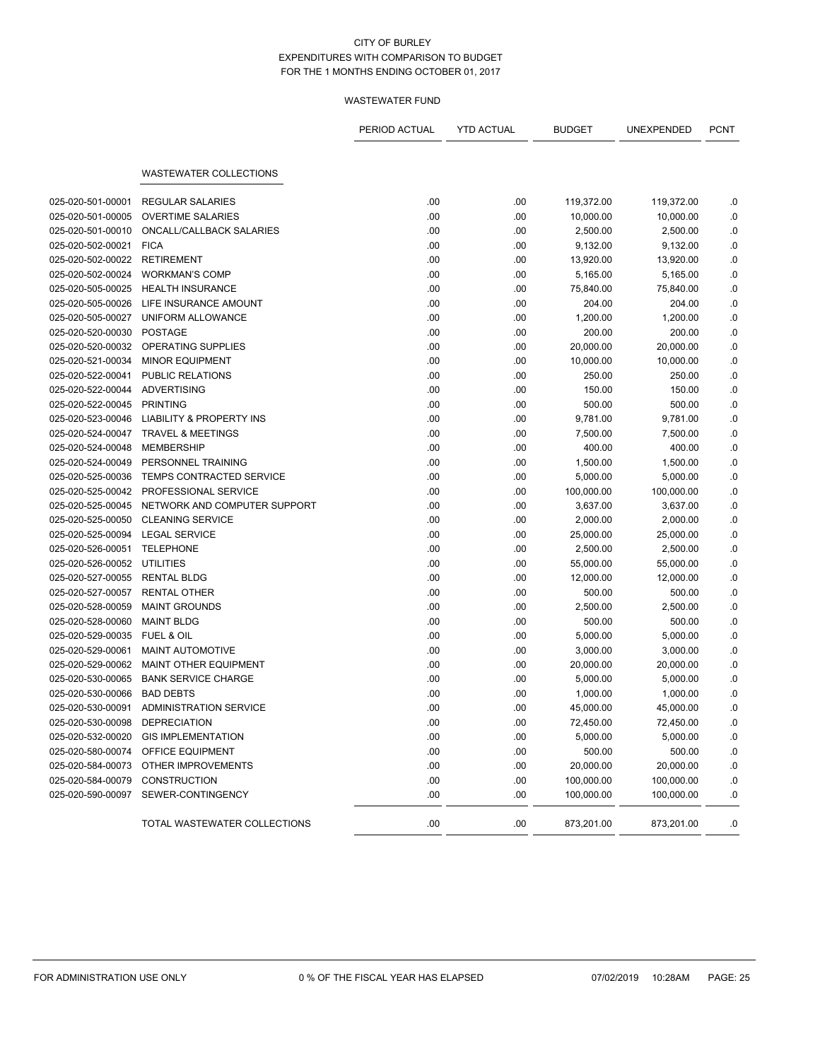# CITY OF BURLEY
## EXPENDITURES WITH COMPARISON TO BUDGET
### FOR THE 1 MONTHS ENDING OCTOBER 01, 2017

WASTEWATER FUND

| | | PERIOD ACTUAL | YTD ACTUAL | BUDGET | UNEXPENDED | PCNT |
|---|---|---|---|---|---|---|
| | **WASTEWATER COLLECTIONS** | | | | | |
| 025-020-501-00001 | REGULAR SALARIES | .00 | .00 | 119,372.00 | 119,372.00 | .0 |
| 025-020-501-00005 | OVERTIME SALARIES | .00 | .00 | 10,000.00 | 10,000.00 | .0 |
| 025-020-501-00010 | ONCALL/CALLBACK SALARIES | .00 | .00 | 2,500.00 | 2,500.00 | .0 |
| 025-020-502-00021 | FICA | .00 | .00 | 9,132.00 | 9,132.00 | .0 |
| 025-020-502-00022 | RETIREMENT | .00 | .00 | 13,920.00 | 13,920.00 | .0 |
| 025-020-502-00024 | WORKMAN'S COMP | .00 | .00 | 5,165.00 | 5,165.00 | .0 |
| 025-020-505-00025 | HEALTH INSURANCE | .00 | .00 | 75,840.00 | 75,840.00 | .0 |
| 025-020-505-00026 | LIFE INSURANCE AMOUNT | .00 | .00 | 204.00 | 204.00 | .0 |
| 025-020-505-00027 | UNIFORM ALLOWANCE | .00 | .00 | 1,200.00 | 1,200.00 | .0 |
| 025-020-520-00030 | POSTAGE | .00 | .00 | 200.00 | 200.00 | .0 |
| 025-020-520-00032 | OPERATING SUPPLIES | .00 | .00 | 20,000.00 | 20,000.00 | .0 |
| 025-020-521-00034 | MINOR EQUIPMENT | .00 | .00 | 10,000.00 | 10,000.00 | .0 |
| 025-020-522-00041 | PUBLIC RELATIONS | .00 | .00 | 250.00 | 250.00 | .0 |
| 025-020-522-00044 | ADVERTISING | .00 | .00 | 150.00 | 150.00 | .0 |
| 025-020-522-00045 | PRINTING | .00 | .00 | 500.00 | 500.00 | .0 |
| 025-020-523-00046 | LIABILITY & PROPERTY INS | .00 | .00 | 9,781.00 | 9,781.00 | .0 |
| 025-020-524-00047 | TRAVEL & MEETINGS | .00 | .00 | 7,500.00 | 7,500.00 | .0 |
| 025-020-524-00048 | MEMBERSHIP | .00 | .00 | 400.00 | 400.00 | .0 |
| 025-020-524-00049 | PERSONNEL TRAINING | .00 | .00 | 1,500.00 | 1,500.00 | .0 |
| 025-020-525-00036 | TEMPS CONTRACTED SERVICE | .00 | .00 | 5,000.00 | 5,000.00 | .0 |
| 025-020-525-00042 | PROFESSIONAL SERVICE | .00 | .00 | 100,000.00 | 100,000.00 | .0 |
| 025-020-525-00045 | NETWORK AND COMPUTER SUPPORT | .00 | .00 | 3,637.00 | 3,637.00 | .0 |
| 025-020-525-00050 | CLEANING SERVICE | .00 | .00 | 2,000.00 | 2,000.00 | .0 |
| 025-020-525-00094 | LEGAL SERVICE | .00 | .00 | 25,000.00 | 25,000.00 | .0 |
| 025-020-526-00051 | TELEPHONE | .00 | .00 | 2,500.00 | 2,500.00 | .0 |
| 025-020-526-00052 | UTILITIES | .00 | .00 | 55,000.00 | 55,000.00 | .0 |
| 025-020-527-00055 | RENTAL BLDG | .00 | .00 | 12,000.00 | 12,000.00 | .0 |
| 025-020-527-00057 | RENTAL OTHER | .00 | .00 | 500.00 | 500.00 | .0 |
| 025-020-528-00059 | MAINT GROUNDS | .00 | .00 | 2,500.00 | 2,500.00 | .0 |
| 025-020-528-00060 | MAINT BLDG | .00 | .00 | 500.00 | 500.00 | .0 |
| 025-020-529-00035 | FUEL & OIL | .00 | .00 | 5,000.00 | 5,000.00 | .0 |
| 025-020-529-00061 | MAINT AUTOMOTIVE | .00 | .00 | 3,000.00 | 3,000.00 | .0 |
| 025-020-529-00062 | MAINT OTHER EQUIPMENT | .00 | .00 | 20,000.00 | 20,000.00 | .0 |
| 025-020-530-00065 | BANK SERVICE CHARGE | .00 | .00 | 5,000.00 | 5,000.00 | .0 |
| 025-020-530-00066 | BAD DEBTS | .00 | .00 | 1,000.00 | 1,000.00 | .0 |
| 025-020-530-00091 | ADMINISTRATION SERVICE | .00 | .00 | 45,000.00 | 45,000.00 | .0 |
| 025-020-530-00098 | DEPRECIATION | .00 | .00 | 72,450.00 | 72,450.00 | .0 |
| 025-020-532-00020 | GIS IMPLEMENTATION | .00 | .00 | 5,000.00 | 5,000.00 | .0 |
| 025-020-580-00074 | OFFICE EQUIPMENT | .00 | .00 | 500.00 | 500.00 | .0 |
| 025-020-584-00073 | OTHER IMPROVEMENTS | .00 | .00 | 20,000.00 | 20,000.00 | .0 |
| 025-020-584-00079 | CONSTRUCTION | .00 | .00 | 100,000.00 | 100,000.00 | .0 |
| 025-020-590-00097 | SEWER-CONTINGENCY | .00 | .00 | 100,000.00 | 100,000.00 | .0 |
| | TOTAL WASTEWATER COLLECTIONS | .00 | .00 | 873,201.00 | 873,201.00 | .0 |

FOR ADMINISTRATION USE ONLY    0 % OF THE FISCAL YEAR HAS ELAPSED    07/02/2019 10:28AM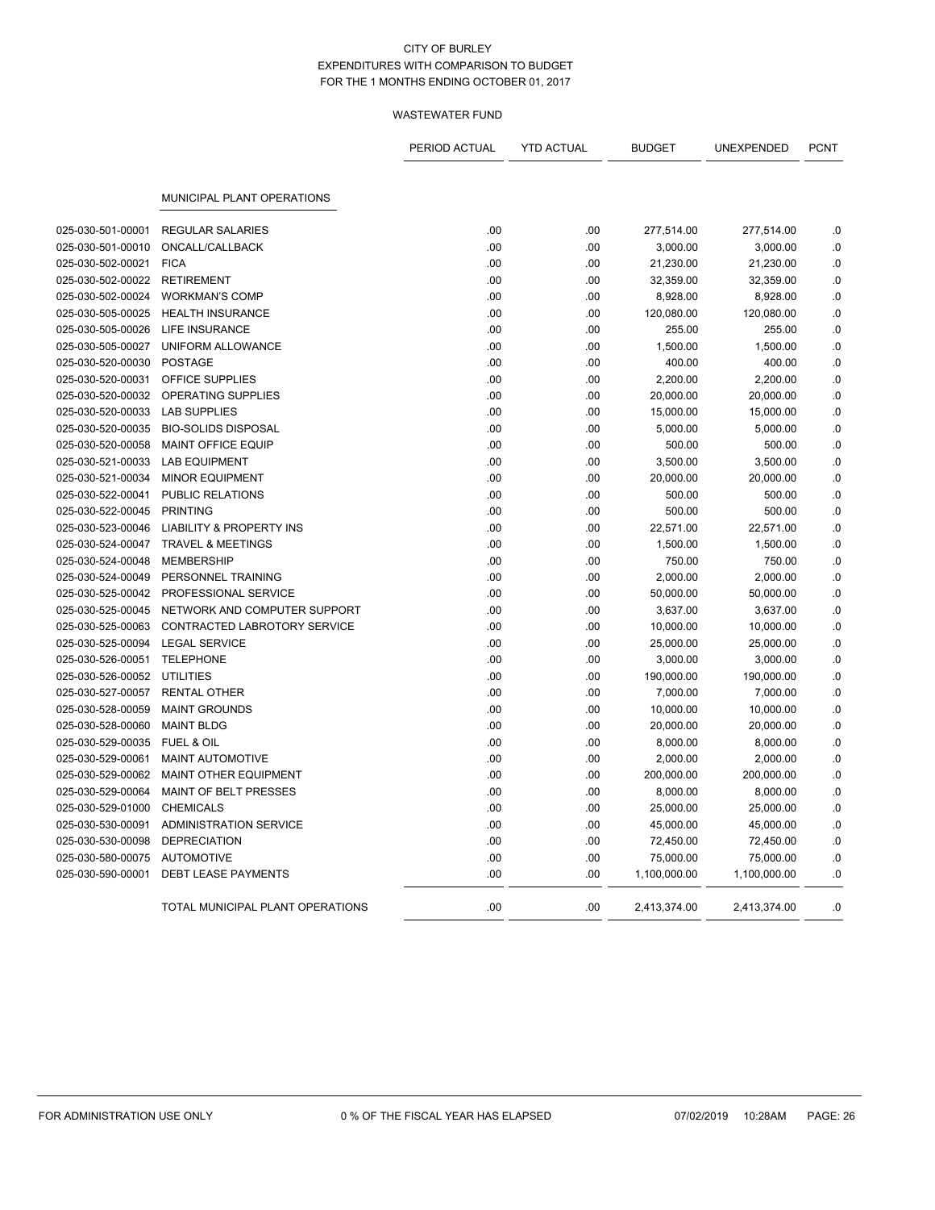CITY OF BURLEY
EXPENDITURES WITH COMPARISON TO BUDGET
FOR THE 1 MONTHS ENDING OCTOBER 01, 2017

WASTEWATER FUND

| | | PERIOD ACTUAL | YTD ACTUAL | BUDGET | UNEXPENDED | PCNT |
|---|---|---|---|---|---|---|
| | MUNICIPAL PLANT OPERATIONS | | | | | |
| 025-030-501-00001 | REGULAR SALARIES | .00 | .00 | 277,514.00 | 277,514.00 | .0 |
| 025-030-501-00010 | ONCALL/CALLBACK | .00 | .00 | 3,000.00 | 3,000.00 | .0 |
| 025-030-502-00021 | FICA | .00 | .00 | 21,230.00 | 21,230.00 | .0 |
| 025-030-502-00022 | RETIREMENT | .00 | .00 | 32,359.00 | 32,359.00 | .0 |
| 025-030-502-00024 | WORKMAN'S COMP | .00 | .00 | 8,928.00 | 8,928.00 | .0 |
| 025-030-505-00025 | HEALTH INSURANCE | .00 | .00 | 120,080.00 | 120,080.00 | .0 |
| 025-030-505-00026 | LIFE INSURANCE | .00 | .00 | 255.00 | 255.00 | .0 |
| 025-030-505-00027 | UNIFORM ALLOWANCE | .00 | .00 | 1,500.00 | 1,500.00 | .0 |
| 025-030-520-00030 | POSTAGE | .00 | .00 | 400.00 | 400.00 | .0 |
| 025-030-520-00031 | OFFICE SUPPLIES | .00 | .00 | 2,200.00 | 2,200.00 | .0 |
| 025-030-520-00032 | OPERATING SUPPLIES | .00 | .00 | 20,000.00 | 20,000.00 | .0 |
| 025-030-520-00033 | LAB SUPPLIES | .00 | .00 | 15,000.00 | 15,000.00 | .0 |
| 025-030-520-00035 | BIO-SOLIDS DISPOSAL | .00 | .00 | 5,000.00 | 5,000.00 | .0 |
| 025-030-520-00058 | MAINT OFFICE EQUIP | .00 | .00 | 500.00 | 500.00 | .0 |
| 025-030-521-00033 | LAB EQUIPMENT | .00 | .00 | 3,500.00 | 3,500.00 | .0 |
| 025-030-521-00034 | MINOR EQUIPMENT | .00 | .00 | 20,000.00 | 20,000.00 | .0 |
| 025-030-522-00041 | PUBLIC RELATIONS | .00 | .00 | 500.00 | 500.00 | .0 |
| 025-030-522-00045 | PRINTING | .00 | .00 | 500.00 | 500.00 | .0 |
| 025-030-523-00046 | LIABILITY & PROPERTY INS | .00 | .00 | 22,571.00 | 22,571.00 | .0 |
| 025-030-524-00047 | TRAVEL & MEETINGS | .00 | .00 | 1,500.00 | 1,500.00 | .0 |
| 025-030-524-00048 | MEMBERSHIP | .00 | .00 | 750.00 | 750.00 | .0 |
| 025-030-524-00049 | PERSONNEL TRAINING | .00 | .00 | 2,000.00 | 2,000.00 | .0 |
| 025-030-525-00042 | PROFESSIONAL SERVICE | .00 | .00 | 50,000.00 | 50,000.00 | .0 |
| 025-030-525-00045 | NETWORK AND COMPUTER SUPPORT | .00 | .00 | 3,637.00 | 3,637.00 | .0 |
| 025-030-525-00063 | CONTRACTED LABROTORY SERVICE | .00 | .00 | 10,000.00 | 10,000.00 | .0 |
| 025-030-525-00094 | LEGAL SERVICE | .00 | .00 | 25,000.00 | 25,000.00 | .0 |
| 025-030-526-00051 | TELEPHONE | .00 | .00 | 3,000.00 | 3,000.00 | .0 |
| 025-030-526-00052 | UTILITIES | .00 | .00 | 190,000.00 | 190,000.00 | .0 |
| 025-030-527-00057 | RENTAL OTHER | .00 | .00 | 7,000.00 | 7,000.00 | .0 |
| 025-030-528-00059 | MAINT GROUNDS | .00 | .00 | 10,000.00 | 10,000.00 | .0 |
| 025-030-528-00060 | MAINT BLDG | .00 | .00 | 20,000.00 | 20,000.00 | .0 |
| 025-030-529-00035 | FUEL & OIL | .00 | .00 | 8,000.00 | 8,000.00 | .0 |
| 025-030-529-00061 | MAINT AUTOMOTIVE | .00 | .00 | 2,000.00 | 2,000.00 | .0 |
| 025-030-529-00062 | MAINT OTHER EQUIPMENT | .00 | .00 | 200,000.00 | 200,000.00 | .0 |
| 025-030-529-00064 | MAINT OF BELT PRESSES | .00 | .00 | 8,000.00 | 8,000.00 | .0 |
| 025-030-529-01000 | CHEMICALS | .00 | .00 | 25,000.00 | 25,000.00 | .0 |
| 025-030-530-00091 | ADMINISTRATION SERVICE | .00 | .00 | 45,000.00 | 45,000.00 | .0 |
| 025-030-530-00098 | DEPRECIATION | .00 | .00 | 72,450.00 | 72,450.00 | .0 |
| 025-030-580-00075 | AUTOMOTIVE | .00 | .00 | 75,000.00 | 75,000.00 | .0 |
| 025-030-590-00001 | DEBT LEASE PAYMENTS | .00 | .00 | 1,100,000.00 | 1,100,000.00 | .0 |
| | TOTAL MUNICIPAL PLANT OPERATIONS | .00 | .00 | 2,413,374.00 | 2,413,374.00 | .0 |

FOR ADMINISTRATION USE ONLY 0 % OF THE FISCAL YEAR HAS ELAPSED 07/02/2019 10:28AM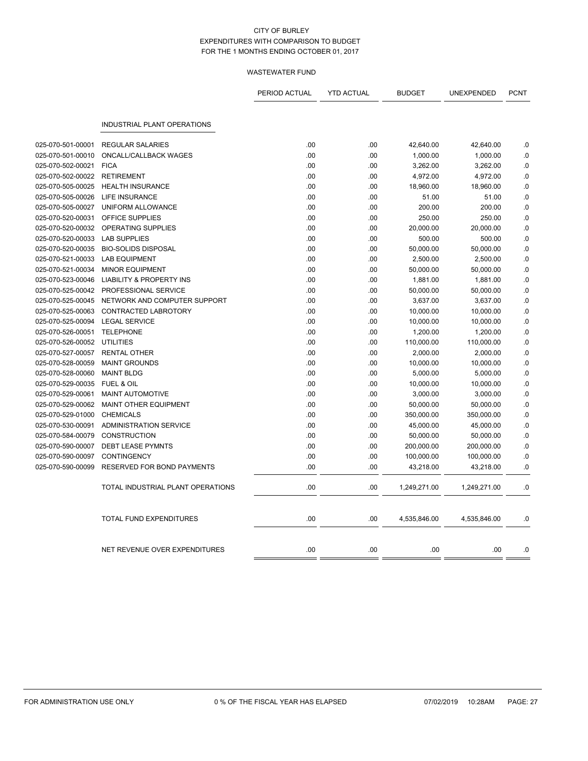CITY OF BURLEY
EXPENDITURES WITH COMPARISON TO BUDGET
FOR THE 1 MONTHS ENDING OCTOBER 01, 2017

WASTEWATER FUND

| | | PERIOD ACTUAL | YTD ACTUAL | BUDGET | UNEXPENDED | PCNT |
|---|---|---|---|---|---|---|
| | INDUSTRIAL PLANT OPERATIONS | | | | | |
| 025-070-501-00001 | REGULAR SALARIES | .00 | .00 | 42,640.00 | 42,640.00 | .0 |
| 025-070-501-00010 | ONCALL/CALLBACK WAGES | .00 | .00 | 1,000.00 | 1,000.00 | .0 |
| 025-070-502-00021 | FICA | .00 | .00 | 3,262.00 | 3,262.00 | .0 |
| 025-070-502-00022 | RETIREMENT | .00 | .00 | 4,972.00 | 4,972.00 | .0 |
| 025-070-505-00025 | HEALTH INSURANCE | .00 | .00 | 18,960.00 | 18,960.00 | .0 |
| 025-070-505-00026 | LIFE INSURANCE | .00 | .00 | 51.00 | 51.00 | .0 |
| 025-070-505-00027 | UNIFORM ALLOWANCE | .00 | .00 | 200.00 | 200.00 | .0 |
| 025-070-520-00031 | OFFICE SUPPLIES | .00 | .00 | 250.00 | 250.00 | .0 |
| 025-070-520-00032 | OPERATING SUPPLIES | .00 | .00 | 20,000.00 | 20,000.00 | .0 |
| 025-070-520-00033 | LAB SUPPLIES | .00 | .00 | 500.00 | 500.00 | .0 |
| 025-070-520-00035 | BIO-SOLIDS DISPOSAL | .00 | .00 | 50,000.00 | 50,000.00 | .0 |
| 025-070-521-00033 | LAB EQUIPMENT | .00 | .00 | 2,500.00 | 2,500.00 | .0 |
| 025-070-521-00034 | MINOR EQUIPMENT | .00 | .00 | 50,000.00 | 50,000.00 | .0 |
| 025-070-523-00046 | LIABILITY & PROPERTY INS | .00 | .00 | 1,881.00 | 1,881.00 | .0 |
| 025-070-525-00042 | PROFESSIONAL SERVICE | .00 | .00 | 50,000.00 | 50,000.00 | .0 |
| 025-070-525-00045 | NETWORK AND COMPUTER SUPPORT | .00 | .00 | 3,637.00 | 3,637.00 | .0 |
| 025-070-525-00063 | CONTRACTED LABROTORY | .00 | .00 | 10,000.00 | 10,000.00 | .0 |
| 025-070-525-00094 | LEGAL SERVICE | .00 | .00 | 10,000.00 | 10,000.00 | .0 |
| 025-070-526-00051 | TELEPHONE | .00 | .00 | 1,200.00 | 1,200.00 | .0 |
| 025-070-526-00052 | UTILITIES | .00 | .00 | 110,000.00 | 110,000.00 | .0 |
| 025-070-527-00057 | RENTAL OTHER | .00 | .00 | 2,000.00 | 2,000.00 | .0 |
| 025-070-528-00059 | MAINT GROUNDS | .00 | .00 | 10,000.00 | 10,000.00 | .0 |
| 025-070-528-00060 | MAINT BLDG | .00 | .00 | 5,000.00 | 5,000.00 | .0 |
| 025-070-529-00035 | FUEL & OIL | .00 | .00 | 10,000.00 | 10,000.00 | .0 |
| 025-070-529-00061 | MAINT AUTOMOTIVE | .00 | .00 | 3,000.00 | 3,000.00 | .0 |
| 025-070-529-00062 | MAINT OTHER EQUIPMENT | .00 | .00 | 50,000.00 | 50,000.00 | .0 |
| 025-070-529-01000 | CHEMICALS | .00 | .00 | 350,000.00 | 350,000.00 | .0 |
| 025-070-530-00091 | ADMINISTRATION SERVICE | .00 | .00 | 45,000.00 | 45,000.00 | .0 |
| 025-070-584-00079 | CONSTRUCTION | .00 | .00 | 50,000.00 | 50,000.00 | .0 |
| 025-070-590-00007 | DEBT LEASE PYMNTS | .00 | .00 | 200,000.00 | 200,000.00 | .0 |
| 025-070-590-00097 | CONTINGENCY | .00 | .00 | 100,000.00 | 100,000.00 | .0 |
| 025-070-590-00099 | RESERVED FOR BOND PAYMENTS | .00 | .00 | 43,218.00 | 43,218.00 | .0 |
| | TOTAL INDUSTRIAL PLANT OPERATIONS | .00 | .00 | 1,249,271.00 | 1,249,271.00 | .0 |
| | TOTAL FUND EXPENDITURES | .00 | .00 | 4,535,846.00 | 4,535,846.00 | .0 |
| | NET REVENUE OVER EXPENDITURES | .00 | .00 | .00 | .00 | .0 |

FOR ADMINISTRATION USE ONLY 0 % OF THE FISCAL YEAR HAS ELAPSED 07/02/2019 10:28AM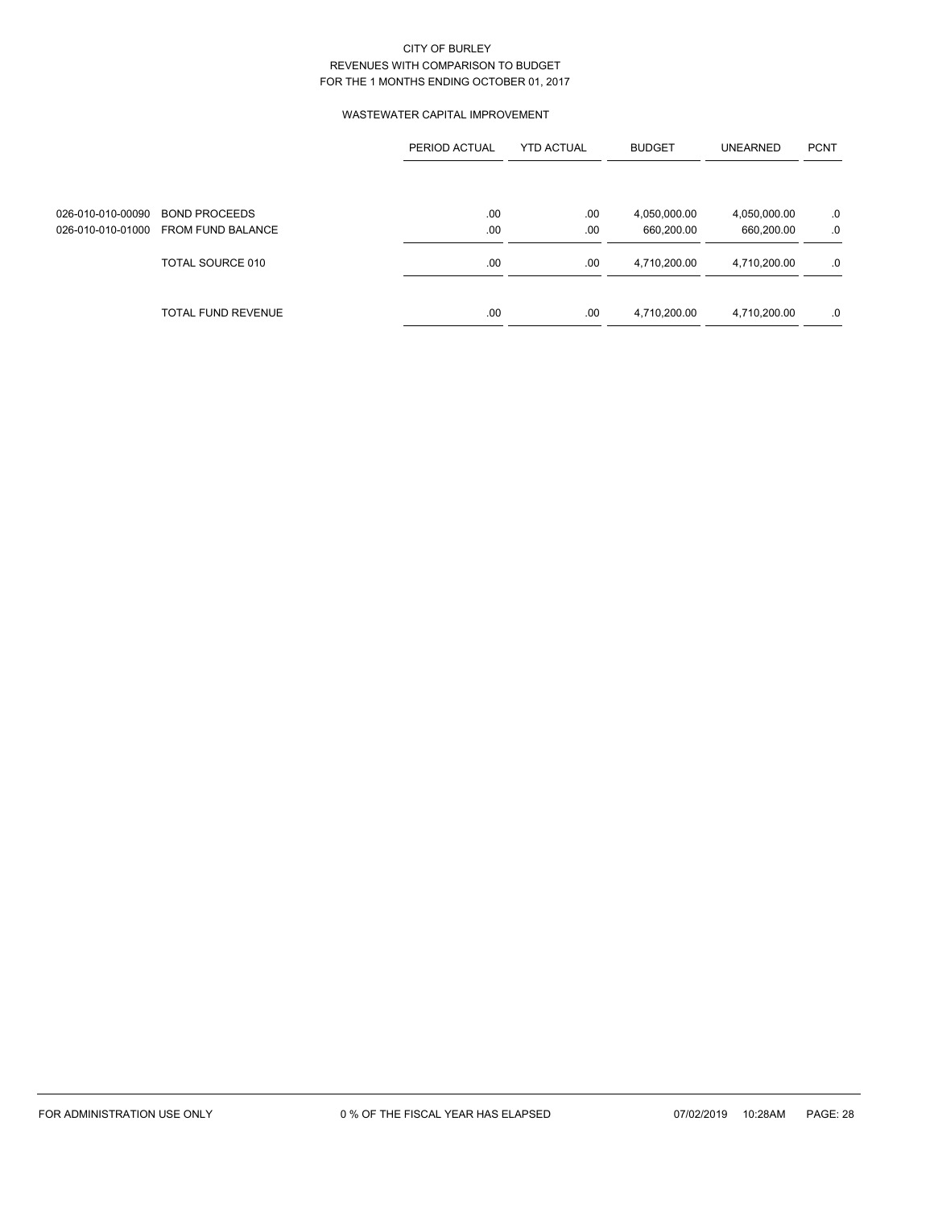CITY OF BURLEY
REVENUES WITH COMPARISON TO BUDGET
FOR THE 1 MONTHS ENDING OCTOBER 01, 2017

WASTEWATER CAPITAL IMPROVEMENT

| | | PERIOD ACTUAL | YTD ACTUAL | BUDGET | UNEARNED | PCNT |
|---|---|---|---|---|---|---|
| 026-010-010-00090 | BOND PROCEEDS | .00 | .00 | 4,050,000.00 | 4,050,000.00 | .0 |
| 026-010-010-01000 | FROM FUND BALANCE | .00 | .00 | 660,200.00 | 660,200.00 | .0 |
| | TOTAL SOURCE 010 | .00 | .00 | 4,710,200.00 | 4,710,200.00 | .0 |
| | TOTAL FUND REVENUE | .00 | .00 | 4,710,200.00 | 4,710,200.00 | .0 |

FOR ADMINISTRATION USE ONLY | 0 % OF THE FISCAL YEAR HAS ELAPSED | 07/02/2019 10:28AM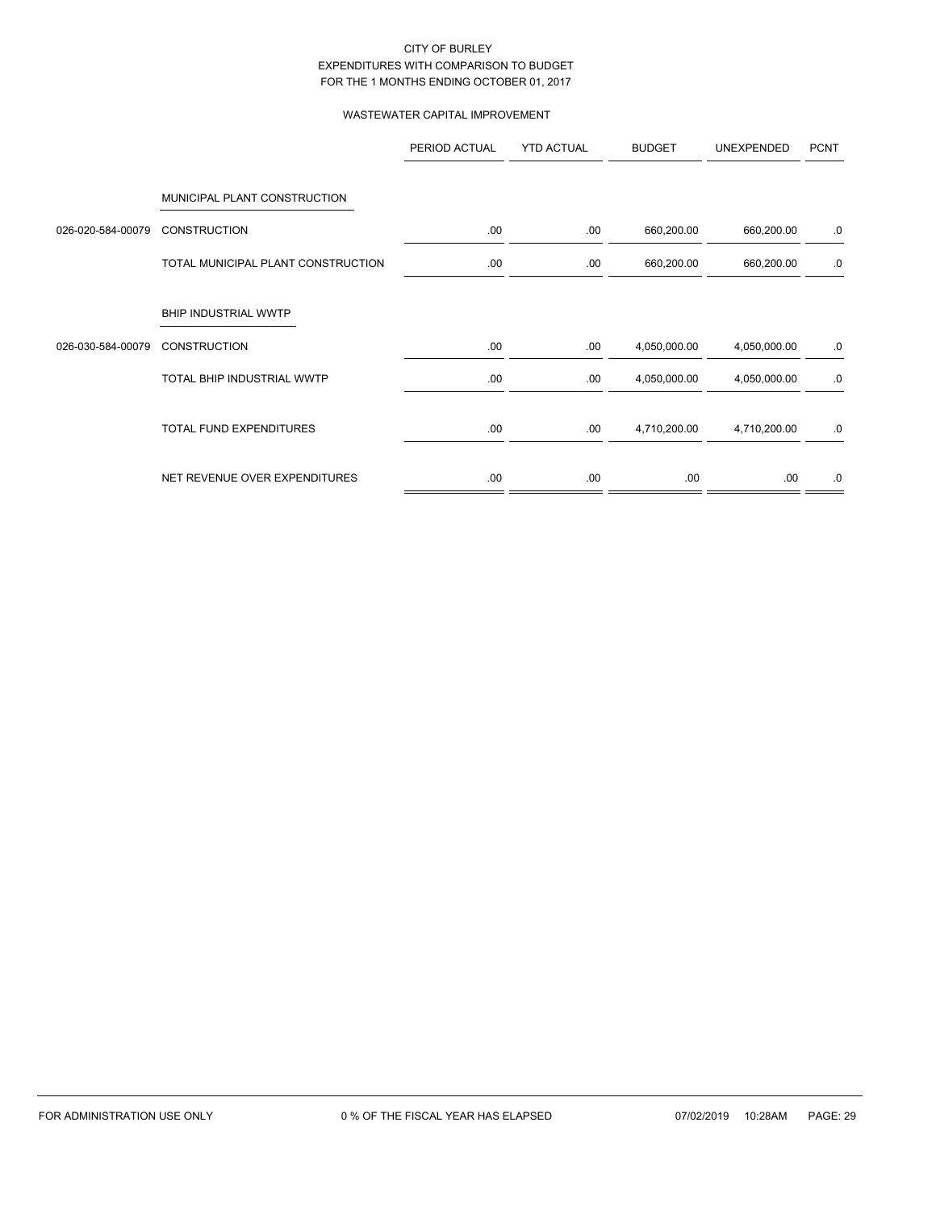CITY OF BURLEY
EXPENDITURES WITH COMPARISON TO BUDGET
FOR THE 1 MONTHS ENDING OCTOBER 01, 2017

WASTEWATER CAPITAL IMPROVEMENT

| | | PERIOD ACTUAL | YTD ACTUAL | BUDGET | UNEXPENDED | PCNT |
|---|---|---|---|---|---|---|
| | MUNICIPAL PLANT CONSTRUCTION | | | | | |
| 026-020-584-00079 | CONSTRUCTION | .00 | .00 | 660,200.00 | 660,200.00 | .0 |
| | TOTAL MUNICIPAL PLANT CONSTRUCTION | .00 | .00 | 660,200.00 | 660,200.00 | .0 |
| | BHIP INDUSTRIAL WWTP | | | | | |
| 026-030-584-00079 | CONSTRUCTION | .00 | .00 | 4,050,000.00 | 4,050,000.00 | .0 |
| | TOTAL BHIP INDUSTRIAL WWTP | .00 | .00 | 4,050,000.00 | 4,050,000.00 | .0 |
| | TOTAL FUND EXPENDITURES | .00 | .00 | 4,710,200.00 | 4,710,200.00 | .0 |
| | NET REVENUE OVER EXPENDITURES | .00 | .00 | .00 | .00 | .0 |

FOR ADMINISTRATION USE ONLY 0 % OF THE FISCAL YEAR HAS ELAPSED 07/02/2019 10:28AM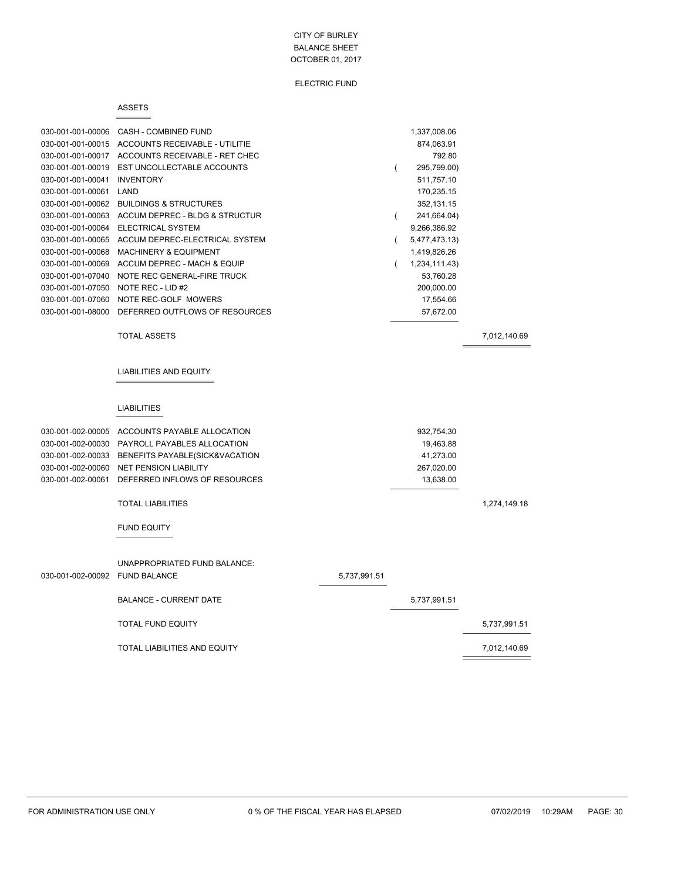# CITY OF BURLEY
## BALANCE SHEET
### OCTOBER 01, 2017

### ELECTRIC FUND

#### ASSETS

| Account | Description | | Amount | Total |
|---|---|---|---|---|
| 030-001-001-00006 | CASH - COMBINED FUND | | 1,337,008.06 | |
| 030-001-001-00015 | ACCOUNTS RECEIVABLE - UTILITIE | | 874,063.91 | |
| 030-001-001-00017 | ACCOUNTS RECEIVABLE - RET CHEC | | 792.80 | |
| 030-001-001-00019 | EST UNCOLLECTABLE ACCOUNTS | | ( 295,799.00) | |
| 030-001-001-00041 | INVENTORY | | 511,757.10 | |
| 030-001-001-00061 | LAND | | 170,235.15 | |
| 030-001-001-00062 | BUILDINGS & STRUCTURES | | 352,131.15 | |
| 030-001-001-00063 | ACCUM DEPREC - BLDG & STRUCTUR | | ( 241,664.04) | |
| 030-001-001-00064 | ELECTRICAL SYSTEM | | 9,266,386.92 | |
| 030-001-001-00065 | ACCUM DEPREC-ELECTRICAL SYSTEM | | ( 5,477,473.13) | |
| 030-001-001-00068 | MACHINERY & EQUIPMENT | | 1,419,826.26 | |
| 030-001-001-00069 | ACCUM DEPREC - MACH & EQUIP | | ( 1,234,111.43) | |
| 030-001-001-07040 | NOTE REC GENERAL-FIRE TRUCK | | 53,760.28 | |
| 030-001-001-07050 | NOTE REC - LID #2 | | 200,000.00 | |
| 030-001-001-07060 | NOTE REC-GOLF MOWERS | | 17,554.66 | |
| 030-001-001-08000 | DEFERRED OUTFLOWS OF RESOURCES | | 57,672.00 | |
| | TOTAL ASSETS | | | 7,012,140.69 |

#### LIABILITIES AND EQUITY

##### LIABILITIES

| Account | Description | | Amount | Total |
|---|---|---|---|---|
| 030-001-002-00005 | ACCOUNTS PAYABLE ALLOCATION | | 932,754.30 | |
| 030-001-002-00030 | PAYROLL PAYABLES ALLOCATION | | 19,463.88 | |
| 030-001-002-00033 | BENEFITS PAYABLE(SICK&VACATION | | 41,273.00 | |
| 030-001-002-00060 | NET PENSION LIABILITY | | 267,020.00 | |
| 030-001-002-00061 | DEFERRED INFLOWS OF RESOURCES | | 13,638.00 | |
| | TOTAL LIABILITIES | | | 1,274,149.18 |

##### FUND EQUITY

| Account | Description | | Amount | Total |
|---|---|---|---|---|
| | UNAPPROPRIATED FUND BALANCE: | | | |
| 030-001-002-00092 | FUND BALANCE | 5,737,991.51 | | |
| | BALANCE - CURRENT DATE | | 5,737,991.51 | |
| | TOTAL FUND EQUITY | | | 5,737,991.51 |
| | TOTAL LIABILITIES AND EQUITY | | | 7,012,140.69 |

FOR ADMINISTRATION USE ONLY 0 % OF THE FISCAL YEAR HAS ELAPSED 07/02/2019 10:29AM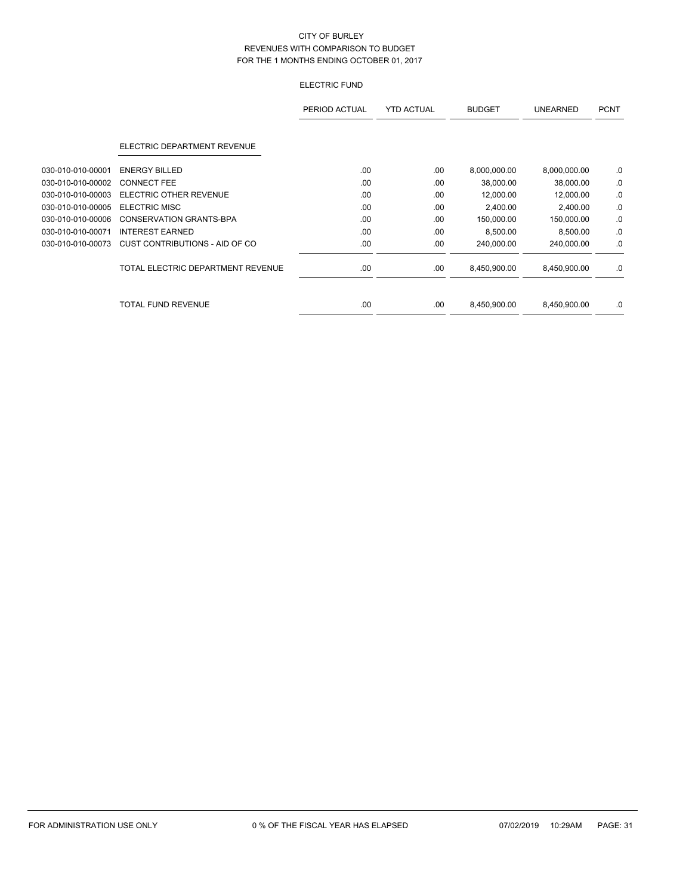CITY OF BURLEY
REVENUES WITH COMPARISON TO BUDGET
FOR THE 1 MONTHS ENDING OCTOBER 01, 2017

ELECTRIC FUND

| | | PERIOD ACTUAL | YTD ACTUAL | BUDGET | UNEARNED | PCNT |
|---|---|---|---|---|---|---|
| | ELECTRIC DEPARTMENT REVENUE | | | | | |
| 030-010-010-00001 | ENERGY BILLED | .00 | .00 | 8,000,000.00 | 8,000,000.00 | .0 |
| 030-010-010-00002 | CONNECT FEE | .00 | .00 | 38,000.00 | 38,000.00 | .0 |
| 030-010-010-00003 | ELECTRIC OTHER REVENUE | .00 | .00 | 12,000.00 | 12,000.00 | .0 |
| 030-010-010-00005 | ELECTRIC MISC | .00 | .00 | 2,400.00 | 2,400.00 | .0 |
| 030-010-010-00006 | CONSERVATION GRANTS-BPA | .00 | .00 | 150,000.00 | 150,000.00 | .0 |
| 030-010-010-00071 | INTEREST EARNED | .00 | .00 | 8,500.00 | 8,500.00 | .0 |
| 030-010-010-00073 | CUST CONTRIBUTIONS - AID OF CO | .00 | .00 | 240,000.00 | 240,000.00 | .0 |
| | TOTAL ELECTRIC DEPARTMENT REVENUE | .00 | .00 | 8,450,900.00 | 8,450,900.00 | .0 |
| | TOTAL FUND REVENUE | .00 | .00 | 8,450,900.00 | 8,450,900.00 | .0 |

FOR ADMINISTRATION USE ONLY    0 % OF THE FISCAL YEAR HAS ELAPSED    07/02/2019 10:29AM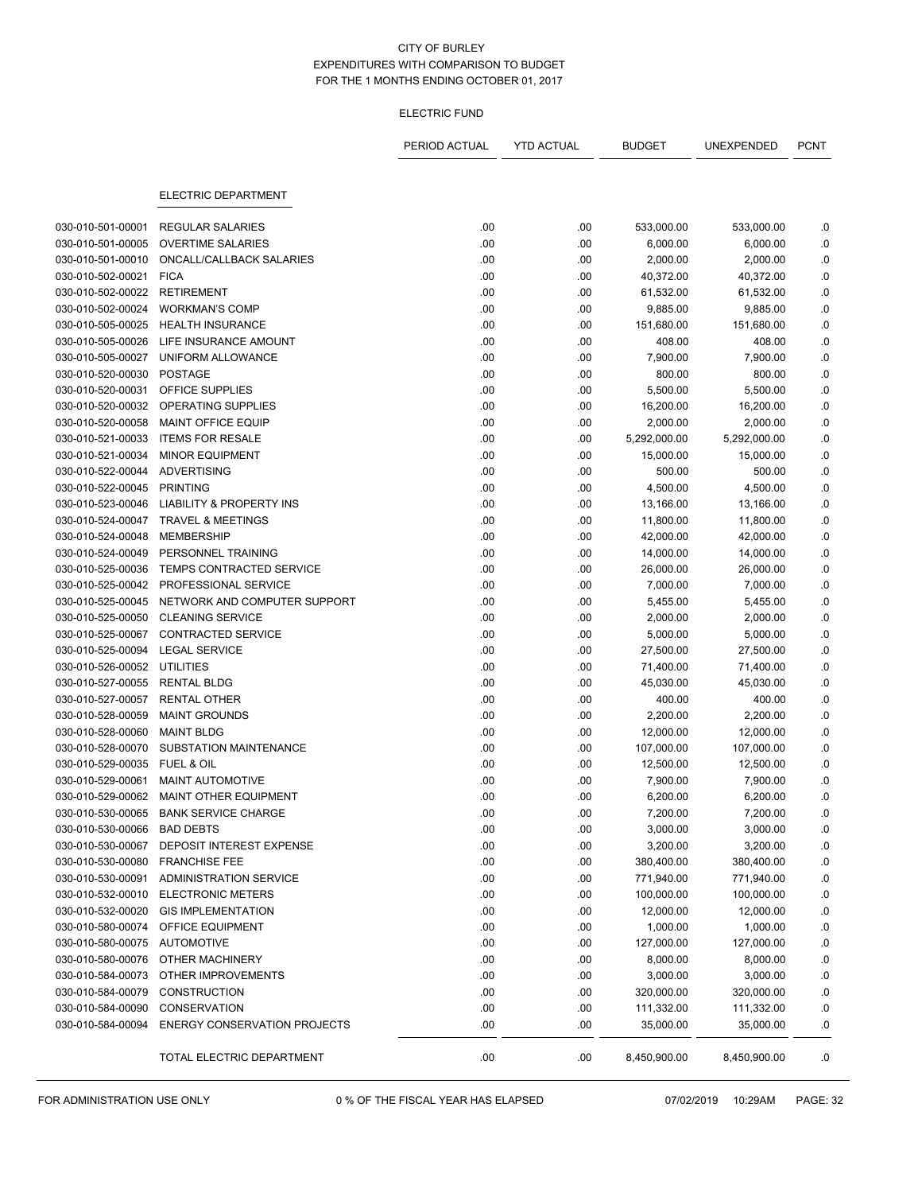CITY OF BURLEY
EXPENDITURES WITH COMPARISON TO BUDGET
FOR THE 1 MONTHS ENDING OCTOBER 01, 2017

ELECTRIC FUND

| | | PERIOD ACTUAL | YTD ACTUAL | BUDGET | UNEXPENDED | PCNT |
|---|---|---|---|---|---|---|
| | **ELECTRIC DEPARTMENT** | | | | | |
| 030-010-501-00001 | REGULAR SALARIES | .00 | .00 | 533,000.00 | 533,000.00 | .0 |
| 030-010-501-00005 | OVERTIME SALARIES | .00 | .00 | 6,000.00 | 6,000.00 | .0 |
| 030-010-501-00010 | ONCALL/CALLBACK SALARIES | .00 | .00 | 2,000.00 | 2,000.00 | .0 |
| 030-010-502-00021 | FICA | .00 | .00 | 40,372.00 | 40,372.00 | .0 |
| 030-010-502-00022 | RETIREMENT | .00 | .00 | 61,532.00 | 61,532.00 | .0 |
| 030-010-502-00024 | WORKMAN'S COMP | .00 | .00 | 9,885.00 | 9,885.00 | .0 |
| 030-010-505-00025 | HEALTH INSURANCE | .00 | .00 | 151,680.00 | 151,680.00 | .0 |
| 030-010-505-00026 | LIFE INSURANCE AMOUNT | .00 | .00 | 408.00 | 408.00 | .0 |
| 030-010-505-00027 | UNIFORM ALLOWANCE | .00 | .00 | 7,900.00 | 7,900.00 | .0 |
| 030-010-520-00030 | POSTAGE | .00 | .00 | 800.00 | 800.00 | .0 |
| 030-010-520-00031 | OFFICE SUPPLIES | .00 | .00 | 5,500.00 | 5,500.00 | .0 |
| 030-010-520-00032 | OPERATING SUPPLIES | .00 | .00 | 16,200.00 | 16,200.00 | .0 |
| 030-010-520-00058 | MAINT OFFICE EQUIP | .00 | .00 | 2,000.00 | 2,000.00 | .0 |
| 030-010-521-00033 | ITEMS FOR RESALE | .00 | .00 | 5,292,000.00 | 5,292,000.00 | .0 |
| 030-010-521-00034 | MINOR EQUIPMENT | .00 | .00 | 15,000.00 | 15,000.00 | .0 |
| 030-010-522-00044 | ADVERTISING | .00 | .00 | 500.00 | 500.00 | .0 |
| 030-010-522-00045 | PRINTING | .00 | .00 | 4,500.00 | 4,500.00 | .0 |
| 030-010-523-00046 | LIABILITY & PROPERTY INS | .00 | .00 | 13,166.00 | 13,166.00 | .0 |
| 030-010-524-00047 | TRAVEL & MEETINGS | .00 | .00 | 11,800.00 | 11,800.00 | .0 |
| 030-010-524-00048 | MEMBERSHIP | .00 | .00 | 42,000.00 | 42,000.00 | .0 |
| 030-010-524-00049 | PERSONNEL TRAINING | .00 | .00 | 14,000.00 | 14,000.00 | .0 |
| 030-010-525-00036 | TEMPS CONTRACTED SERVICE | .00 | .00 | 26,000.00 | 26,000.00 | .0 |
| 030-010-525-00042 | PROFESSIONAL SERVICE | .00 | .00 | 7,000.00 | 7,000.00 | .0 |
| 030-010-525-00045 | NETWORK AND COMPUTER SUPPORT | .00 | .00 | 5,455.00 | 5,455.00 | .0 |
| 030-010-525-00050 | CLEANING SERVICE | .00 | .00 | 2,000.00 | 2,000.00 | .0 |
| 030-010-525-00067 | CONTRACTED SERVICE | .00 | .00 | 5,000.00 | 5,000.00 | .0 |
| 030-010-525-00094 | LEGAL SERVICE | .00 | .00 | 27,500.00 | 27,500.00 | .0 |
| 030-010-526-00052 | UTILITIES | .00 | .00 | 71,400.00 | 71,400.00 | .0 |
| 030-010-527-00055 | RENTAL BLDG | .00 | .00 | 45,030.00 | 45,030.00 | .0 |
| 030-010-527-00057 | RENTAL OTHER | .00 | .00 | 400.00 | 400.00 | .0 |
| 030-010-528-00059 | MAINT GROUNDS | .00 | .00 | 2,200.00 | 2,200.00 | .0 |
| 030-010-528-00060 | MAINT BLDG | .00 | .00 | 12,000.00 | 12,000.00 | .0 |
| 030-010-528-00070 | SUBSTATION MAINTENANCE | .00 | .00 | 107,000.00 | 107,000.00 | .0 |
| 030-010-529-00035 | FUEL & OIL | .00 | .00 | 12,500.00 | 12,500.00 | .0 |
| 030-010-529-00061 | MAINT AUTOMOTIVE | .00 | .00 | 7,900.00 | 7,900.00 | .0 |
| 030-010-529-00062 | MAINT OTHER EQUIPMENT | .00 | .00 | 6,200.00 | 6,200.00 | .0 |
| 030-010-530-00065 | BANK SERVICE CHARGE | .00 | .00 | 7,200.00 | 7,200.00 | .0 |
| 030-010-530-00066 | BAD DEBTS | .00 | .00 | 3,000.00 | 3,000.00 | .0 |
| 030-010-530-00067 | DEPOSIT INTEREST EXPENSE | .00 | .00 | 3,200.00 | 3,200.00 | .0 |
| 030-010-530-00080 | FRANCHISE FEE | .00 | .00 | 380,400.00 | 380,400.00 | .0 |
| 030-010-530-00091 | ADMINISTRATION SERVICE | .00 | .00 | 771,940.00 | 771,940.00 | .0 |
| 030-010-532-00010 | ELECTRONIC METERS | .00 | .00 | 100,000.00 | 100,000.00 | .0 |
| 030-010-532-00020 | GIS IMPLEMENTATION | .00 | .00 | 12,000.00 | 12,000.00 | .0 |
| 030-010-580-00074 | OFFICE EQUIPMENT | .00 | .00 | 1,000.00 | 1,000.00 | .0 |
| 030-010-580-00075 | AUTOMOTIVE | .00 | .00 | 127,000.00 | 127,000.00 | .0 |
| 030-010-580-00076 | OTHER MACHINERY | .00 | .00 | 8,000.00 | 8,000.00 | .0 |
| 030-010-584-00073 | OTHER IMPROVEMENTS | .00 | .00 | 3,000.00 | 3,000.00 | .0 |
| 030-010-584-00079 | CONSTRUCTION | .00 | .00 | 320,000.00 | 320,000.00 | .0 |
| 030-010-584-00090 | CONSERVATION | .00 | .00 | 111,332.00 | 111,332.00 | .0 |
| 030-010-584-00094 | ENERGY CONSERVATION PROJECTS | .00 | .00 | 35,000.00 | 35,000.00 | .0 |
| | TOTAL ELECTRIC DEPARTMENT | .00 | .00 | 8,450,900.00 | 8,450,900.00 | .0 |

FOR ADMINISTRATION USE ONLY    0 % OF THE FISCAL YEAR HAS ELAPSED    07/02/2019 10:29AM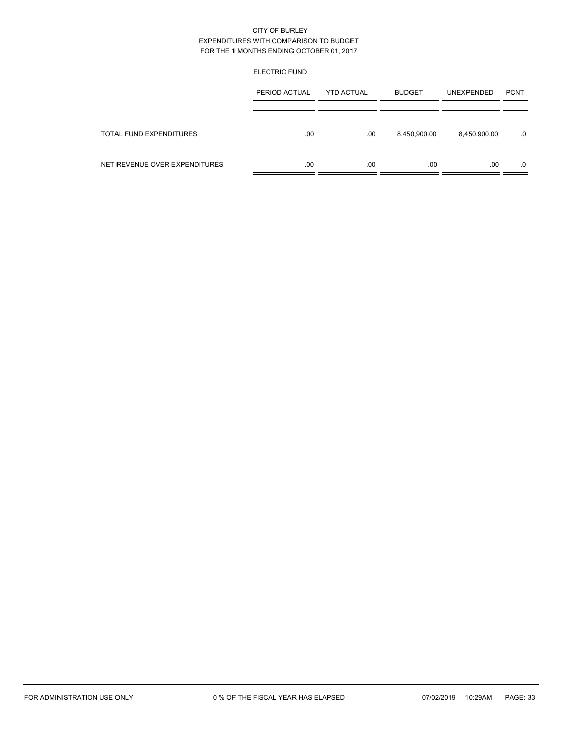CITY OF BURLEY
EXPENDITURES WITH COMPARISON TO BUDGET
FOR THE 1 MONTHS ENDING OCTOBER 01, 2017

ELECTRIC FUND

| | PERIOD ACTUAL | YTD ACTUAL | BUDGET | UNEXPENDED | PCNT |
|---|---|---|---|---|---|
| TOTAL FUND EXPENDITURES | .00 | .00 | 8,450,900.00 | 8,450,900.00 | .0 |
| NET REVENUE OVER EXPENDITURES | .00 | .00 | .00 | .00 | .0 |

FOR ADMINISTRATION USE ONLY 0 % OF THE FISCAL YEAR HAS ELAPSED 07/02/2019 10:29AM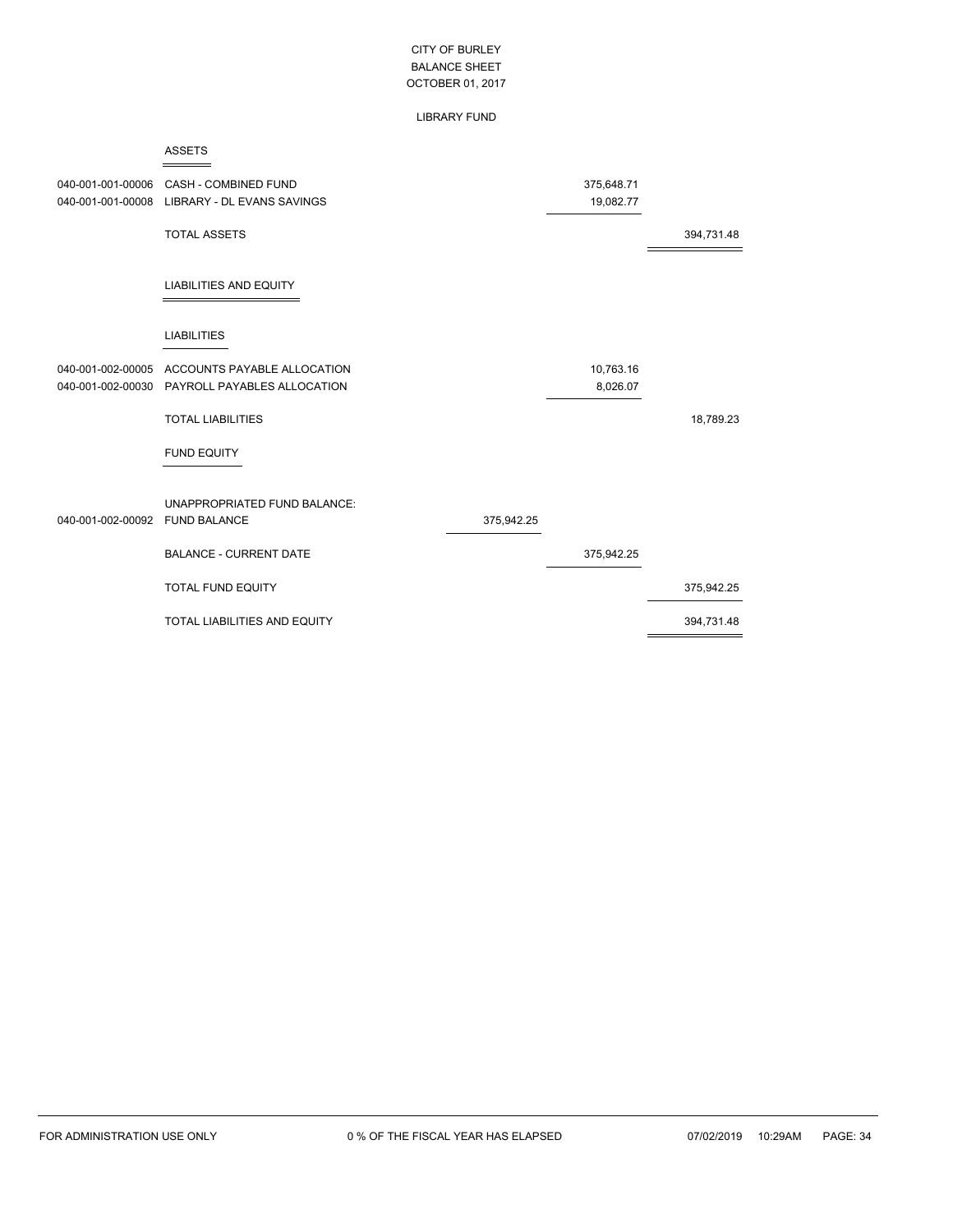CITY OF BURLEY
BALANCE SHEET
OCTOBER 01, 2017

LIBRARY FUND

**ASSETS**

| Account | Description | | | |
|---|---|---|---|---|
| 040-001-001-00006 | CASH - COMBINED FUND | | 375,648.71 | |
| 040-001-001-00008 | LIBRARY - DL EVANS SAVINGS | | 19,082.77 | |
| | TOTAL ASSETS | | | 394,731.48 |

**LIABILITIES AND EQUITY**

**LIABILITIES**

| Account | Description | | | |
|---|---|---|---|---|
| 040-001-002-00005 | ACCOUNTS PAYABLE ALLOCATION | | 10,763.16 | |
| 040-001-002-00030 | PAYROLL PAYABLES ALLOCATION | | 8,026.07 | |
| | TOTAL LIABILITIES | | | 18,789.23 |

**FUND EQUITY**

| Account | Description | | | |
|---|---|---|---|---|
| | UNAPPROPRIATED FUND BALANCE: | | | |
| 040-001-002-00092 | FUND BALANCE | 375,942.25 | | |
| | BALANCE - CURRENT DATE | | 375,942.25 | |
| | TOTAL FUND EQUITY | | | 375,942.25 |
| | TOTAL LIABILITIES AND EQUITY | | | 394,731.48 |

FOR ADMINISTRATION USE ONLY 0 % OF THE FISCAL YEAR HAS ELAPSED 07/02/2019 10:29AM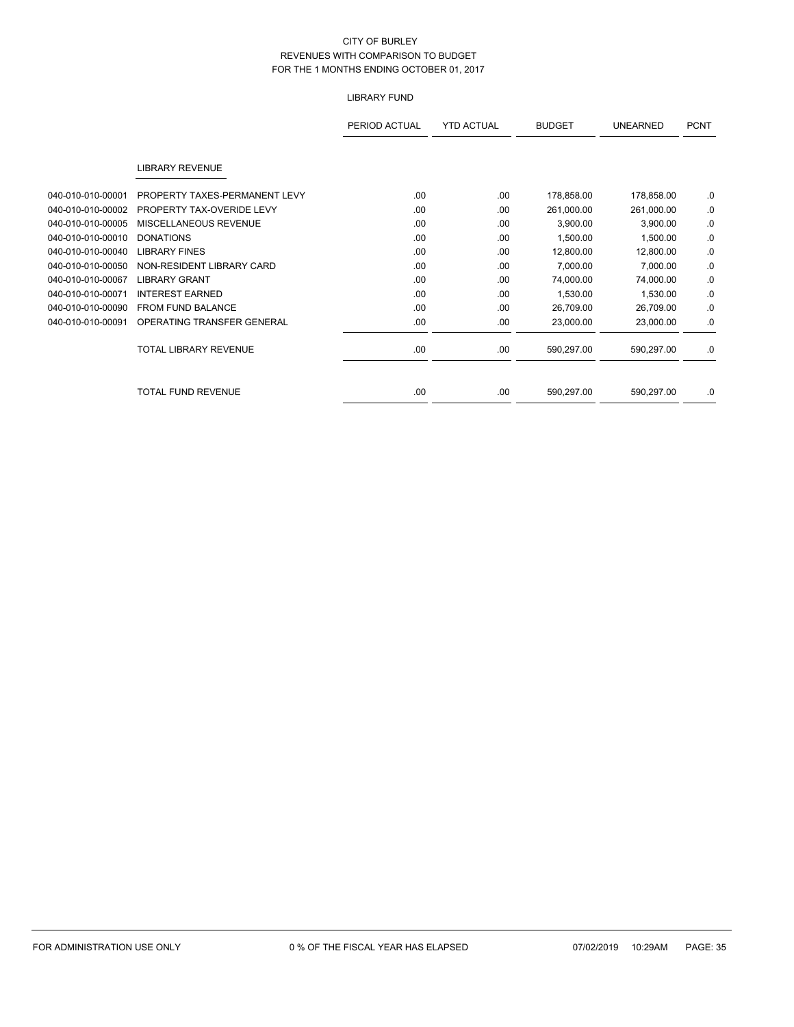CITY OF BURLEY
REVENUES WITH COMPARISON TO BUDGET
FOR THE 1 MONTHS ENDING OCTOBER 01, 2017

LIBRARY FUND

| | | PERIOD ACTUAL | YTD ACTUAL | BUDGET | UNEARNED | PCNT |
|---|---|---|---|---|---|---|
| | LIBRARY REVENUE | | | | | |
| 040-010-010-00001 | PROPERTY TAXES-PERMANENT LEVY | .00 | .00 | 178,858.00 | 178,858.00 | .0 |
| 040-010-010-00002 | PROPERTY TAX-OVERIDE LEVY | .00 | .00 | 261,000.00 | 261,000.00 | .0 |
| 040-010-010-00005 | MISCELLANEOUS REVENUE | .00 | .00 | 3,900.00 | 3,900.00 | .0 |
| 040-010-010-00010 | DONATIONS | .00 | .00 | 1,500.00 | 1,500.00 | .0 |
| 040-010-010-00040 | LIBRARY FINES | .00 | .00 | 12,800.00 | 12,800.00 | .0 |
| 040-010-010-00050 | NON-RESIDENT LIBRARY CARD | .00 | .00 | 7,000.00 | 7,000.00 | .0 |
| 040-010-010-00067 | LIBRARY GRANT | .00 | .00 | 74,000.00 | 74,000.00 | .0 |
| 040-010-010-00071 | INTEREST EARNED | .00 | .00 | 1,530.00 | 1,530.00 | .0 |
| 040-010-010-00090 | FROM FUND BALANCE | .00 | .00 | 26,709.00 | 26,709.00 | .0 |
| 040-010-010-00091 | OPERATING TRANSFER GENERAL | .00 | .00 | 23,000.00 | 23,000.00 | .0 |
| | TOTAL LIBRARY REVENUE | .00 | .00 | 590,297.00 | 590,297.00 | .0 |
| | TOTAL FUND REVENUE | .00 | .00 | 590,297.00 | 590,297.00 | .0 |

FOR ADMINISTRATION USE ONLY    0 % OF THE FISCAL YEAR HAS ELAPSED    07/02/2019 10:29AM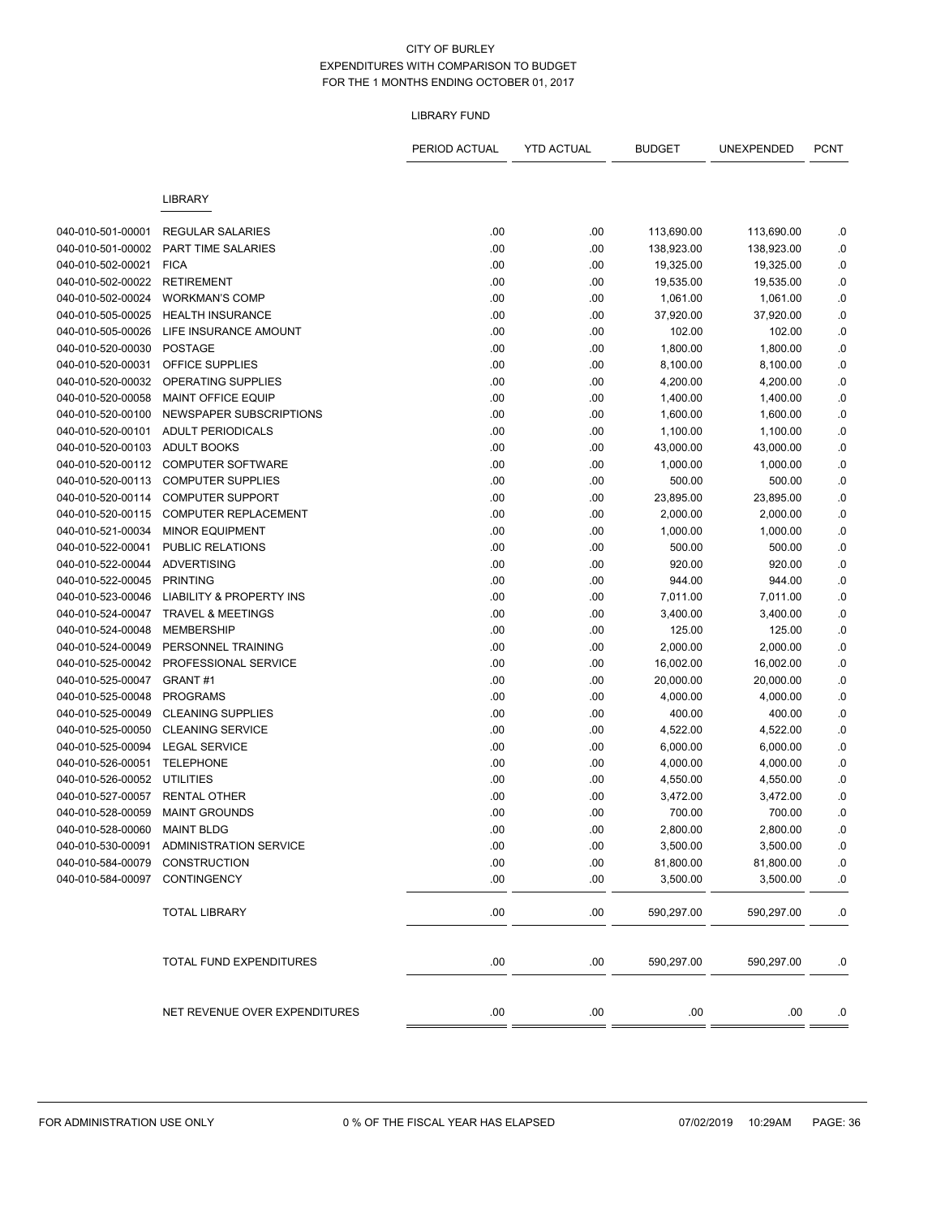CITY OF BURLEY
EXPENDITURES WITH COMPARISON TO BUDGET
FOR THE 1 MONTHS ENDING OCTOBER 01, 2017

LIBRARY FUND

| | | PERIOD ACTUAL | YTD ACTUAL | BUDGET | UNEXPENDED | PCNT |
|---|---|---|---|---|---|---|
| | LIBRARY | | | | | |
| 040-010-501-00001 | REGULAR SALARIES | .00 | .00 | 113,690.00 | 113,690.00 | .0 |
| 040-010-501-00002 | PART TIME SALARIES | .00 | .00 | 138,923.00 | 138,923.00 | .0 |
| 040-010-502-00021 | FICA | .00 | .00 | 19,325.00 | 19,325.00 | .0 |
| 040-010-502-00022 | RETIREMENT | .00 | .00 | 19,535.00 | 19,535.00 | .0 |
| 040-010-502-00024 | WORKMAN'S COMP | .00 | .00 | 1,061.00 | 1,061.00 | .0 |
| 040-010-505-00025 | HEALTH INSURANCE | .00 | .00 | 37,920.00 | 37,920.00 | .0 |
| 040-010-505-00026 | LIFE INSURANCE AMOUNT | .00 | .00 | 102.00 | 102.00 | .0 |
| 040-010-520-00030 | POSTAGE | .00 | .00 | 1,800.00 | 1,800.00 | .0 |
| 040-010-520-00031 | OFFICE SUPPLIES | .00 | .00 | 8,100.00 | 8,100.00 | .0 |
| 040-010-520-00032 | OPERATING SUPPLIES | .00 | .00 | 4,200.00 | 4,200.00 | .0 |
| 040-010-520-00058 | MAINT OFFICE EQUIP | .00 | .00 | 1,400.00 | 1,400.00 | .0 |
| 040-010-520-00100 | NEWSPAPER SUBSCRIPTIONS | .00 | .00 | 1,600.00 | 1,600.00 | .0 |
| 040-010-520-00101 | ADULT PERIODICALS | .00 | .00 | 1,100.00 | 1,100.00 | .0 |
| 040-010-520-00103 | ADULT BOOKS | .00 | .00 | 43,000.00 | 43,000.00 | .0 |
| 040-010-520-00112 | COMPUTER SOFTWARE | .00 | .00 | 1,000.00 | 1,000.00 | .0 |
| 040-010-520-00113 | COMPUTER SUPPLIES | .00 | .00 | 500.00 | 500.00 | .0 |
| 040-010-520-00114 | COMPUTER SUPPORT | .00 | .00 | 23,895.00 | 23,895.00 | .0 |
| 040-010-520-00115 | COMPUTER REPLACEMENT | .00 | .00 | 2,000.00 | 2,000.00 | .0 |
| 040-010-521-00034 | MINOR EQUIPMENT | .00 | .00 | 1,000.00 | 1,000.00 | .0 |
| 040-010-522-00041 | PUBLIC RELATIONS | .00 | .00 | 500.00 | 500.00 | .0 |
| 040-010-522-00044 | ADVERTISING | .00 | .00 | 920.00 | 920.00 | .0 |
| 040-010-522-00045 | PRINTING | .00 | .00 | 944.00 | 944.00 | .0 |
| 040-010-523-00046 | LIABILITY & PROPERTY INS | .00 | .00 | 7,011.00 | 7,011.00 | .0 |
| 040-010-524-00047 | TRAVEL & MEETINGS | .00 | .00 | 3,400.00 | 3,400.00 | .0 |
| 040-010-524-00048 | MEMBERSHIP | .00 | .00 | 125.00 | 125.00 | .0 |
| 040-010-524-00049 | PERSONNEL TRAINING | .00 | .00 | 2,000.00 | 2,000.00 | .0 |
| 040-010-525-00042 | PROFESSIONAL SERVICE | .00 | .00 | 16,002.00 | 16,002.00 | .0 |
| 040-010-525-00047 | GRANT #1 | .00 | .00 | 20,000.00 | 20,000.00 | .0 |
| 040-010-525-00048 | PROGRAMS | .00 | .00 | 4,000.00 | 4,000.00 | .0 |
| 040-010-525-00049 | CLEANING SUPPLIES | .00 | .00 | 400.00 | 400.00 | .0 |
| 040-010-525-00050 | CLEANING SERVICE | .00 | .00 | 4,522.00 | 4,522.00 | .0 |
| 040-010-525-00094 | LEGAL SERVICE | .00 | .00 | 6,000.00 | 6,000.00 | .0 |
| 040-010-526-00051 | TELEPHONE | .00 | .00 | 4,000.00 | 4,000.00 | .0 |
| 040-010-526-00052 | UTILITIES | .00 | .00 | 4,550.00 | 4,550.00 | .0 |
| 040-010-527-00057 | RENTAL OTHER | .00 | .00 | 3,472.00 | 3,472.00 | .0 |
| 040-010-528-00059 | MAINT GROUNDS | .00 | .00 | 700.00 | 700.00 | .0 |
| 040-010-528-00060 | MAINT BLDG | .00 | .00 | 2,800.00 | 2,800.00 | .0 |
| 040-010-530-00091 | ADMINISTRATION SERVICE | .00 | .00 | 3,500.00 | 3,500.00 | .0 |
| 040-010-584-00079 | CONSTRUCTION | .00 | .00 | 81,800.00 | 81,800.00 | .0 |
| 040-010-584-00097 | CONTINGENCY | .00 | .00 | 3,500.00 | 3,500.00 | .0 |
| | TOTAL LIBRARY | .00 | .00 | 590,297.00 | 590,297.00 | .0 |
| | TOTAL FUND EXPENDITURES | .00 | .00 | 590,297.00 | 590,297.00 | .0 |
| | NET REVENUE OVER EXPENDITURES | .00 | .00 | .00 | .00 | .0 |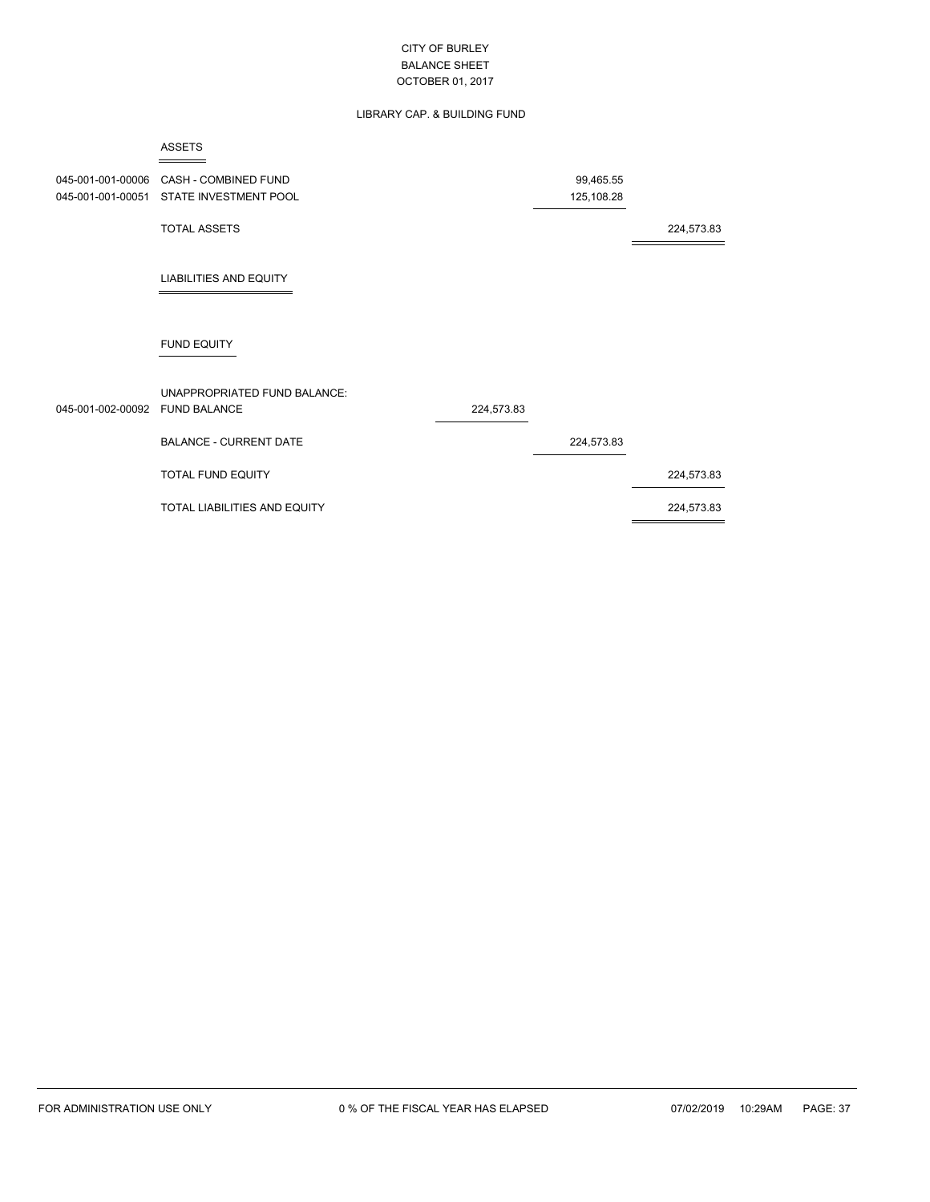CITY OF BURLEY
BALANCE SHEET
OCTOBER 01, 2017

LIBRARY CAP. & BUILDING FUND

| Account | Description | | | |
|---|---|---|---|---|
| | **ASSETS** | | | |
| 045-001-001-00006 | CASH - COMBINED FUND | | 99,465.55 | |
| 045-001-001-00051 | STATE INVESTMENT POOL | | 125,108.28 | |
| | TOTAL ASSETS | | | 224,573.83 |
| | **LIABILITIES AND EQUITY** | | | |
| | **FUND EQUITY** | | | |
| | UNAPPROPRIATED FUND BALANCE: | | | |
| 045-001-002-00092 | FUND BALANCE | 224,573.83 | | |
| | BALANCE - CURRENT DATE | | 224,573.83 | |
| | TOTAL FUND EQUITY | | | 224,573.83 |
| | TOTAL LIABILITIES AND EQUITY | | | 224,573.83 |

FOR ADMINISTRATION USE ONLY    0 % OF THE FISCAL YEAR HAS ELAPSED    07/02/2019 10:29AM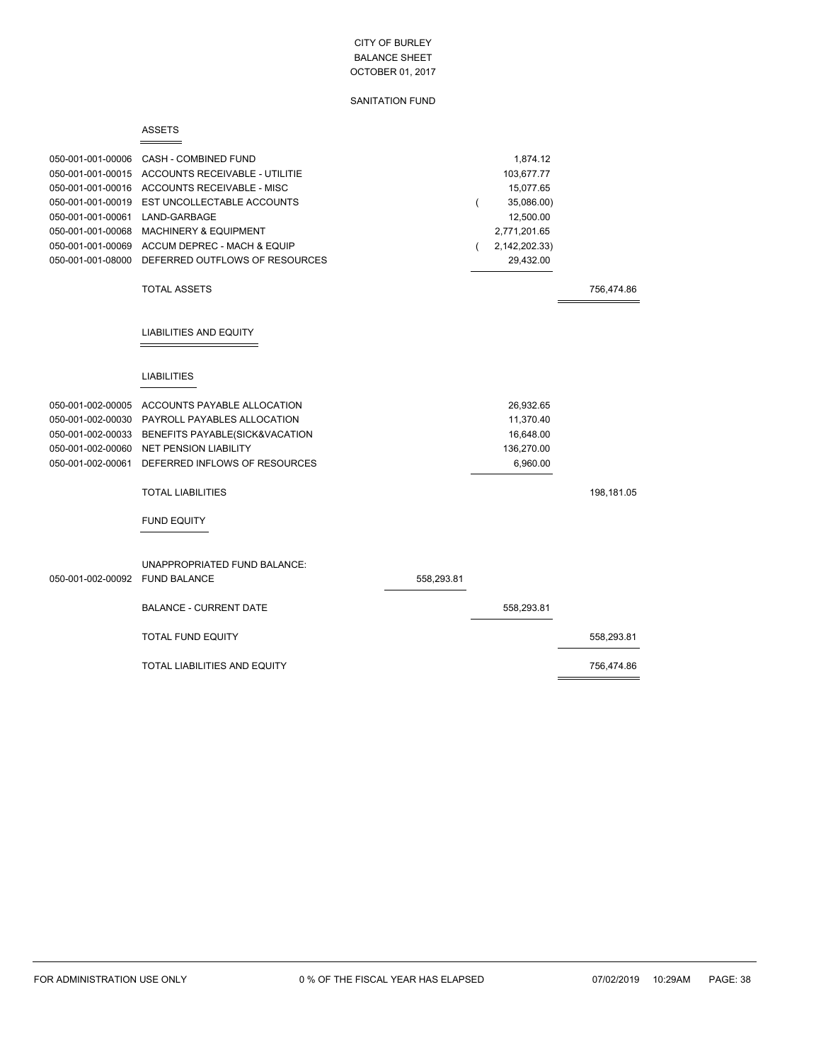# CITY OF BURLEY
## BALANCE SHEET
### OCTOBER 01, 2017

### SANITATION FUND

#### ASSETS

| Account | Description | | | |
|---|---|---|---|---|
| 050-001-001-00006 | CASH - COMBINED FUND | | 1,874.12 | |
| 050-001-001-00015 | ACCOUNTS RECEIVABLE - UTILITIE | | 103,677.77 | |
| 050-001-001-00016 | ACCOUNTS RECEIVABLE - MISC | | 15,077.65 | |
| 050-001-001-00019 | EST UNCOLLECTABLE ACCOUNTS | | ( 35,086.00) | |
| 050-001-001-00061 | LAND-GARBAGE | | 12,500.00 | |
| 050-001-001-00068 | MACHINERY & EQUIPMENT | | 2,771,201.65 | |
| 050-001-001-00069 | ACCUM DEPREC - MACH & EQUIP | | ( 2,142,202.33) | |
| 050-001-001-08000 | DEFERRED OUTFLOWS OF RESOURCES | | 29,432.00 | |
| | TOTAL ASSETS | | | 756,474.86 |

#### LIABILITIES AND EQUITY

##### LIABILITIES

| Account | Description | | | |
|---|---|---|---|---|
| 050-001-002-00005 | ACCOUNTS PAYABLE ALLOCATION | | 26,932.65 | |
| 050-001-002-00030 | PAYROLL PAYABLES ALLOCATION | | 11,370.40 | |
| 050-001-002-00033 | BENEFITS PAYABLE(SICK&VACATION | | 16,648.00 | |
| 050-001-002-00060 | NET PENSION LIABILITY | | 136,270.00 | |
| 050-001-002-00061 | DEFERRED INFLOWS OF RESOURCES | | 6,960.00 | |
| | TOTAL LIABILITIES | | | 198,181.05 |

##### FUND EQUITY

| Account | Description | | | |
|---|---|---|---|---|
| | UNAPPROPRIATED FUND BALANCE: | | | |
| 050-001-002-00092 | FUND BALANCE | 558,293.81 | | |
| | BALANCE - CURRENT DATE | | 558,293.81 | |
| | TOTAL FUND EQUITY | | | 558,293.81 |
| | TOTAL LIABILITIES AND EQUITY | | | 756,474.86 |

FOR ADMINISTRATION USE ONLY 0 % OF THE FISCAL YEAR HAS ELAPSED 07/02/2019 10:29AM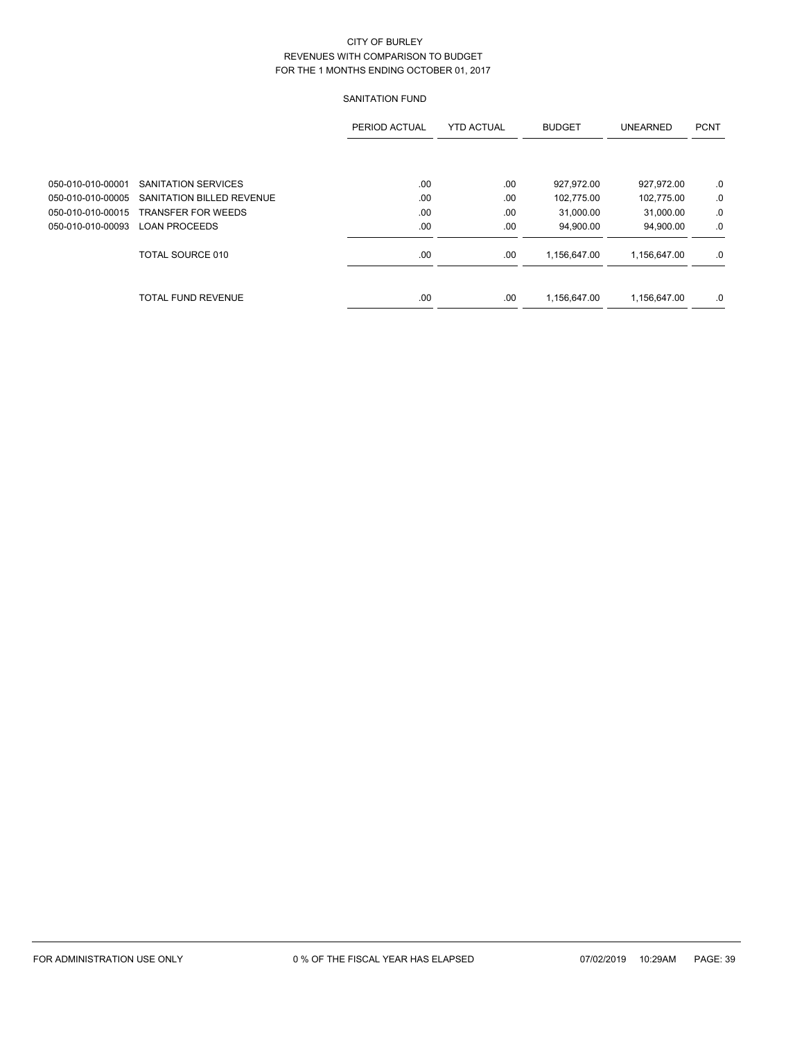CITY OF BURLEY
REVENUES WITH COMPARISON TO BUDGET
FOR THE 1 MONTHS ENDING OCTOBER 01, 2017

## SANITATION FUND

| | | PERIOD ACTUAL | YTD ACTUAL | BUDGET | UNEARNED | PCNT |
|---|---|---|---|---|---|---|
| 050-010-010-00001 | SANITATION SERVICES | .00 | .00 | 927,972.00 | 927,972.00 | .0 |
| 050-010-010-00005 | SANITATION BILLED REVENUE | .00 | .00 | 102,775.00 | 102,775.00 | .0 |
| 050-010-010-00015 | TRANSFER FOR WEEDS | .00 | .00 | 31,000.00 | 31,000.00 | .0 |
| 050-010-010-00093 | LOAN PROCEEDS | .00 | .00 | 94,900.00 | 94,900.00 | .0 |
| | TOTAL SOURCE 010 | .00 | .00 | 1,156,647.00 | 1,156,647.00 | .0 |
| | TOTAL FUND REVENUE | .00 | .00 | 1,156,647.00 | 1,156,647.00 | .0 |

FOR ADMINISTRATION USE ONLY 0 % OF THE FISCAL YEAR HAS ELAPSED 07/02/2019 10:29AM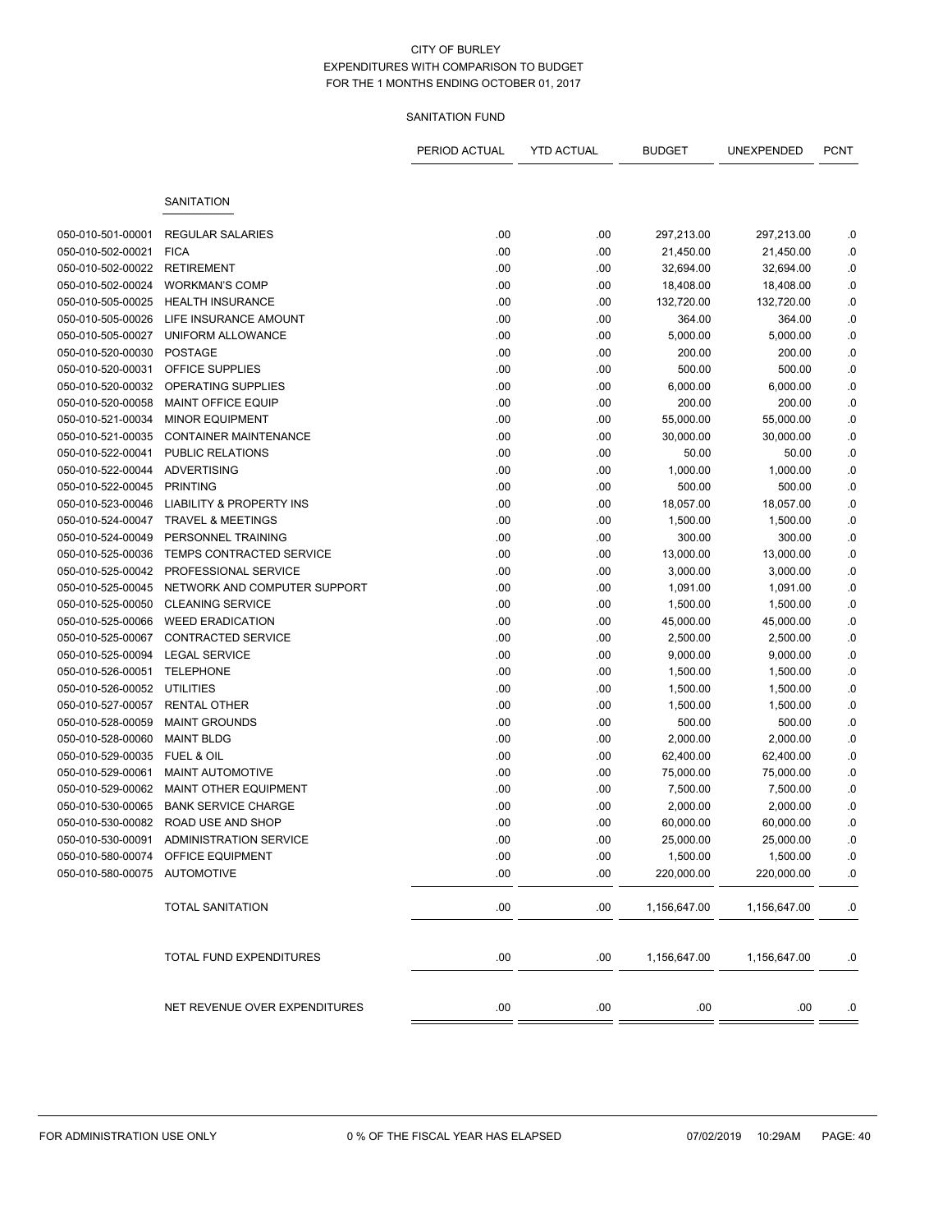CITY OF BURLEY
EXPENDITURES WITH COMPARISON TO BUDGET
FOR THE 1 MONTHS ENDING OCTOBER 01, 2017

SANITATION FUND

| | | PERIOD ACTUAL | YTD ACTUAL | BUDGET | UNEXPENDED | PCNT |
|---|---|---|---|---|---|---|
| | SANITATION | | | | | |
| 050-010-501-00001 | REGULAR SALARIES | .00 | .00 | 297,213.00 | 297,213.00 | .0 |
| 050-010-502-00021 | FICA | .00 | .00 | 21,450.00 | 21,450.00 | .0 |
| 050-010-502-00022 | RETIREMENT | .00 | .00 | 32,694.00 | 32,694.00 | .0 |
| 050-010-502-00024 | WORKMAN'S COMP | .00 | .00 | 18,408.00 | 18,408.00 | .0 |
| 050-010-505-00025 | HEALTH INSURANCE | .00 | .00 | 132,720.00 | 132,720.00 | .0 |
| 050-010-505-00026 | LIFE INSURANCE AMOUNT | .00 | .00 | 364.00 | 364.00 | .0 |
| 050-010-505-00027 | UNIFORM ALLOWANCE | .00 | .00 | 5,000.00 | 5,000.00 | .0 |
| 050-010-520-00030 | POSTAGE | .00 | .00 | 200.00 | 200.00 | .0 |
| 050-010-520-00031 | OFFICE SUPPLIES | .00 | .00 | 500.00 | 500.00 | .0 |
| 050-010-520-00032 | OPERATING SUPPLIES | .00 | .00 | 6,000.00 | 6,000.00 | .0 |
| 050-010-520-00058 | MAINT OFFICE EQUIP | .00 | .00 | 200.00 | 200.00 | .0 |
| 050-010-521-00034 | MINOR EQUIPMENT | .00 | .00 | 55,000.00 | 55,000.00 | .0 |
| 050-010-521-00035 | CONTAINER MAINTENANCE | .00 | .00 | 30,000.00 | 30,000.00 | .0 |
| 050-010-522-00041 | PUBLIC RELATIONS | .00 | .00 | 50.00 | 50.00 | .0 |
| 050-010-522-00044 | ADVERTISING | .00 | .00 | 1,000.00 | 1,000.00 | .0 |
| 050-010-522-00045 | PRINTING | .00 | .00 | 500.00 | 500.00 | .0 |
| 050-010-523-00046 | LIABILITY & PROPERTY INS | .00 | .00 | 18,057.00 | 18,057.00 | .0 |
| 050-010-524-00047 | TRAVEL & MEETINGS | .00 | .00 | 1,500.00 | 1,500.00 | .0 |
| 050-010-524-00049 | PERSONNEL TRAINING | .00 | .00 | 300.00 | 300.00 | .0 |
| 050-010-525-00036 | TEMPS CONTRACTED SERVICE | .00 | .00 | 13,000.00 | 13,000.00 | .0 |
| 050-010-525-00042 | PROFESSIONAL SERVICE | .00 | .00 | 3,000.00 | 3,000.00 | .0 |
| 050-010-525-00045 | NETWORK AND COMPUTER SUPPORT | .00 | .00 | 1,091.00 | 1,091.00 | .0 |
| 050-010-525-00050 | CLEANING SERVICE | .00 | .00 | 1,500.00 | 1,500.00 | .0 |
| 050-010-525-00066 | WEED ERADICATION | .00 | .00 | 45,000.00 | 45,000.00 | .0 |
| 050-010-525-00067 | CONTRACTED SERVICE | .00 | .00 | 2,500.00 | 2,500.00 | .0 |
| 050-010-525-00094 | LEGAL SERVICE | .00 | .00 | 9,000.00 | 9,000.00 | .0 |
| 050-010-526-00051 | TELEPHONE | .00 | .00 | 1,500.00 | 1,500.00 | .0 |
| 050-010-526-00052 | UTILITIES | .00 | .00 | 1,500.00 | 1,500.00 | .0 |
| 050-010-527-00057 | RENTAL OTHER | .00 | .00 | 1,500.00 | 1,500.00 | .0 |
| 050-010-528-00059 | MAINT GROUNDS | .00 | .00 | 500.00 | 500.00 | .0 |
| 050-010-528-00060 | MAINT BLDG | .00 | .00 | 2,000.00 | 2,000.00 | .0 |
| 050-010-529-00035 | FUEL & OIL | .00 | .00 | 62,400.00 | 62,400.00 | .0 |
| 050-010-529-00061 | MAINT AUTOMOTIVE | .00 | .00 | 75,000.00 | 75,000.00 | .0 |
| 050-010-529-00062 | MAINT OTHER EQUIPMENT | .00 | .00 | 7,500.00 | 7,500.00 | .0 |
| 050-010-530-00065 | BANK SERVICE CHARGE | .00 | .00 | 2,000.00 | 2,000.00 | .0 |
| 050-010-530-00082 | ROAD USE AND SHOP | .00 | .00 | 60,000.00 | 60,000.00 | .0 |
| 050-010-530-00091 | ADMINISTRATION SERVICE | .00 | .00 | 25,000.00 | 25,000.00 | .0 |
| 050-010-580-00074 | OFFICE EQUIPMENT | .00 | .00 | 1,500.00 | 1,500.00 | .0 |
| 050-010-580-00075 | AUTOMOTIVE | .00 | .00 | 220,000.00 | 220,000.00 | .0 |
| | TOTAL SANITATION | .00 | .00 | 1,156,647.00 | 1,156,647.00 | .0 |
| | TOTAL FUND EXPENDITURES | .00 | .00 | 1,156,647.00 | 1,156,647.00 | .0 |
| | NET REVENUE OVER EXPENDITURES | .00 | .00 | .00 | .00 | .0 |

FOR ADMINISTRATION USE ONLY    0 % OF THE FISCAL YEAR HAS ELAPSED    07/02/2019 10:29AM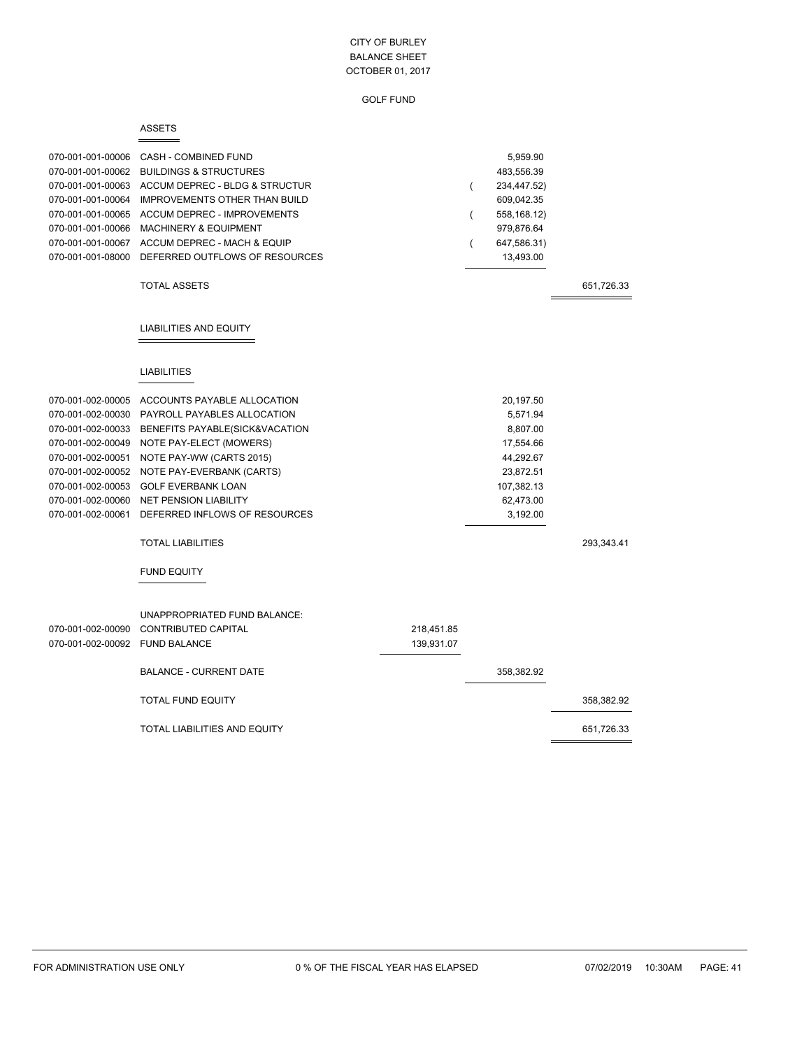CITY OF BURLEY
BALANCE SHEET
OCTOBER 01, 2017

GOLF FUND

## ASSETS

| Account | Description | | | |
|---|---|---|---|---|
| 070-001-001-00006 | CASH - COMBINED FUND | | 5,959.90 | |
| 070-001-001-00062 | BUILDINGS & STRUCTURES | | 483,556.39 | |
| 070-001-001-00063 | ACCUM DEPREC - BLDG & STRUCTUR | | ( 234,447.52) | |
| 070-001-001-00064 | IMPROVEMENTS OTHER THAN BUILD | | 609,042.35 | |
| 070-001-001-00065 | ACCUM DEPREC - IMPROVEMENTS | | ( 558,168.12) | |
| 070-001-001-00066 | MACHINERY & EQUIPMENT | | 979,876.64 | |
| 070-001-001-00067 | ACCUM DEPREC - MACH & EQUIP | | ( 647,586.31) | |
| 070-001-001-08000 | DEFERRED OUTFLOWS OF RESOURCES | | 13,493.00 | |
| | TOTAL ASSETS | | | 651,726.33 |

## LIABILITIES AND EQUITY

### LIABILITIES

| Account | Description | | | |
|---|---|---|---|---|
| 070-001-002-00005 | ACCOUNTS PAYABLE ALLOCATION | | 20,197.50 | |
| 070-001-002-00030 | PAYROLL PAYABLES ALLOCATION | | 5,571.94 | |
| 070-001-002-00033 | BENEFITS PAYABLE(SICK&VACATION | | 8,807.00 | |
| 070-001-002-00049 | NOTE PAY-ELECT (MOWERS) | | 17,554.66 | |
| 070-001-002-00051 | NOTE PAY-WW (CARTS 2015) | | 44,292.67 | |
| 070-001-002-00052 | NOTE PAY-EVERBANK (CARTS) | | 23,872.51 | |
| 070-001-002-00053 | GOLF EVERBANK LOAN | | 107,382.13 | |
| 070-001-002-00060 | NET PENSION LIABILITY | | 62,473.00 | |
| 070-001-002-00061 | DEFERRED INFLOWS OF RESOURCES | | 3,192.00 | |
| | TOTAL LIABILITIES | | | 293,343.41 |

### FUND EQUITY

| Account | Description | | | |
|---|---|---|---|---|
| | UNAPPROPRIATED FUND BALANCE: | | | |
| 070-001-002-00090 | CONTRIBUTED CAPITAL | 218,451.85 | | |
| 070-001-002-00092 | FUND BALANCE | 139,931.07 | | |
| | BALANCE - CURRENT DATE | | 358,382.92 | |
| | TOTAL FUND EQUITY | | | 358,382.92 |
| | TOTAL LIABILITIES AND EQUITY | | | 651,726.33 |

FOR ADMINISTRATION USE ONLY 0 % OF THE FISCAL YEAR HAS ELAPSED 07/02/2019 10:30AM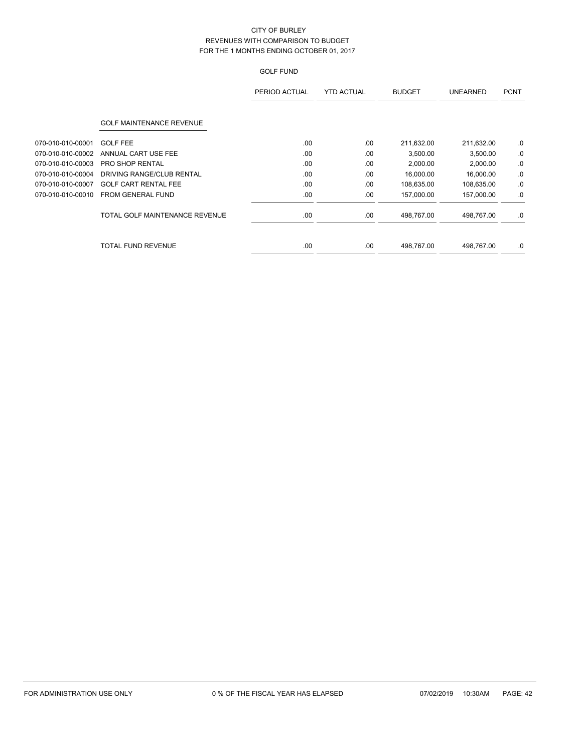CITY OF BURLEY
REVENUES WITH COMPARISON TO BUDGET
FOR THE 1 MONTHS ENDING OCTOBER 01, 2017

GOLF FUND

| | | PERIOD ACTUAL | YTD ACTUAL | BUDGET | UNEARNED | PCNT |
|---|---|---|---|---|---|---|
| | GOLF MAINTENANCE REVENUE | | | | | |
| 070-010-010-00001 | GOLF FEE | .00 | .00 | 211,632.00 | 211,632.00 | .0 |
| 070-010-010-00002 | ANNUAL CART USE FEE | .00 | .00 | 3,500.00 | 3,500.00 | .0 |
| 070-010-010-00003 | PRO SHOP RENTAL | .00 | .00 | 2,000.00 | 2,000.00 | .0 |
| 070-010-010-00004 | DRIVING RANGE/CLUB RENTAL | .00 | .00 | 16,000.00 | 16,000.00 | .0 |
| 070-010-010-00007 | GOLF CART RENTAL FEE | .00 | .00 | 108,635.00 | 108,635.00 | .0 |
| 070-010-010-00010 | FROM GENERAL FUND | .00 | .00 | 157,000.00 | 157,000.00 | .0 |
| | TOTAL GOLF MAINTENANCE REVENUE | .00 | .00 | 498,767.00 | 498,767.00 | .0 |
| | TOTAL FUND REVENUE | .00 | .00 | 498,767.00 | 498,767.00 | .0 |

FOR ADMINISTRATION USE ONLY — 0 % OF THE FISCAL YEAR HAS ELAPSED — 07/02/2019 10:30AM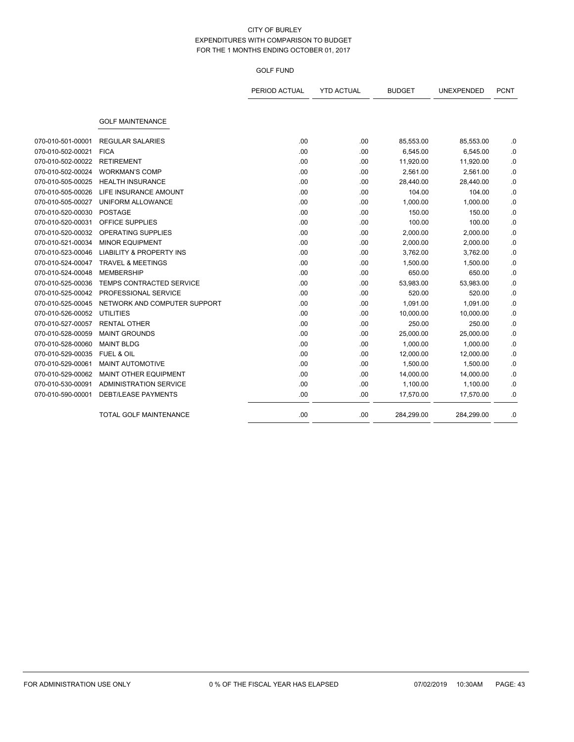CITY OF BURLEY
EXPENDITURES WITH COMPARISON TO BUDGET
FOR THE 1 MONTHS ENDING OCTOBER 01, 2017

GOLF FUND

| | | PERIOD ACTUAL | YTD ACTUAL | BUDGET | UNEXPENDED | PCNT |
|---|---|---|---|---|---|---|
| | GOLF MAINTENANCE | | | | | |
| 070-010-501-00001 | REGULAR SALARIES | .00 | .00 | 85,553.00 | 85,553.00 | .0 |
| 070-010-502-00021 | FICA | .00 | .00 | 6,545.00 | 6,545.00 | .0 |
| 070-010-502-00022 | RETIREMENT | .00 | .00 | 11,920.00 | 11,920.00 | .0 |
| 070-010-502-00024 | WORKMAN'S COMP | .00 | .00 | 2,561.00 | 2,561.00 | .0 |
| 070-010-505-00025 | HEALTH INSURANCE | .00 | .00 | 28,440.00 | 28,440.00 | .0 |
| 070-010-505-00026 | LIFE INSURANCE AMOUNT | .00 | .00 | 104.00 | 104.00 | .0 |
| 070-010-505-00027 | UNIFORM ALLOWANCE | .00 | .00 | 1,000.00 | 1,000.00 | .0 |
| 070-010-520-00030 | POSTAGE | .00 | .00 | 150.00 | 150.00 | .0 |
| 070-010-520-00031 | OFFICE SUPPLIES | .00 | .00 | 100.00 | 100.00 | .0 |
| 070-010-520-00032 | OPERATING SUPPLIES | .00 | .00 | 2,000.00 | 2,000.00 | .0 |
| 070-010-521-00034 | MINOR EQUIPMENT | .00 | .00 | 2,000.00 | 2,000.00 | .0 |
| 070-010-523-00046 | LIABILITY & PROPERTY INS | .00 | .00 | 3,762.00 | 3,762.00 | .0 |
| 070-010-524-00047 | TRAVEL & MEETINGS | .00 | .00 | 1,500.00 | 1,500.00 | .0 |
| 070-010-524-00048 | MEMBERSHIP | .00 | .00 | 650.00 | 650.00 | .0 |
| 070-010-525-00036 | TEMPS CONTRACTED SERVICE | .00 | .00 | 53,983.00 | 53,983.00 | .0 |
| 070-010-525-00042 | PROFESSIONAL SERVICE | .00 | .00 | 520.00 | 520.00 | .0 |
| 070-010-525-00045 | NETWORK AND COMPUTER SUPPORT | .00 | .00 | 1,091.00 | 1,091.00 | .0 |
| 070-010-526-00052 | UTILITIES | .00 | .00 | 10,000.00 | 10,000.00 | .0 |
| 070-010-527-00057 | RENTAL OTHER | .00 | .00 | 250.00 | 250.00 | .0 |
| 070-010-528-00059 | MAINT GROUNDS | .00 | .00 | 25,000.00 | 25,000.00 | .0 |
| 070-010-528-00060 | MAINT BLDG | .00 | .00 | 1,000.00 | 1,000.00 | .0 |
| 070-010-529-00035 | FUEL & OIL | .00 | .00 | 12,000.00 | 12,000.00 | .0 |
| 070-010-529-00061 | MAINT AUTOMOTIVE | .00 | .00 | 1,500.00 | 1,500.00 | .0 |
| 070-010-529-00062 | MAINT OTHER EQUIPMENT | .00 | .00 | 14,000.00 | 14,000.00 | .0 |
| 070-010-530-00091 | ADMINISTRATION SERVICE | .00 | .00 | 1,100.00 | 1,100.00 | .0 |
| 070-010-590-00001 | DEBT/LEASE PAYMENTS | .00 | .00 | 17,570.00 | 17,570.00 | .0 |
| | TOTAL GOLF MAINTENANCE | .00 | .00 | 284,299.00 | 284,299.00 | .0 |

FOR ADMINISTRATION USE ONLY 0 % OF THE FISCAL YEAR HAS ELAPSED 07/02/2019 10:30AM PAGE: 43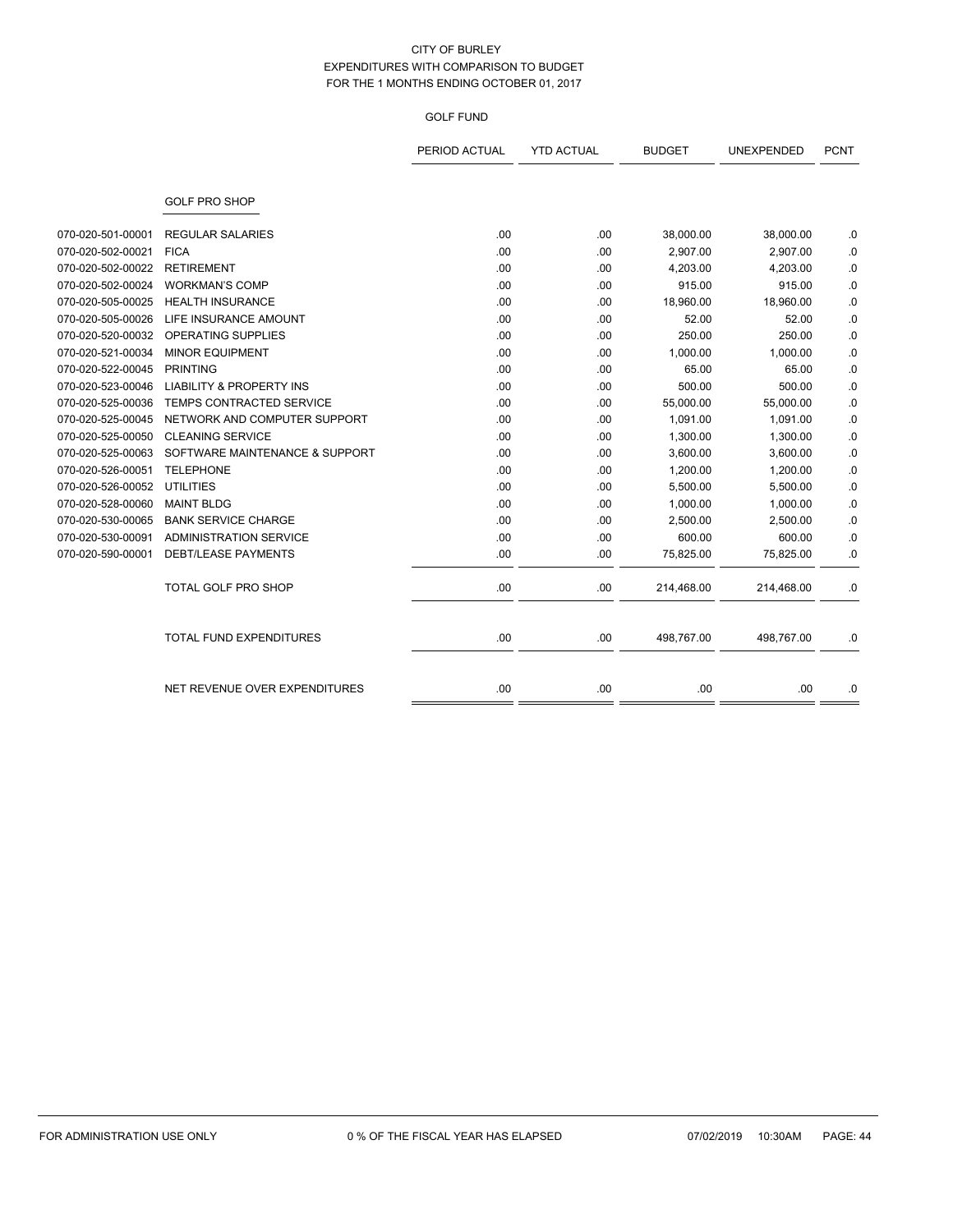CITY OF BURLEY
EXPENDITURES WITH COMPARISON TO BUDGET
FOR THE 1 MONTHS ENDING OCTOBER 01, 2017

GOLF FUND

| | | PERIOD ACTUAL | YTD ACTUAL | BUDGET | UNEXPENDED | PCNT |
|---|---|---|---|---|---|---|
| | GOLF PRO SHOP | | | | | |
| 070-020-501-00001 | REGULAR SALARIES | .00 | .00 | 38,000.00 | 38,000.00 | .0 |
| 070-020-502-00021 | FICA | .00 | .00 | 2,907.00 | 2,907.00 | .0 |
| 070-020-502-00022 | RETIREMENT | .00 | .00 | 4,203.00 | 4,203.00 | .0 |
| 070-020-502-00024 | WORKMAN'S COMP | .00 | .00 | 915.00 | 915.00 | .0 |
| 070-020-505-00025 | HEALTH INSURANCE | .00 | .00 | 18,960.00 | 18,960.00 | .0 |
| 070-020-505-00026 | LIFE INSURANCE AMOUNT | .00 | .00 | 52.00 | 52.00 | .0 |
| 070-020-520-00032 | OPERATING SUPPLIES | .00 | .00 | 250.00 | 250.00 | .0 |
| 070-020-521-00034 | MINOR EQUIPMENT | .00 | .00 | 1,000.00 | 1,000.00 | .0 |
| 070-020-522-00045 | PRINTING | .00 | .00 | 65.00 | 65.00 | .0 |
| 070-020-523-00046 | LIABILITY & PROPERTY INS | .00 | .00 | 500.00 | 500.00 | .0 |
| 070-020-525-00036 | TEMPS CONTRACTED SERVICE | .00 | .00 | 55,000.00 | 55,000.00 | .0 |
| 070-020-525-00045 | NETWORK AND COMPUTER SUPPORT | .00 | .00 | 1,091.00 | 1,091.00 | .0 |
| 070-020-525-00050 | CLEANING SERVICE | .00 | .00 | 1,300.00 | 1,300.00 | .0 |
| 070-020-525-00063 | SOFTWARE MAINTENANCE & SUPPORT | .00 | .00 | 3,600.00 | 3,600.00 | .0 |
| 070-020-526-00051 | TELEPHONE | .00 | .00 | 1,200.00 | 1,200.00 | .0 |
| 070-020-526-00052 | UTILITIES | .00 | .00 | 5,500.00 | 5,500.00 | .0 |
| 070-020-528-00060 | MAINT BLDG | .00 | .00 | 1,000.00 | 1,000.00 | .0 |
| 070-020-530-00065 | BANK SERVICE CHARGE | .00 | .00 | 2,500.00 | 2,500.00 | .0 |
| 070-020-530-00091 | ADMINISTRATION SERVICE | .00 | .00 | 600.00 | 600.00 | .0 |
| 070-020-590-00001 | DEBT/LEASE PAYMENTS | .00 | .00 | 75,825.00 | 75,825.00 | .0 |
| | TOTAL GOLF PRO SHOP | .00 | .00 | 214,468.00 | 214,468.00 | .0 |
| | TOTAL FUND EXPENDITURES | .00 | .00 | 498,767.00 | 498,767.00 | .0 |
| | NET REVENUE OVER EXPENDITURES | .00 | .00 | .00 | .00 | .0 |

FOR ADMINISTRATION USE ONLY 0 % OF THE FISCAL YEAR HAS ELAPSED 07/02/2019 10:30AM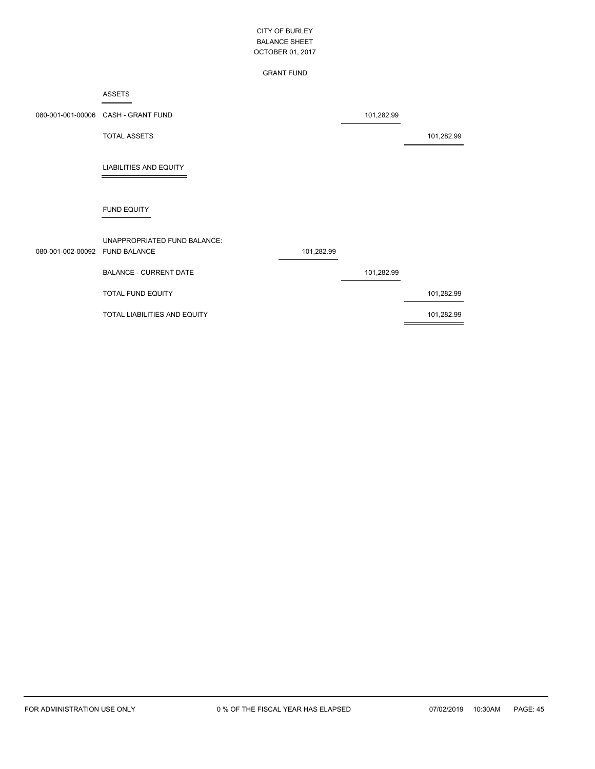CITY OF BURLEY
BALANCE SHEET
OCTOBER 01, 2017

GRANT FUND

| Account | Description | | | |
|---|---|---|---|---|
| | **ASSETS** | | | |
| 080-001-001-00006 | CASH - GRANT FUND | | 101,282.99 | |
| | TOTAL ASSETS | | | 101,282.99 |
| | **LIABILITIES AND EQUITY** | | | |
| | **FUND EQUITY** | | | |
| | UNAPPROPRIATED FUND BALANCE: | | | |
| 080-001-002-00092 | FUND BALANCE | 101,282.99 | | |
| | BALANCE - CURRENT DATE | | 101,282.99 | |
| | TOTAL FUND EQUITY | | | 101,282.99 |
| | TOTAL LIABILITIES AND EQUITY | | | 101,282.99 |

FOR ADMINISTRATION USE ONLY    0 % OF THE FISCAL YEAR HAS ELAPSED    07/02/2019 10:30AM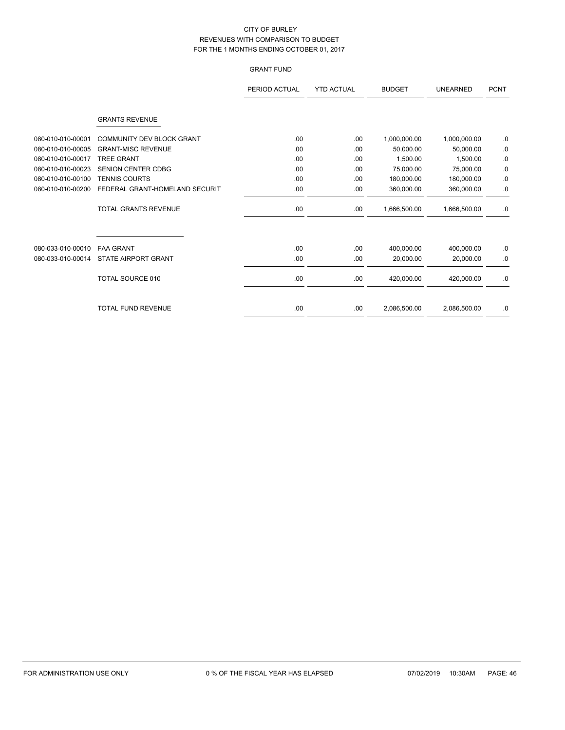CITY OF BURLEY
REVENUES WITH COMPARISON TO BUDGET
FOR THE 1 MONTHS ENDING OCTOBER 01, 2017

GRANT FUND

| | | PERIOD ACTUAL | YTD ACTUAL | BUDGET | UNEARNED | PCNT |
|---|---|---|---|---|---|---|
| | GRANTS REVENUE | | | | | |
| 080-010-010-00001 | COMMUNITY DEV BLOCK GRANT | .00 | .00 | 1,000,000.00 | 1,000,000.00 | .0 |
| 080-010-010-00005 | GRANT-MISC REVENUE | .00 | .00 | 50,000.00 | 50,000.00 | .0 |
| 080-010-010-00017 | TREE GRANT | .00 | .00 | 1,500.00 | 1,500.00 | .0 |
| 080-010-010-00023 | SENION CENTER CDBG | .00 | .00 | 75,000.00 | 75,000.00 | .0 |
| 080-010-010-00100 | TENNIS COURTS | .00 | .00 | 180,000.00 | 180,000.00 | .0 |
| 080-010-010-00200 | FEDERAL GRANT-HOMELAND SECURIT | .00 | .00 | 360,000.00 | 360,000.00 | .0 |
| | TOTAL GRANTS REVENUE | .00 | .00 | 1,666,500.00 | 1,666,500.00 | .0 |
| 080-033-010-00010 | FAA GRANT | .00 | .00 | 400,000.00 | 400,000.00 | .0 |
| 080-033-010-00014 | STATE AIRPORT GRANT | .00 | .00 | 20,000.00 | 20,000.00 | .0 |
| | TOTAL SOURCE 010 | .00 | .00 | 420,000.00 | 420,000.00 | .0 |
| | TOTAL FUND REVENUE | .00 | .00 | 2,086,500.00 | 2,086,500.00 | .0 |

FOR ADMINISTRATION USE ONLY 0 % OF THE FISCAL YEAR HAS ELAPSED 07/02/2019 10:30AM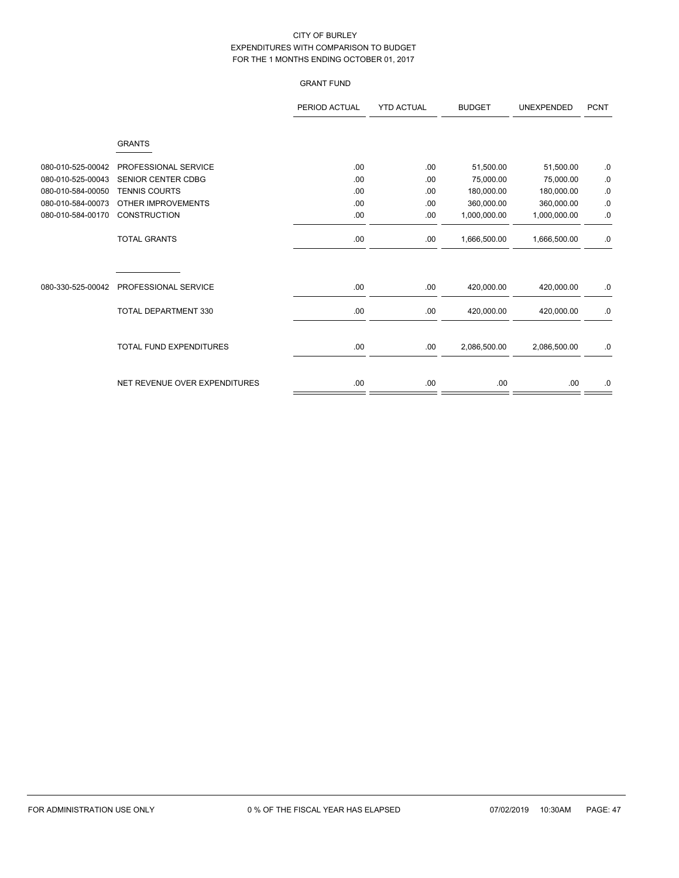CITY OF BURLEY
EXPENDITURES WITH COMPARISON TO BUDGET
FOR THE 1 MONTHS ENDING OCTOBER 01, 2017

GRANT FUND

| | | PERIOD ACTUAL | YTD ACTUAL | BUDGET | UNEXPENDED | PCNT |
|---|---|---|---|---|---|---|
| | GRANTS | | | | | |
| 080-010-525-00042 | PROFESSIONAL SERVICE | .00 | .00 | 51,500.00 | 51,500.00 | .0 |
| 080-010-525-00043 | SENIOR CENTER CDBG | .00 | .00 | 75,000.00 | 75,000.00 | .0 |
| 080-010-584-00050 | TENNIS COURTS | .00 | .00 | 180,000.00 | 180,000.00 | .0 |
| 080-010-584-00073 | OTHER IMPROVEMENTS | .00 | .00 | 360,000.00 | 360,000.00 | .0 |
| 080-010-584-00170 | CONSTRUCTION | .00 | .00 | 1,000,000.00 | 1,000,000.00 | .0 |
| | TOTAL GRANTS | .00 | .00 | 1,666,500.00 | 1,666,500.00 | .0 |
| 080-330-525-00042 | PROFESSIONAL SERVICE | .00 | .00 | 420,000.00 | 420,000.00 | .0 |
| | TOTAL DEPARTMENT 330 | .00 | .00 | 420,000.00 | 420,000.00 | .0 |
| | TOTAL FUND EXPENDITURES | .00 | .00 | 2,086,500.00 | 2,086,500.00 | .0 |
| | NET REVENUE OVER EXPENDITURES | .00 | .00 | .00 | .00 | .0 |

FOR ADMINISTRATION USE ONLY 0 % OF THE FISCAL YEAR HAS ELAPSED 07/02/2019 10:30AM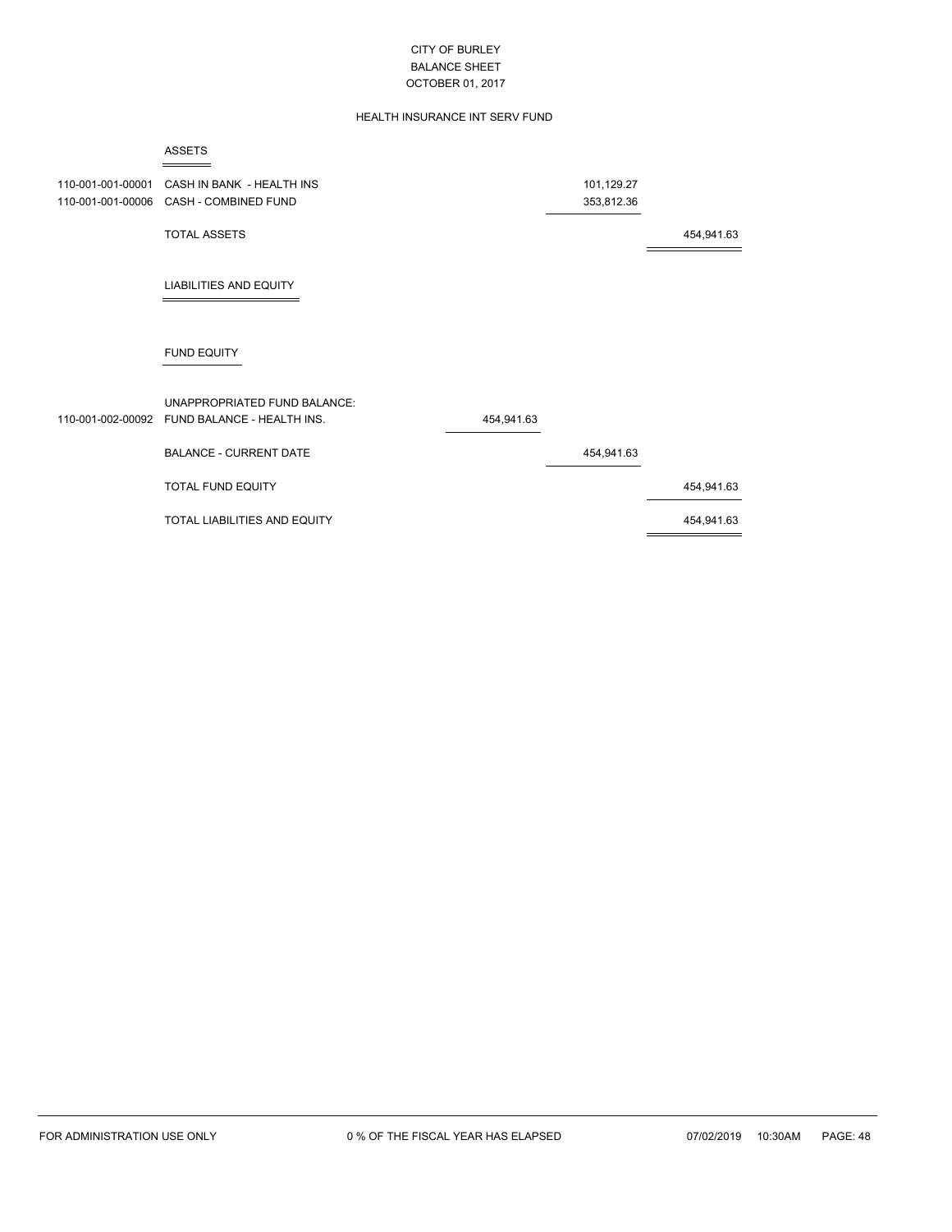# CITY OF BURLEY
## BALANCE SHEET
### OCTOBER 01, 2017

### HEALTH INSURANCE INT SERV FUND

#### ASSETS

| Account | Description | | | |
|---|---|---|---|---|
| 110-001-001-00001 | CASH IN BANK - HEALTH INS | | 101,129.27 | |
| 110-001-001-00006 | CASH - COMBINED FUND | | 353,812.36 | |
| | TOTAL ASSETS | | | 454,941.63 |

#### LIABILITIES AND EQUITY

#### FUND EQUITY

| Account | Description | | | |
|---|---|---|---|---|
| | UNAPPROPRIATED FUND BALANCE: | | | |
| 110-001-002-00092 | FUND BALANCE - HEALTH INS. | 454,941.63 | | |
| | BALANCE - CURRENT DATE | | 454,941.63 | |
| | TOTAL FUND EQUITY | | | 454,941.63 |
| | TOTAL LIABILITIES AND EQUITY | | | 454,941.63 |

FOR ADMINISTRATION USE ONLY — 0 % OF THE FISCAL YEAR HAS ELAPSED — 07/02/2019 10:30AM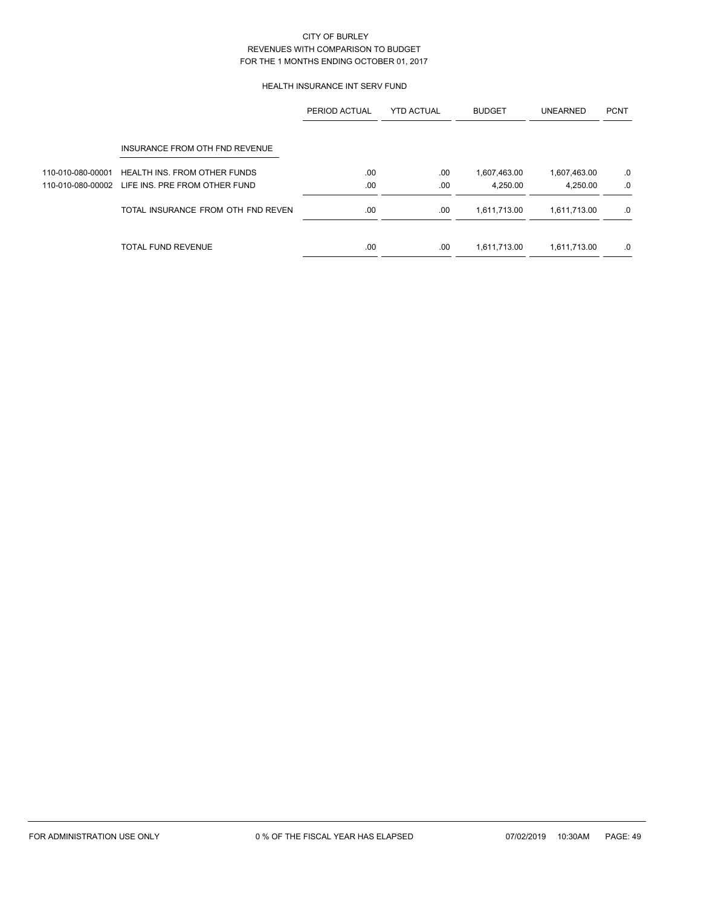CITY OF BURLEY
REVENUES WITH COMPARISON TO BUDGET
FOR THE 1 MONTHS ENDING OCTOBER 01, 2017

HEALTH INSURANCE INT SERV FUND

| | | PERIOD ACTUAL | YTD ACTUAL | BUDGET | UNEARNED | PCNT |
|---|---|---|---|---|---|---|
| | INSURANCE FROM OTH FND REVENUE | | | | | |
| 110-010-080-00001 | HEALTH INS. FROM OTHER FUNDS | .00 | .00 | 1,607,463.00 | 1,607,463.00 | .0 |
| 110-010-080-00002 | LIFE INS. PRE FROM OTHER FUND | .00 | .00 | 4,250.00 | 4,250.00 | .0 |
| | TOTAL INSURANCE FROM OTH FND REVEN | .00 | .00 | 1,611,713.00 | 1,611,713.00 | .0 |
| | TOTAL FUND REVENUE | .00 | .00 | 1,611,713.00 | 1,611,713.00 | .0 |

FOR ADMINISTRATION USE ONLY    0 % OF THE FISCAL YEAR HAS ELAPSED    07/02/2019 10:30AM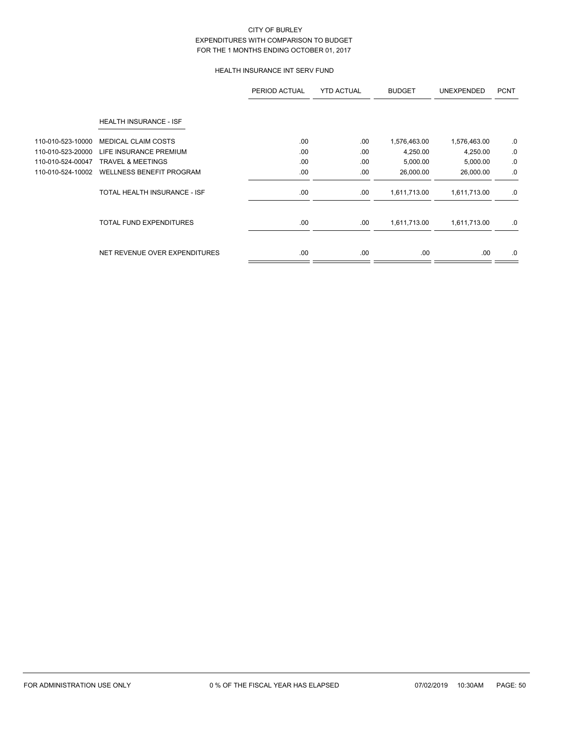CITY OF BURLEY
EXPENDITURES WITH COMPARISON TO BUDGET
FOR THE 1 MONTHS ENDING OCTOBER 01, 2017

HEALTH INSURANCE INT SERV FUND

| | | PERIOD ACTUAL | YTD ACTUAL | BUDGET | UNEXPENDED | PCNT |
|---|---|---|---|---|---|---|
| | HEALTH INSURANCE - ISF | | | | | |
| 110-010-523-10000 | MEDICAL CLAIM COSTS | .00 | .00 | 1,576,463.00 | 1,576,463.00 | .0 |
| 110-010-523-20000 | LIFE INSURANCE PREMIUM | .00 | .00 | 4,250.00 | 4,250.00 | .0 |
| 110-010-524-00047 | TRAVEL & MEETINGS | .00 | .00 | 5,000.00 | 5,000.00 | .0 |
| 110-010-524-10002 | WELLNESS BENEFIT PROGRAM | .00 | .00 | 26,000.00 | 26,000.00 | .0 |
| | TOTAL HEALTH INSURANCE - ISF | .00 | .00 | 1,611,713.00 | 1,611,713.00 | .0 |
| | TOTAL FUND EXPENDITURES | .00 | .00 | 1,611,713.00 | 1,611,713.00 | .0 |
| | NET REVENUE OVER EXPENDITURES | .00 | .00 | .00 | .00 | .0 |

FOR ADMINISTRATION USE ONLY 0 % OF THE FISCAL YEAR HAS ELAPSED 07/02/2019 10:30AM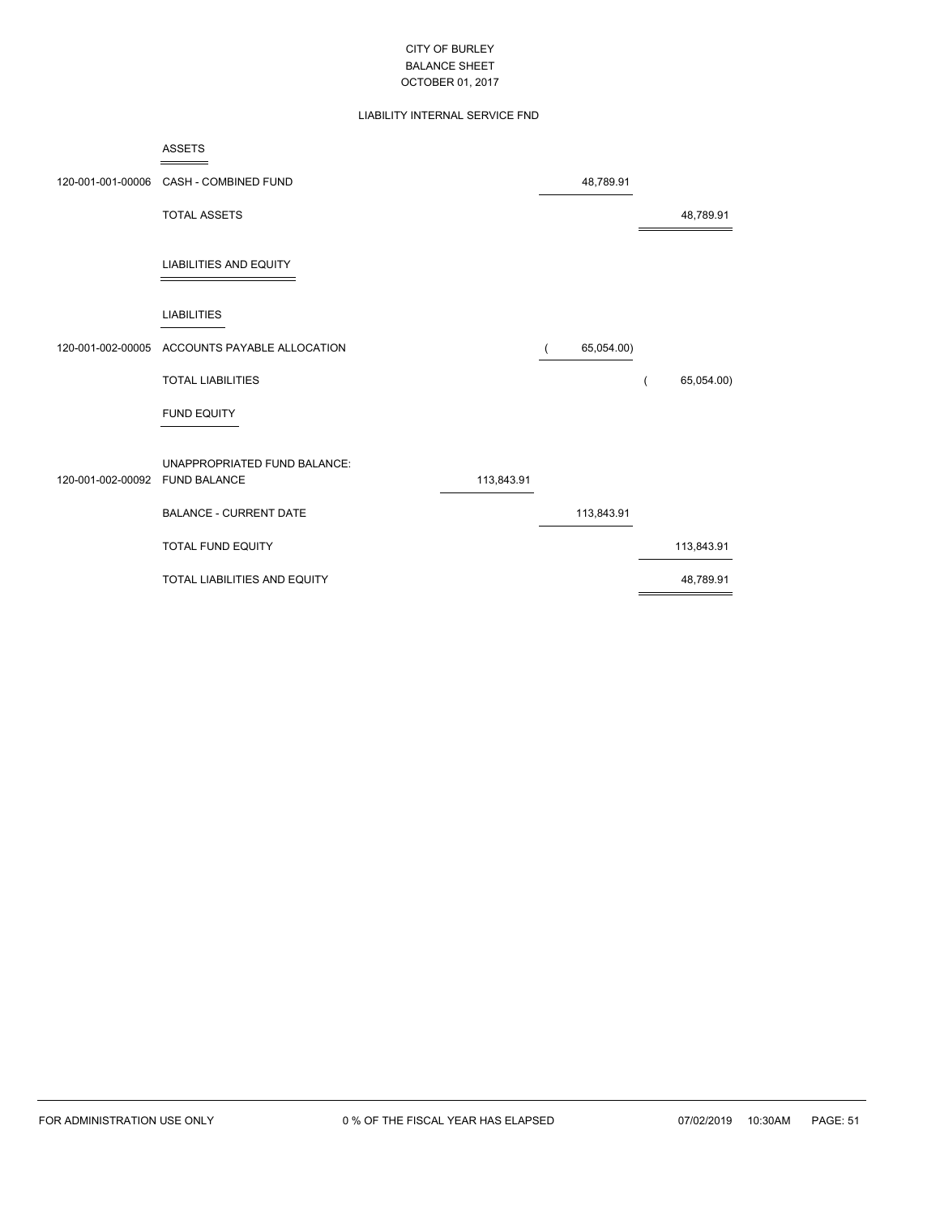# CITY OF BURLEY
## BALANCE SHEET
### OCTOBER 01, 2017

#### LIABILITY INTERNAL SERVICE FND

| Account | Description | | | |
|---|---|---|---|---|
| | **ASSETS** | | | |
| 120-001-001-00006 | CASH - COMBINED FUND | | 48,789.91 | |
| | TOTAL ASSETS | | | 48,789.91 |
| | **LIABILITIES AND EQUITY** | | | |
| | **LIABILITIES** | | | |
| 120-001-002-00005 | ACCOUNTS PAYABLE ALLOCATION | | ( 65,054.00) | |
| | TOTAL LIABILITIES | | | ( 65,054.00) |
| | **FUND EQUITY** | | | |
| | UNAPPROPRIATED FUND BALANCE: | | | |
| 120-001-002-00092 | FUND BALANCE | 113,843.91 | | |
| | BALANCE - CURRENT DATE | | 113,843.91 | |
| | TOTAL FUND EQUITY | | | 113,843.91 |
| | TOTAL LIABILITIES AND EQUITY | | | 48,789.91 |

FOR ADMINISTRATION USE ONLY    0 % OF THE FISCAL YEAR HAS ELAPSED    07/02/2019 10:30AM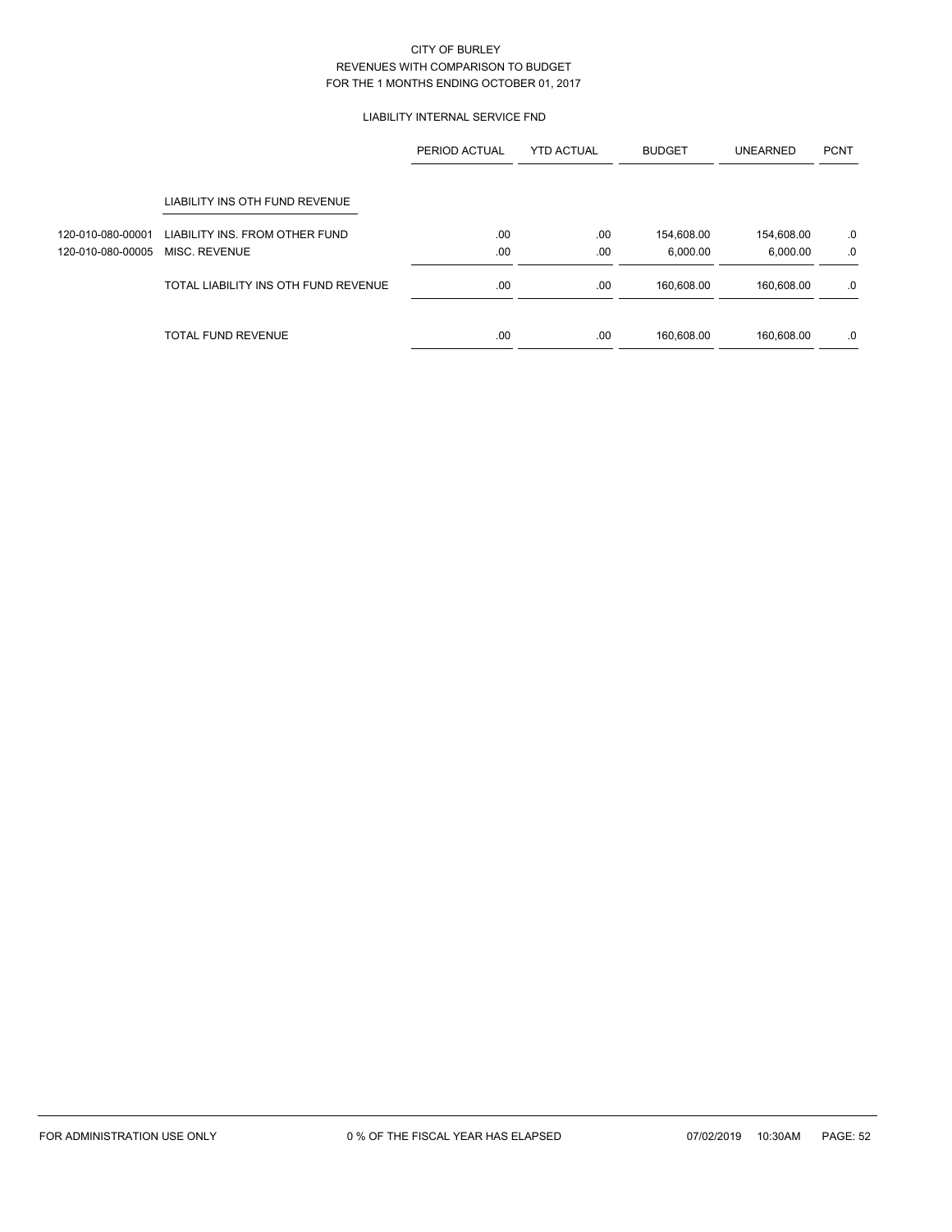CITY OF BURLEY
REVENUES WITH COMPARISON TO BUDGET
FOR THE 1 MONTHS ENDING OCTOBER 01, 2017

LIABILITY INTERNAL SERVICE FND

| | | PERIOD ACTUAL | YTD ACTUAL | BUDGET | UNEARNED | PCNT |
|---|---|---|---|---|---|---|
| | LIABILITY INS OTH FUND REVENUE | | | | | |
| 120-010-080-00001 | LIABILITY INS. FROM OTHER FUND | .00 | .00 | 154,608.00 | 154,608.00 | .0 |
| 120-010-080-00005 | MISC. REVENUE | .00 | .00 | 6,000.00 | 6,000.00 | .0 |
| | TOTAL LIABILITY INS OTH FUND REVENUE | .00 | .00 | 160,608.00 | 160,608.00 | .0 |
| | TOTAL FUND REVENUE | .00 | .00 | 160,608.00 | 160,608.00 | .0 |

FOR ADMINISTRATION USE ONLY    0 % OF THE FISCAL YEAR HAS ELAPSED    07/02/2019 10:30AM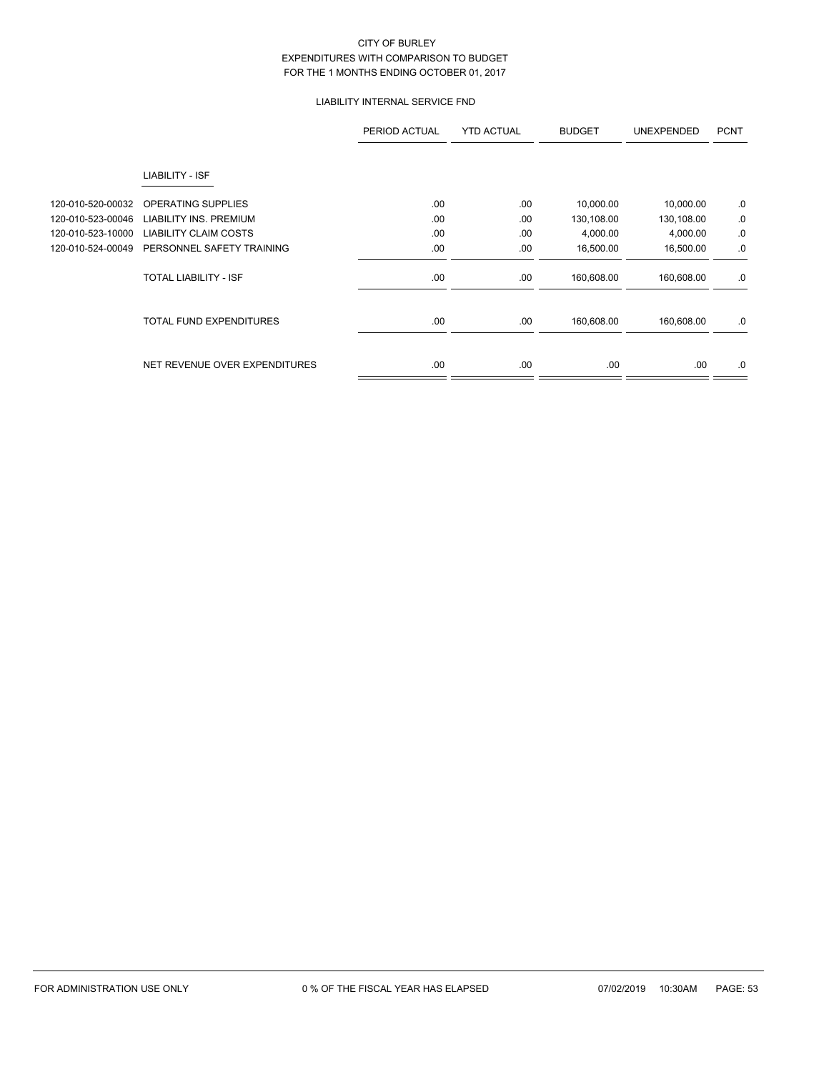CITY OF BURLEY
EXPENDITURES WITH COMPARISON TO BUDGET
FOR THE 1 MONTHS ENDING OCTOBER 01, 2017

LIABILITY INTERNAL SERVICE FND

| | | PERIOD ACTUAL | YTD ACTUAL | BUDGET | UNEXPENDED | PCNT |
|---|---|---|---|---|---|---|
| | LIABILITY - ISF | | | | | |
| 120-010-520-00032 | OPERATING SUPPLIES | .00 | .00 | 10,000.00 | 10,000.00 | .0 |
| 120-010-523-00046 | LIABILITY INS. PREMIUM | .00 | .00 | 130,108.00 | 130,108.00 | .0 |
| 120-010-523-10000 | LIABILITY CLAIM COSTS | .00 | .00 | 4,000.00 | 4,000.00 | .0 |
| 120-010-524-00049 | PERSONNEL SAFETY TRAINING | .00 | .00 | 16,500.00 | 16,500.00 | .0 |
| | TOTAL LIABILITY - ISF | .00 | .00 | 160,608.00 | 160,608.00 | .0 |
| | TOTAL FUND EXPENDITURES | .00 | .00 | 160,608.00 | 160,608.00 | .0 |
| | NET REVENUE OVER EXPENDITURES | .00 | .00 | .00 | .00 | .0 |

FOR ADMINISTRATION USE ONLY 0 % OF THE FISCAL YEAR HAS ELAPSED 07/02/2019 10:30AM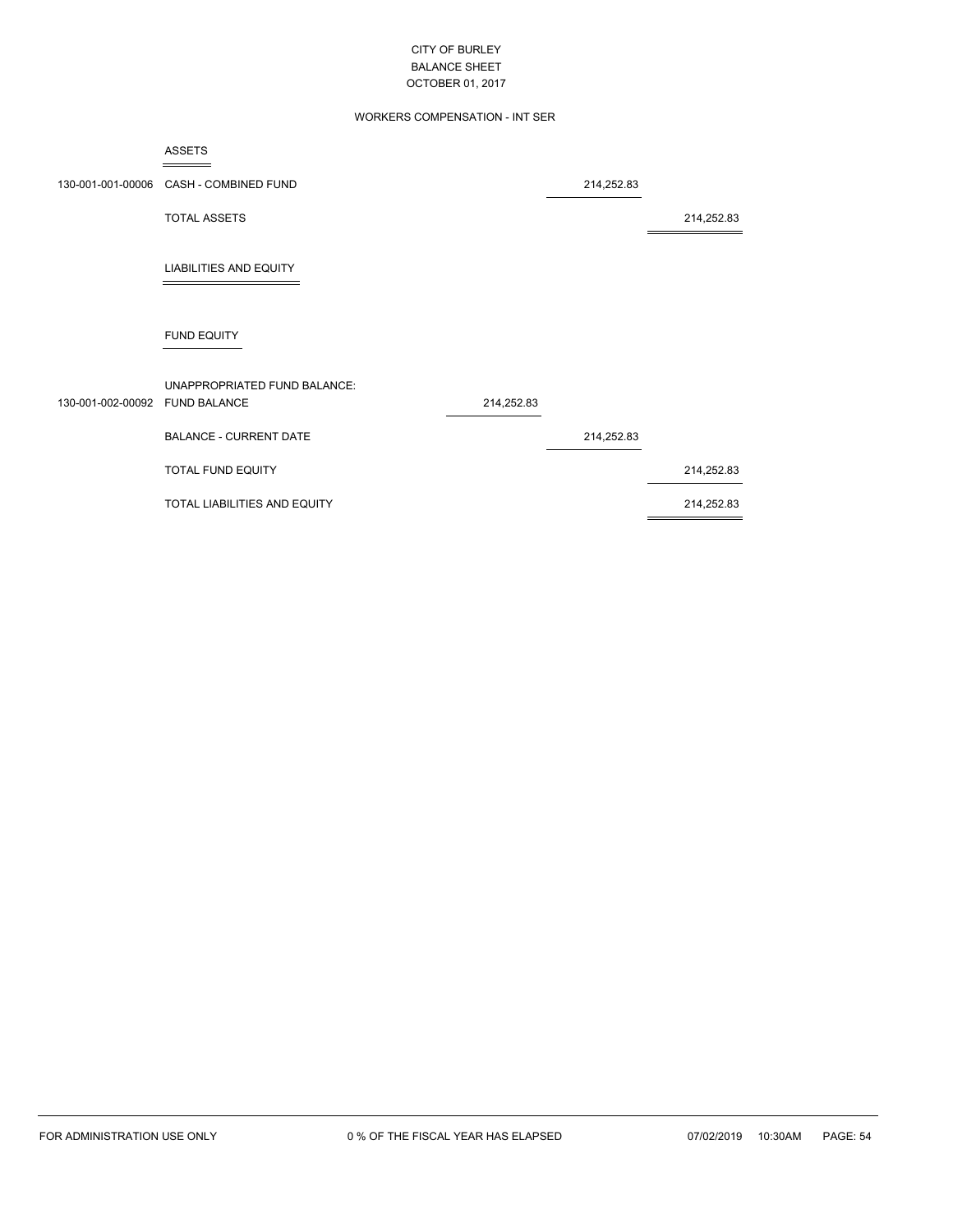CITY OF BURLEY
BALANCE SHEET
OCTOBER 01, 2017

WORKERS COMPENSATION - INT SER

| Account | Description | | | |
|---|---|---|---|---|
| | **ASSETS** | | | |
| 130-001-001-00006 | CASH - COMBINED FUND | | 214,252.83 | |
| | TOTAL ASSETS | | | 214,252.83 |
| | **LIABILITIES AND EQUITY** | | | |
| | **FUND EQUITY** | | | |
| | UNAPPROPRIATED FUND BALANCE: | | | |
| 130-001-002-00092 | FUND BALANCE | 214,252.83 | | |
| | BALANCE - CURRENT DATE | | 214,252.83 | |
| | TOTAL FUND EQUITY | | | 214,252.83 |
| | TOTAL LIABILITIES AND EQUITY | | | 214,252.83 |

FOR ADMINISTRATION USE ONLY    0 % OF THE FISCAL YEAR HAS ELAPSED    07/02/2019 10:30AM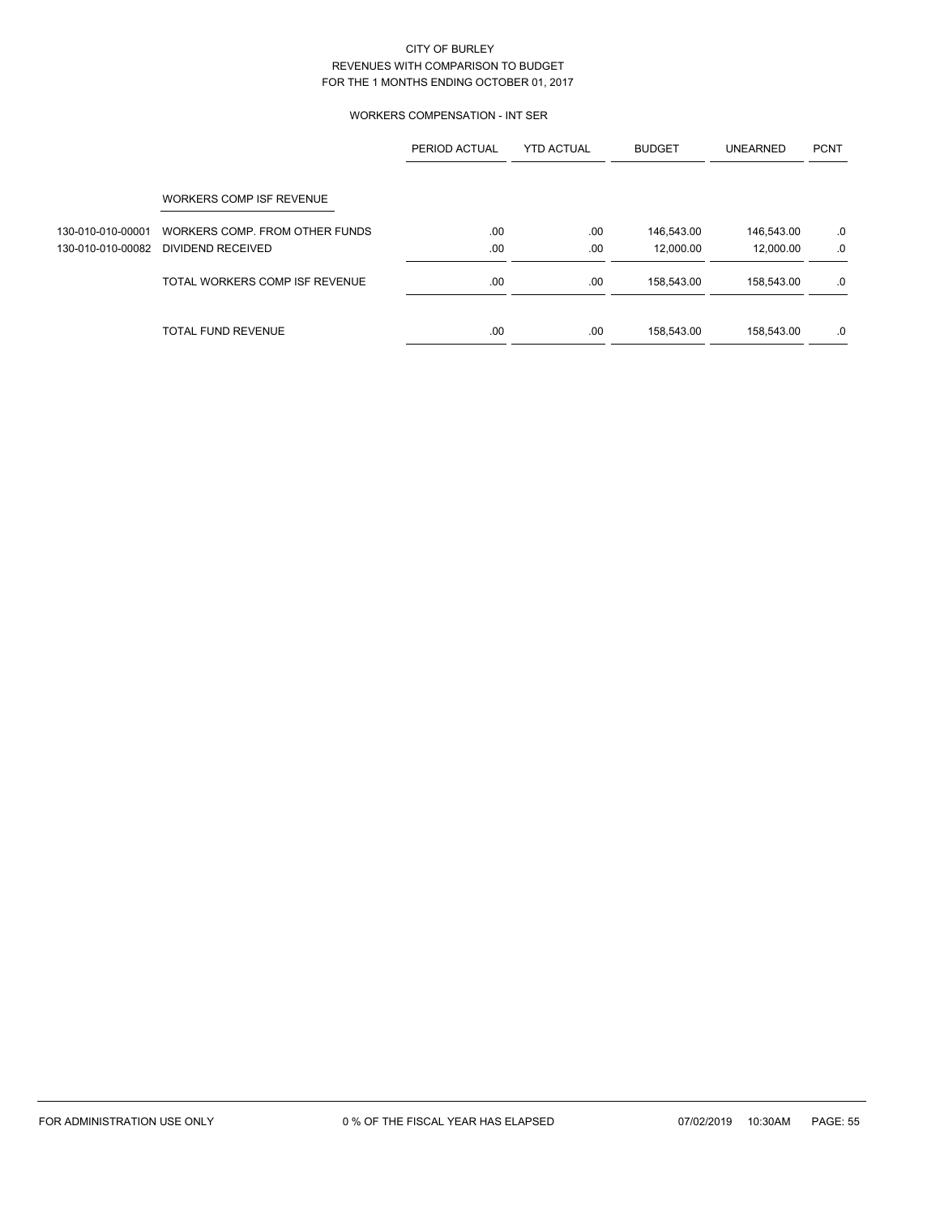CITY OF BURLEY
REVENUES WITH COMPARISON TO BUDGET
FOR THE 1 MONTHS ENDING OCTOBER 01, 2017

WORKERS COMPENSATION - INT SER

| | | PERIOD ACTUAL | YTD ACTUAL | BUDGET | UNEARNED | PCNT |
|---|---|---|---|---|---|---|
| | WORKERS COMP ISF REVENUE | | | | | |
| 130-010-010-00001 | WORKERS COMP. FROM OTHER FUNDS | .00 | .00 | 146,543.00 | 146,543.00 | .0 |
| 130-010-010-00082 | DIVIDEND RECEIVED | .00 | .00 | 12,000.00 | 12,000.00 | .0 |
| | TOTAL WORKERS COMP ISF REVENUE | .00 | .00 | 158,543.00 | 158,543.00 | .0 |
| | TOTAL FUND REVENUE | .00 | .00 | 158,543.00 | 158,543.00 | .0 |

FOR ADMINISTRATION USE ONLY    0 % OF THE FISCAL YEAR HAS ELAPSED    07/02/2019 10:30AM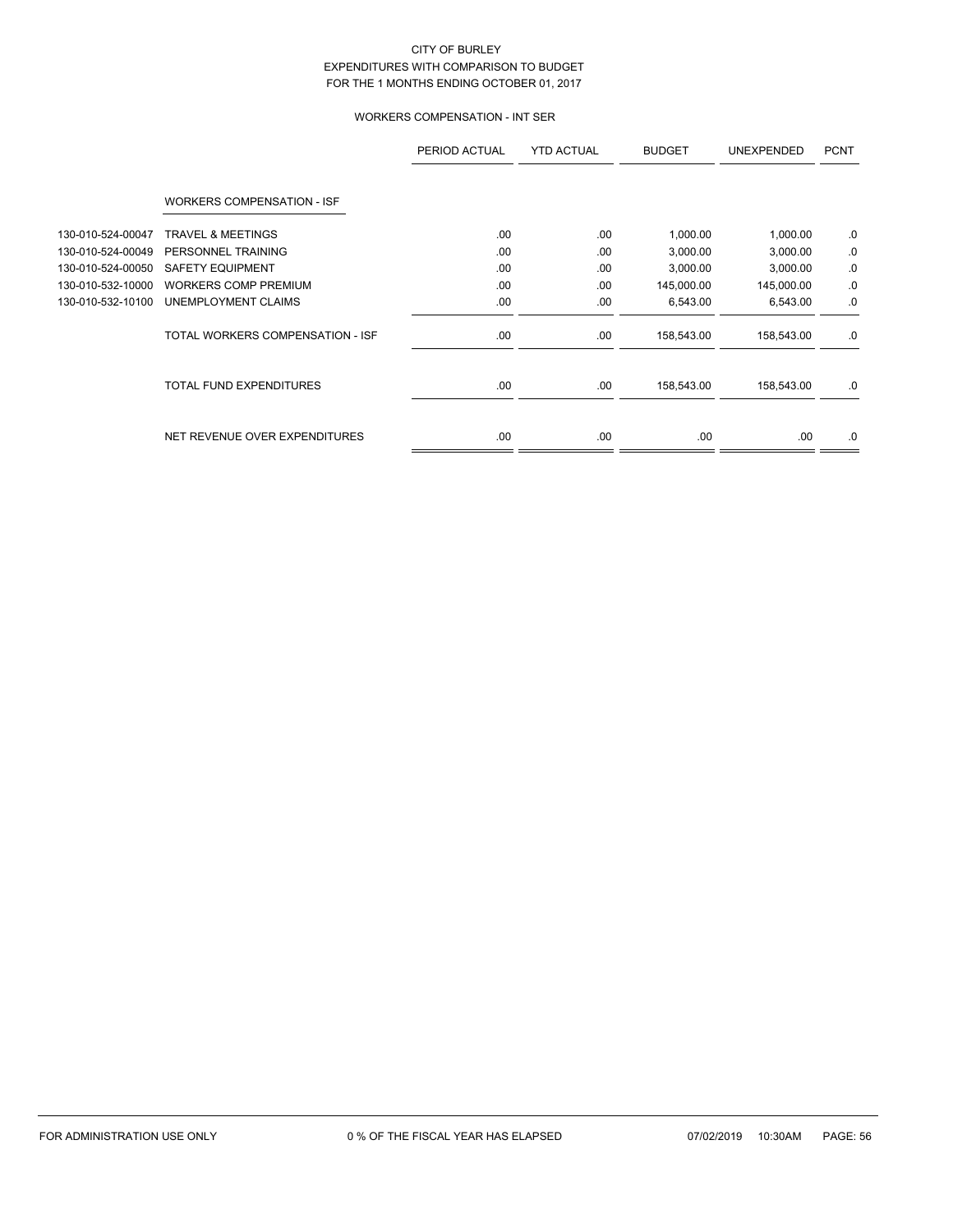CITY OF BURLEY
EXPENDITURES WITH COMPARISON TO BUDGET
FOR THE 1 MONTHS ENDING OCTOBER 01, 2017

WORKERS COMPENSATION - INT SER

| | | PERIOD ACTUAL | YTD ACTUAL | BUDGET | UNEXPENDED | PCNT |
|---|---|---|---|---|---|---|
| | WORKERS COMPENSATION - ISF | | | | | |
| 130-010-524-00047 | TRAVEL & MEETINGS | .00 | .00 | 1,000.00 | 1,000.00 | .0 |
| 130-010-524-00049 | PERSONNEL TRAINING | .00 | .00 | 3,000.00 | 3,000.00 | .0 |
| 130-010-524-00050 | SAFETY EQUIPMENT | .00 | .00 | 3,000.00 | 3,000.00 | .0 |
| 130-010-532-10000 | WORKERS COMP PREMIUM | .00 | .00 | 145,000.00 | 145,000.00 | .0 |
| 130-010-532-10100 | UNEMPLOYMENT CLAIMS | .00 | .00 | 6,543.00 | 6,543.00 | .0 |
| | TOTAL WORKERS COMPENSATION - ISF | .00 | .00 | 158,543.00 | 158,543.00 | .0 |
| | TOTAL FUND EXPENDITURES | .00 | .00 | 158,543.00 | 158,543.00 | .0 |
| | NET REVENUE OVER EXPENDITURES | .00 | .00 | .00 | .00 | .0 |

FOR ADMINISTRATION USE ONLY 0 % OF THE FISCAL YEAR HAS ELAPSED 07/02/2019 10:30AM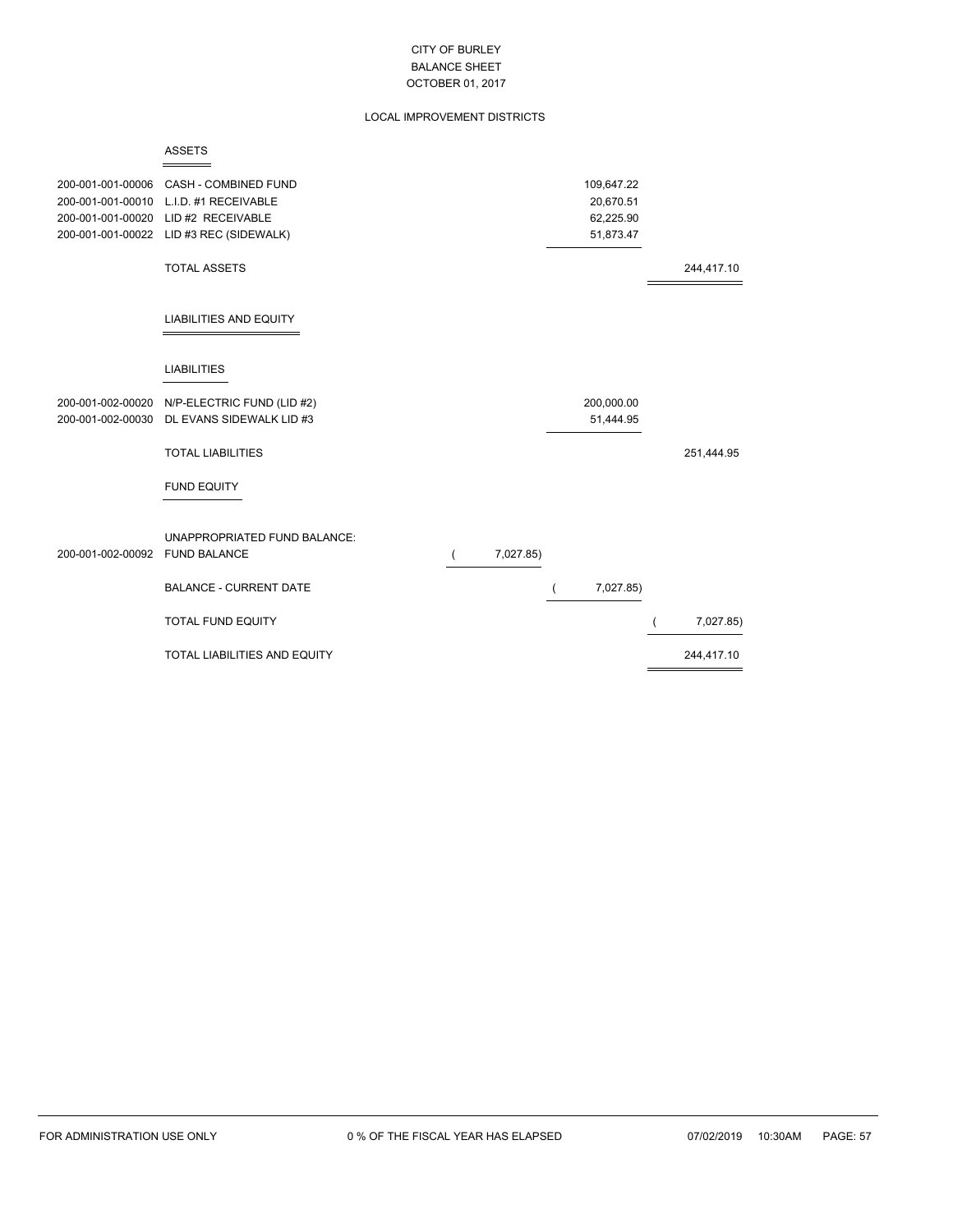# CITY OF BURLEY
## BALANCE SHEET
### OCTOBER 01, 2017

### LOCAL IMPROVEMENT DISTRICTS

**ASSETS**

| Account | Description | | | |
|---|---|---|---|---|
| 200-001-001-00006 | CASH - COMBINED FUND | | 109,647.22 | |
| 200-001-001-00010 | L.I.D. #1 RECEIVABLE | | 20,670.51 | |
| 200-001-001-00020 | LID #2 RECEIVABLE | | 62,225.90 | |
| 200-001-001-00022 | LID #3 REC (SIDEWALK) | | 51,873.47 | |
| | TOTAL ASSETS | | | 244,417.10 |

**LIABILITIES AND EQUITY**

**LIABILITIES**

| Account | Description | | | |
|---|---|---|---|---|
| 200-001-002-00020 | N/P-ELECTRIC FUND (LID #2) | | 200,000.00 | |
| 200-001-002-00030 | DL EVANS SIDEWALK LID #3 | | 51,444.95 | |
| | TOTAL LIABILITIES | | | 251,444.95 |

**FUND EQUITY**

| Account | Description | | | |
|---|---|---|---|---|
| | UNAPPROPRIATED FUND BALANCE: | | | |
| 200-001-002-00092 | FUND BALANCE | ( 7,027.85) | | |
| | BALANCE - CURRENT DATE | | ( 7,027.85) | |
| | TOTAL FUND EQUITY | | | ( 7,027.85) |
| | TOTAL LIABILITIES AND EQUITY | | | 244,417.10 |

FOR ADMINISTRATION USE ONLY 0 % OF THE FISCAL YEAR HAS ELAPSED 07/02/2019 10:30AM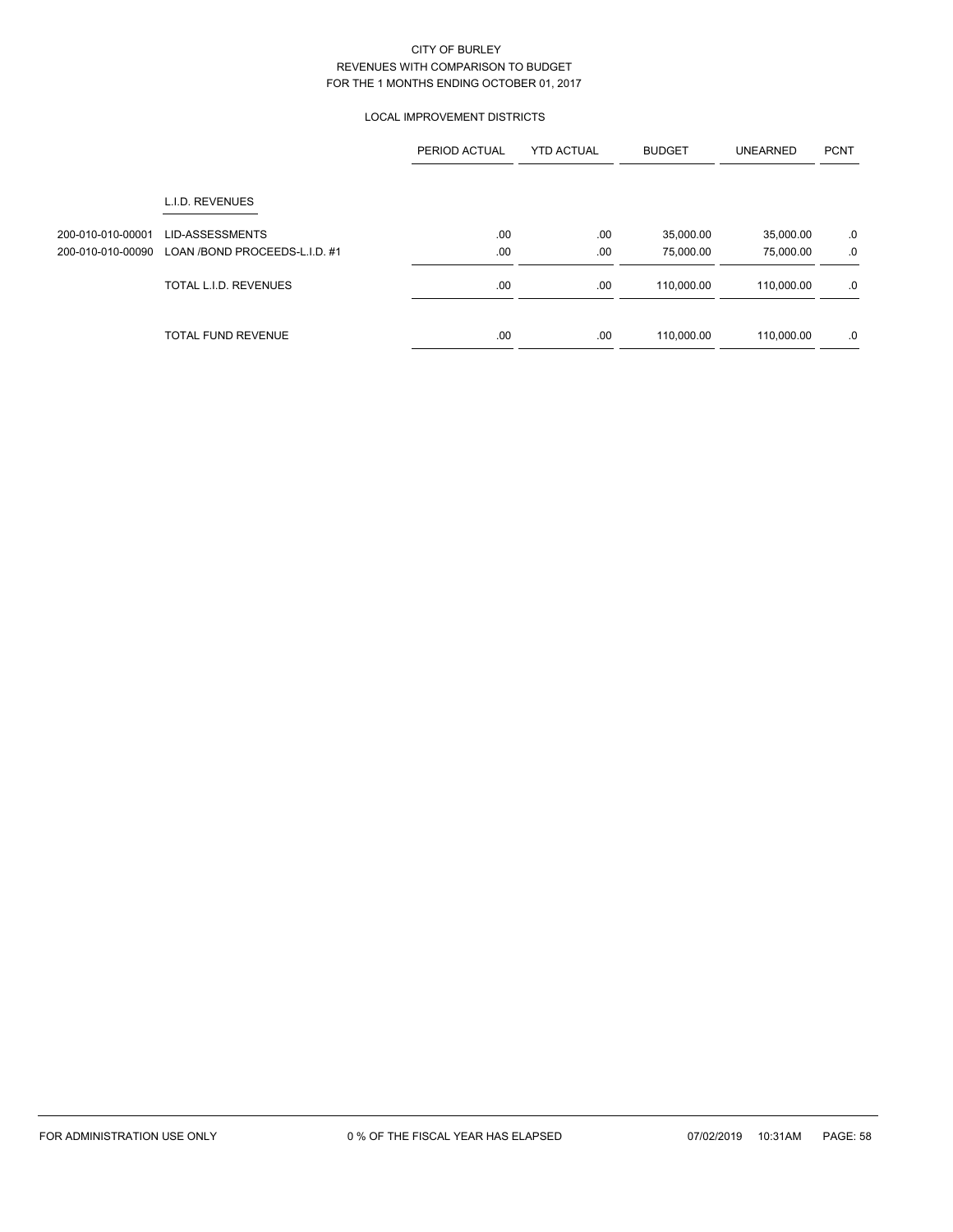CITY OF BURLEY
REVENUES WITH COMPARISON TO BUDGET
FOR THE 1 MONTHS ENDING OCTOBER 01, 2017

LOCAL IMPROVEMENT DISTRICTS

| | | PERIOD ACTUAL | YTD ACTUAL | BUDGET | UNEARNED | PCNT |
|---|---|---|---|---|---|---|
| | L.I.D. REVENUES | | | | | |
| 200-010-010-00001 | LID-ASSESSMENTS | .00 | .00 | 35,000.00 | 35,000.00 | .0 |
| 200-010-010-00090 | LOAN /BOND PROCEEDS-L.I.D. #1 | .00 | .00 | 75,000.00 | 75,000.00 | .0 |
| | TOTAL L.I.D. REVENUES | .00 | .00 | 110,000.00 | 110,000.00 | .0 |
| | TOTAL FUND REVENUE | .00 | .00 | 110,000.00 | 110,000.00 | .0 |

FOR ADMINISTRATION USE ONLY    0 % OF THE FISCAL YEAR HAS ELAPSED    07/02/2019 10:31AM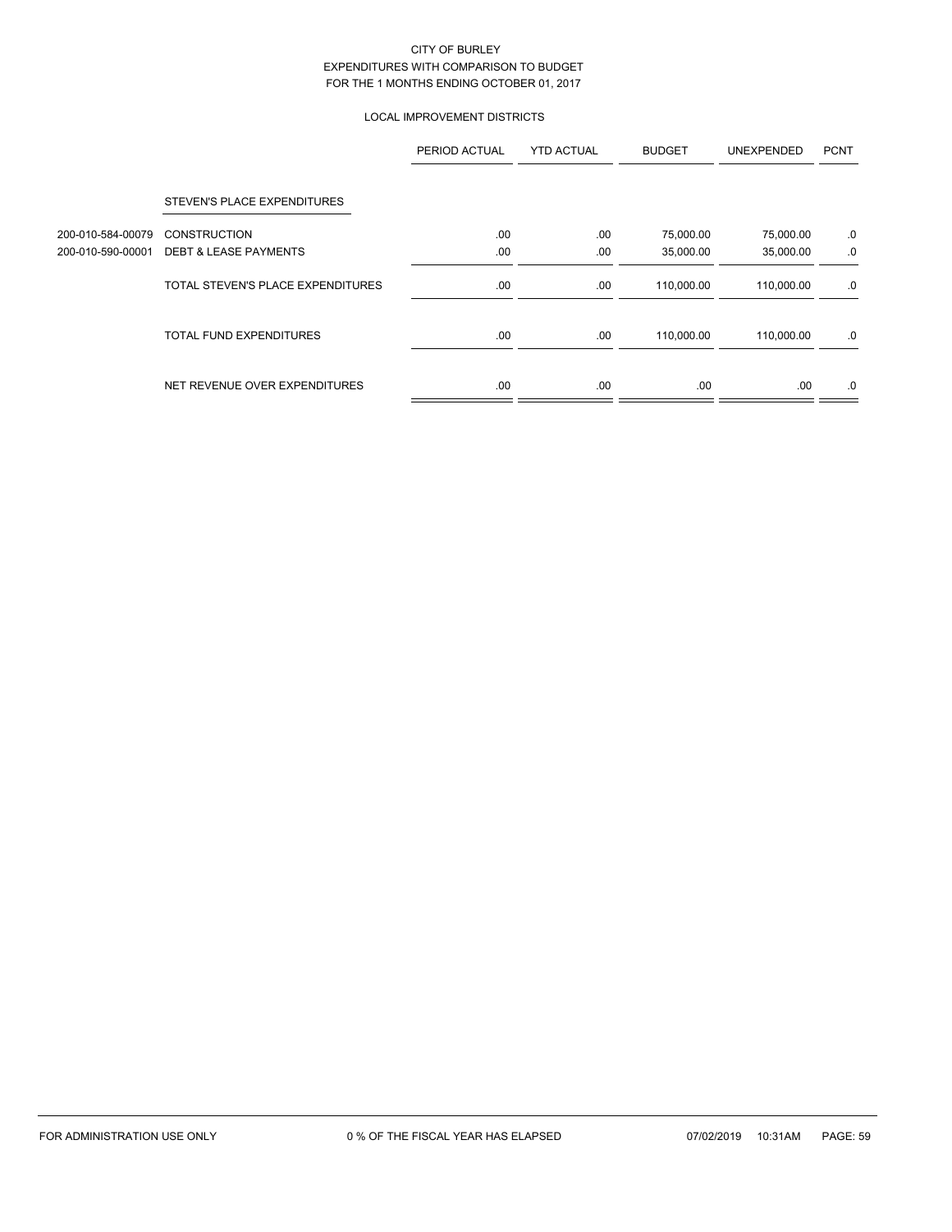CITY OF BURLEY
EXPENDITURES WITH COMPARISON TO BUDGET
FOR THE 1 MONTHS ENDING OCTOBER 01, 2017

LOCAL IMPROVEMENT DISTRICTS

| | | PERIOD ACTUAL | YTD ACTUAL | BUDGET | UNEXPENDED | PCNT |
|---|---|---|---|---|---|---|
| | STEVEN'S PLACE EXPENDITURES | | | | | |
| 200-010-584-00079 | CONSTRUCTION | .00 | .00 | 75,000.00 | 75,000.00 | .0 |
| 200-010-590-00001 | DEBT & LEASE PAYMENTS | .00 | .00 | 35,000.00 | 35,000.00 | .0 |
| | TOTAL STEVEN'S PLACE EXPENDITURES | .00 | .00 | 110,000.00 | 110,000.00 | .0 |
| | TOTAL FUND EXPENDITURES | .00 | .00 | 110,000.00 | 110,000.00 | .0 |
| | NET REVENUE OVER EXPENDITURES | .00 | .00 | .00 | .00 | .0 |

FOR ADMINISTRATION USE ONLY    0 % OF THE FISCAL YEAR HAS ELAPSED    07/02/2019    10:31AM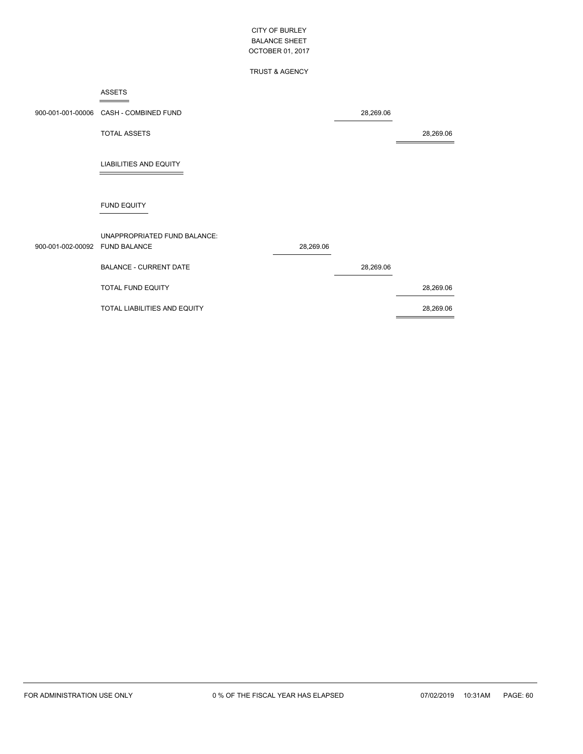CITY OF BURLEY
BALANCE SHEET
OCTOBER 01, 2017

TRUST & AGENCY

## ASSETS

| Account | Description | | | |
|---|---|---|---|---|
| 900-001-001-00006 | CASH - COMBINED FUND | | 28,269.06 | |
| | TOTAL ASSETS | | | 28,269.06 |

## LIABILITIES AND EQUITY

### FUND EQUITY

| Account | Description | | | |
|---|---|---|---|---|
| | UNAPPROPRIATED FUND BALANCE: | | | |
| 900-001-002-00092 | FUND BALANCE | 28,269.06 | | |
| | BALANCE - CURRENT DATE | | 28,269.06 | |
| | TOTAL FUND EQUITY | | | 28,269.06 |
| | TOTAL LIABILITIES AND EQUITY | | | 28,269.06 |

FOR ADMINISTRATION USE ONLY — 0 % OF THE FISCAL YEAR HAS ELAPSED — 07/02/2019 10:31AM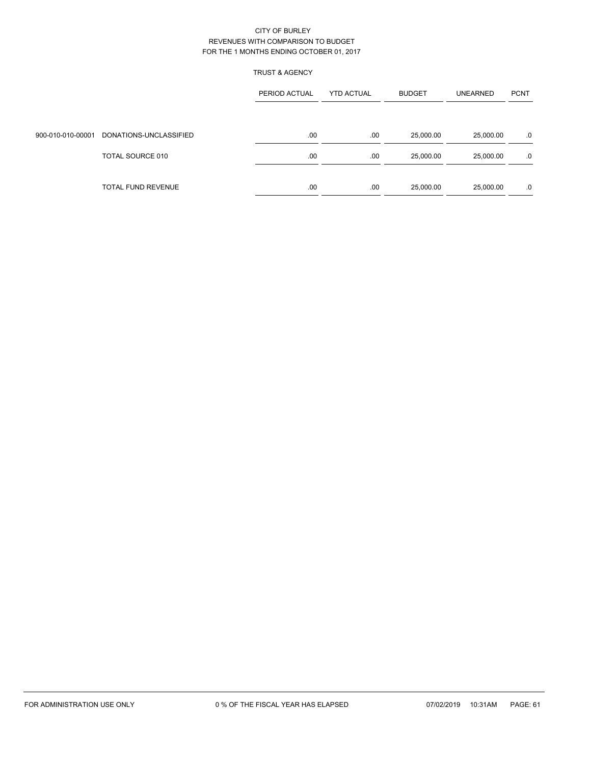CITY OF BURLEY
REVENUES WITH COMPARISON TO BUDGET
FOR THE 1 MONTHS ENDING OCTOBER 01, 2017

TRUST & AGENCY

| | | PERIOD ACTUAL | YTD ACTUAL | BUDGET | UNEARNED | PCNT |
|---|---|---|---|---|---|---|
| 900-010-010-00001 | DONATIONS-UNCLASSIFIED | .00 | .00 | 25,000.00 | 25,000.00 | .0 |
| | TOTAL SOURCE 010 | .00 | .00 | 25,000.00 | 25,000.00 | .0 |
| | TOTAL FUND REVENUE | .00 | .00 | 25,000.00 | 25,000.00 | .0 |

FOR ADMINISTRATION USE ONLY    0 % OF THE FISCAL YEAR HAS ELAPSED    07/02/2019 10:31AM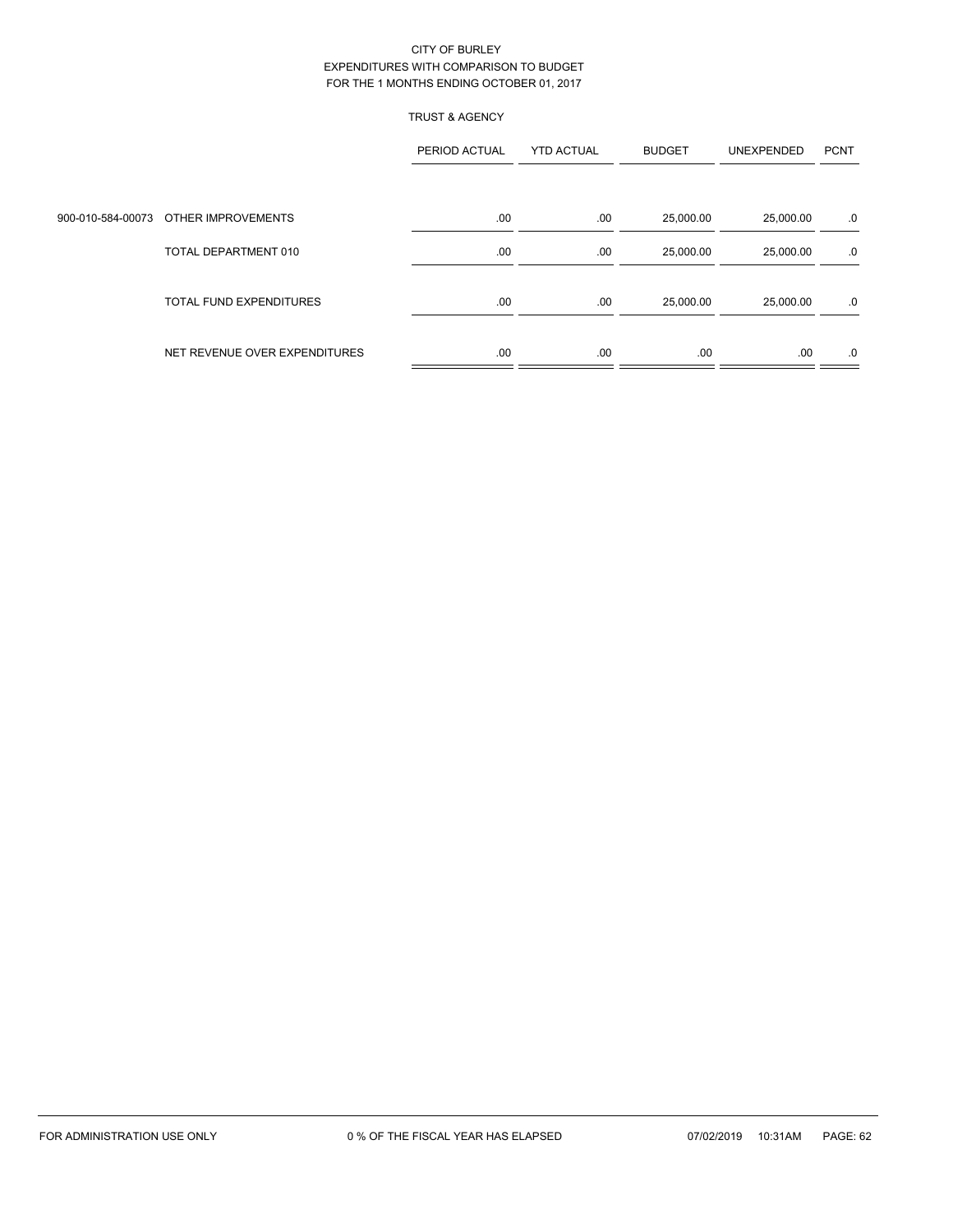CITY OF BURLEY
EXPENDITURES WITH COMPARISON TO BUDGET
FOR THE 1 MONTHS ENDING OCTOBER 01, 2017

TRUST & AGENCY

| | | PERIOD ACTUAL | YTD ACTUAL | BUDGET | UNEXPENDED | PCNT |
|---|---|---|---|---|---|---|
| 900-010-584-00073 | OTHER IMPROVEMENTS | .00 | .00 | 25,000.00 | 25,000.00 | .0 |
| | TOTAL DEPARTMENT 010 | .00 | .00 | 25,000.00 | 25,000.00 | .0 |
| | TOTAL FUND EXPENDITURES | .00 | .00 | 25,000.00 | 25,000.00 | .0 |
| | NET REVENUE OVER EXPENDITURES | .00 | .00 | .00 | .00 | .0 |

FOR ADMINISTRATION USE ONLY 0 % OF THE FISCAL YEAR HAS ELAPSED 07/02/2019 10:31AM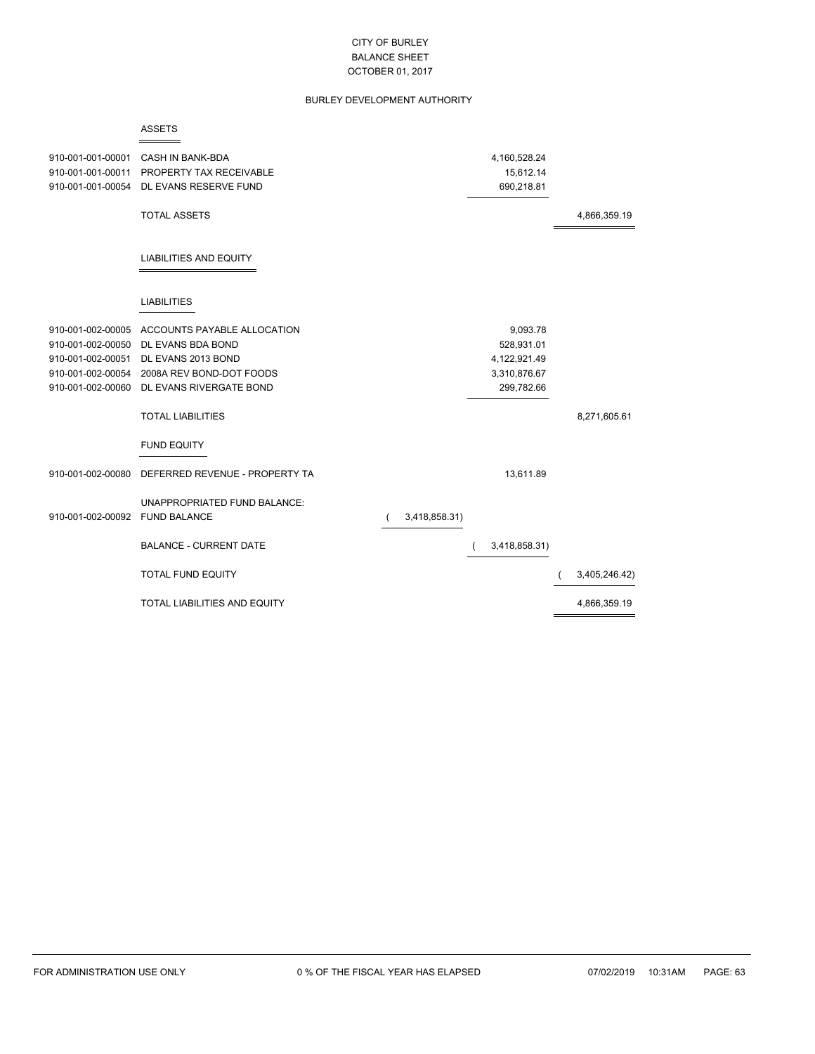# CITY OF BURLEY
## BALANCE SHEET
### OCTOBER 01, 2017

### BURLEY DEVELOPMENT AUTHORITY

**ASSETS**

| Account | Description | | | |
|---|---|---|---|---|
| 910-001-001-00001 | CASH IN BANK-BDA | | 4,160,528.24 | |
| 910-001-001-00011 | PROPERTY TAX RECEIVABLE | | 15,612.14 | |
| 910-001-001-00054 | DL EVANS RESERVE FUND | | 690,218.81 | |
| | TOTAL ASSETS | | | 4,866,359.19 |

**LIABILITIES AND EQUITY**

**LIABILITIES**

| Account | Description | | | |
|---|---|---|---|---|
| 910-001-002-00005 | ACCOUNTS PAYABLE ALLOCATION | | 9,093.78 | |
| 910-001-002-00050 | DL EVANS BDA BOND | | 528,931.01 | |
| 910-001-002-00051 | DL EVANS 2013 BOND | | 4,122,921.49 | |
| 910-001-002-00054 | 2008A REV BOND-DOT FOODS | | 3,310,876.67 | |
| 910-001-002-00060 | DL EVANS RIVERGATE BOND | | 299,782.66 | |
| | TOTAL LIABILITIES | | | 8,271,605.61 |

**FUND EQUITY**

| Account | Description | | | |
|---|---|---|---|---|
| 910-001-002-00080 | DEFERRED REVENUE - PROPERTY TA | | 13,611.89 | |
| | UNAPPROPRIATED FUND BALANCE: | | | |
| 910-001-002-00092 | FUND BALANCE | ( 3,418,858.31) | | |
| | BALANCE - CURRENT DATE | | ( 3,418,858.31) | |
| | TOTAL FUND EQUITY | | | ( 3,405,246.42) |
| | TOTAL LIABILITIES AND EQUITY | | | 4,866,359.19 |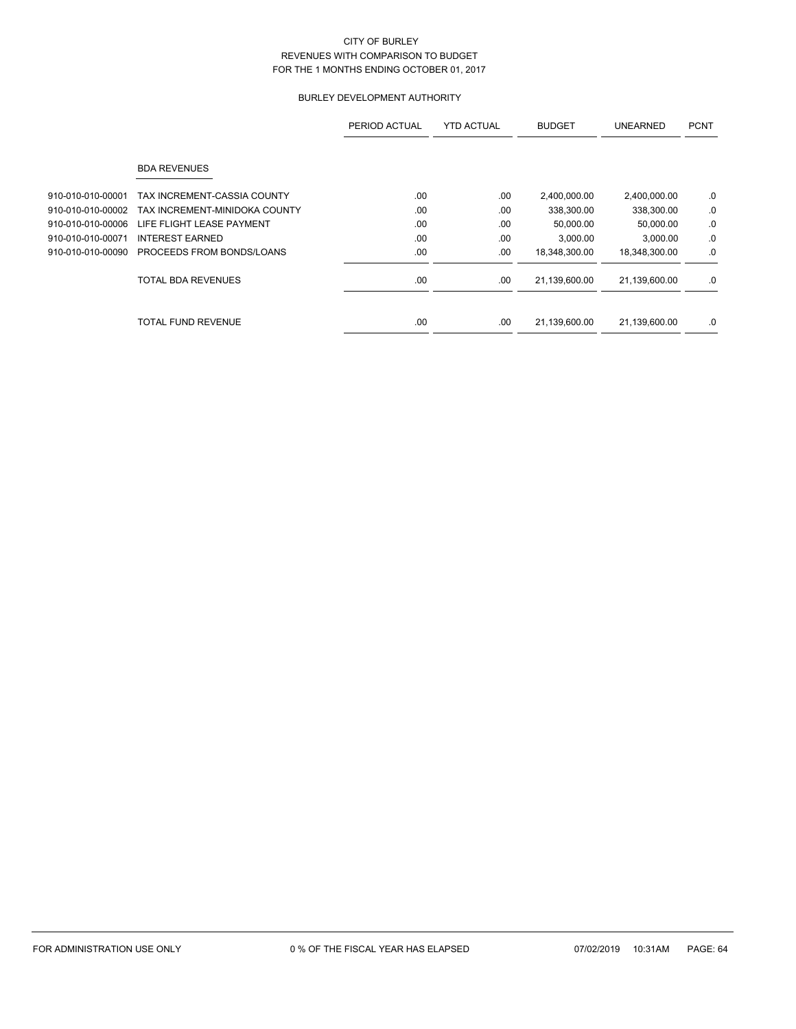CITY OF BURLEY
REVENUES WITH COMPARISON TO BUDGET
FOR THE 1 MONTHS ENDING OCTOBER 01, 2017

BURLEY DEVELOPMENT AUTHORITY

| | | PERIOD ACTUAL | YTD ACTUAL | BUDGET | UNEARNED | PCNT |
|---|---|---|---|---|---|---|
| | BDA REVENUES | | | | | |
| 910-010-010-00001 | TAX INCREMENT-CASSIA COUNTY | .00 | .00 | 2,400,000.00 | 2,400,000.00 | .0 |
| 910-010-010-00002 | TAX INCREMENT-MINIDOKA COUNTY | .00 | .00 | 338,300.00 | 338,300.00 | .0 |
| 910-010-010-00006 | LIFE FLIGHT LEASE PAYMENT | .00 | .00 | 50,000.00 | 50,000.00 | .0 |
| 910-010-010-00071 | INTEREST EARNED | .00 | .00 | 3,000.00 | 3,000.00 | .0 |
| 910-010-010-00090 | PROCEEDS FROM BONDS/LOANS | .00 | .00 | 18,348,300.00 | 18,348,300.00 | .0 |
| | TOTAL BDA REVENUES | .00 | .00 | 21,139,600.00 | 21,139,600.00 | .0 |
| | TOTAL FUND REVENUE | .00 | .00 | 21,139,600.00 | 21,139,600.00 | .0 |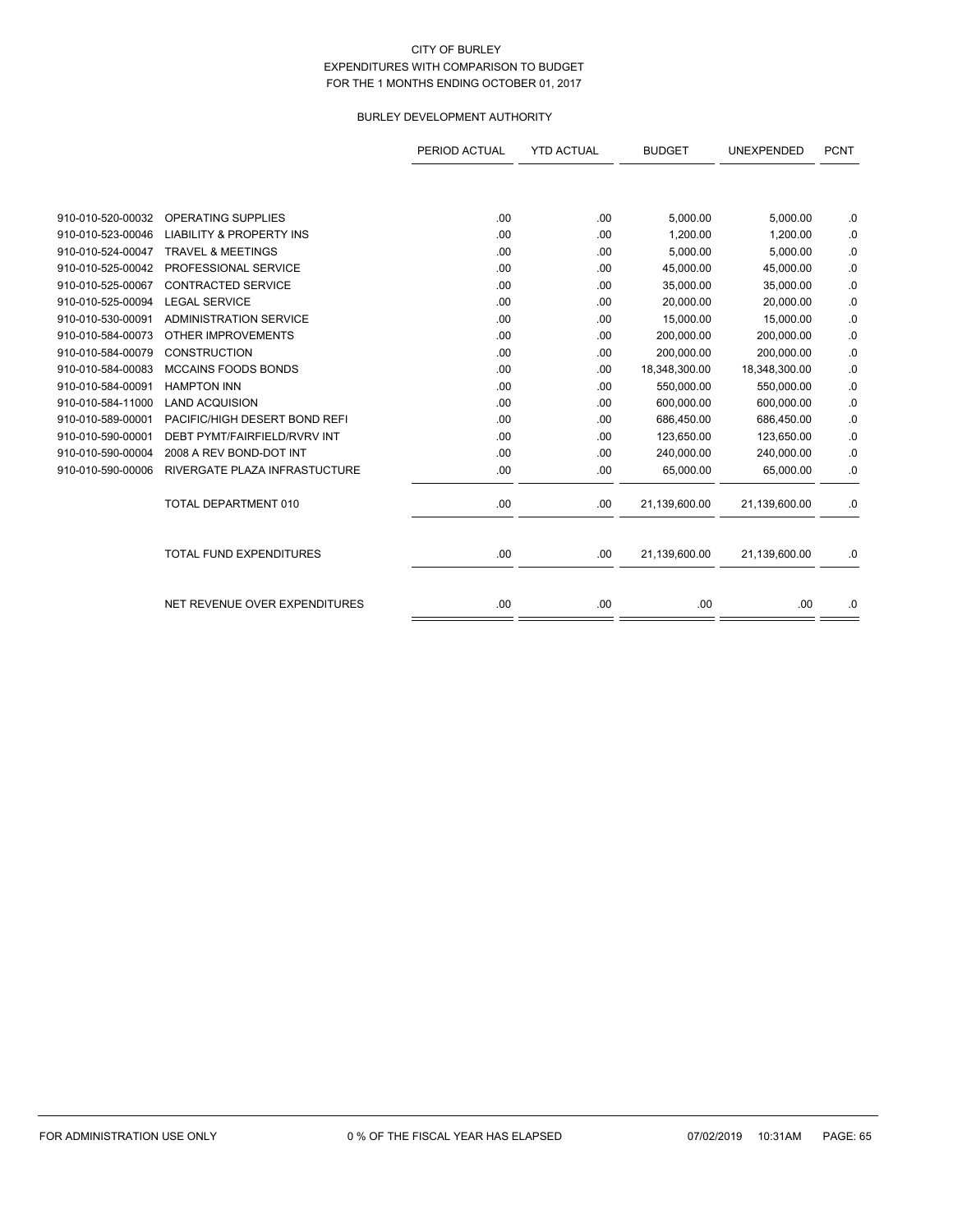CITY OF BURLEY
EXPENDITURES WITH COMPARISON TO BUDGET
FOR THE 1 MONTHS ENDING OCTOBER 01, 2017

BURLEY DEVELOPMENT AUTHORITY

| | | PERIOD ACTUAL | YTD ACTUAL | BUDGET | UNEXPENDED | PCNT |
|---|---|---|---|---|---|---|
| 910-010-520-00032 | OPERATING SUPPLIES | .00 | .00 | 5,000.00 | 5,000.00 | .0 |
| 910-010-523-00046 | LIABILITY & PROPERTY INS | .00 | .00 | 1,200.00 | 1,200.00 | .0 |
| 910-010-524-00047 | TRAVEL & MEETINGS | .00 | .00 | 5,000.00 | 5,000.00 | .0 |
| 910-010-525-00042 | PROFESSIONAL SERVICE | .00 | .00 | 45,000.00 | 45,000.00 | .0 |
| 910-010-525-00067 | CONTRACTED SERVICE | .00 | .00 | 35,000.00 | 35,000.00 | .0 |
| 910-010-525-00094 | LEGAL SERVICE | .00 | .00 | 20,000.00 | 20,000.00 | .0 |
| 910-010-530-00091 | ADMINISTRATION SERVICE | .00 | .00 | 15,000.00 | 15,000.00 | .0 |
| 910-010-584-00073 | OTHER IMPROVEMENTS | .00 | .00 | 200,000.00 | 200,000.00 | .0 |
| 910-010-584-00079 | CONSTRUCTION | .00 | .00 | 200,000.00 | 200,000.00 | .0 |
| 910-010-584-00083 | MCCAINS FOODS BONDS | .00 | .00 | 18,348,300.00 | 18,348,300.00 | .0 |
| 910-010-584-00091 | HAMPTON INN | .00 | .00 | 550,000.00 | 550,000.00 | .0 |
| 910-010-584-11000 | LAND ACQUISION | .00 | .00 | 600,000.00 | 600,000.00 | .0 |
| 910-010-589-00001 | PACIFIC/HIGH DESERT BOND REFI | .00 | .00 | 686,450.00 | 686,450.00 | .0 |
| 910-010-590-00001 | DEBT PYMT/FAIRFIELD/RVRV INT | .00 | .00 | 123,650.00 | 123,650.00 | .0 |
| 910-010-590-00004 | 2008 A REV BOND-DOT INT | .00 | .00 | 240,000.00 | 240,000.00 | .0 |
| 910-010-590-00006 | RIVERGATE PLAZA INFRASTUCTURE | .00 | .00 | 65,000.00 | 65,000.00 | .0 |
| | TOTAL DEPARTMENT 010 | .00 | .00 | 21,139,600.00 | 21,139,600.00 | .0 |
| | TOTAL FUND EXPENDITURES | .00 | .00 | 21,139,600.00 | 21,139,600.00 | .0 |
| | NET REVENUE OVER EXPENDITURES | .00 | .00 | .00 | .00 | .0 |

FOR ADMINISTRATION USE ONLY — 0 % OF THE FISCAL YEAR HAS ELAPSED — 07/02/2019 10:31AM